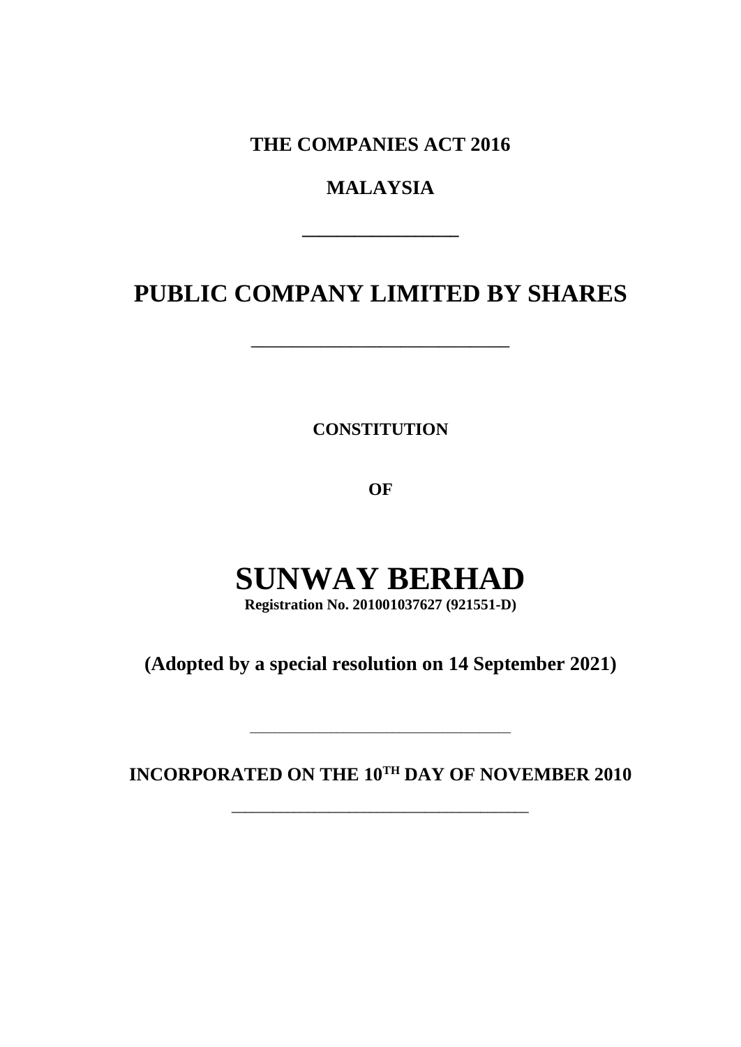**THE COMPANIES ACT 2016**

**MALAYSIA**

---

# PUBLIC COMPANY LIMITED BY SHARES

---

**CONSTITUTION**

**OF**

# SUNWAY BERHAD

**Registration No. 201001037627 (921551-D)**

## (Adopted by a special resolution on 14 September 2021)

---

**INCORPORATED ON THE 10TH DAY OF NOVEMBER 2010**

---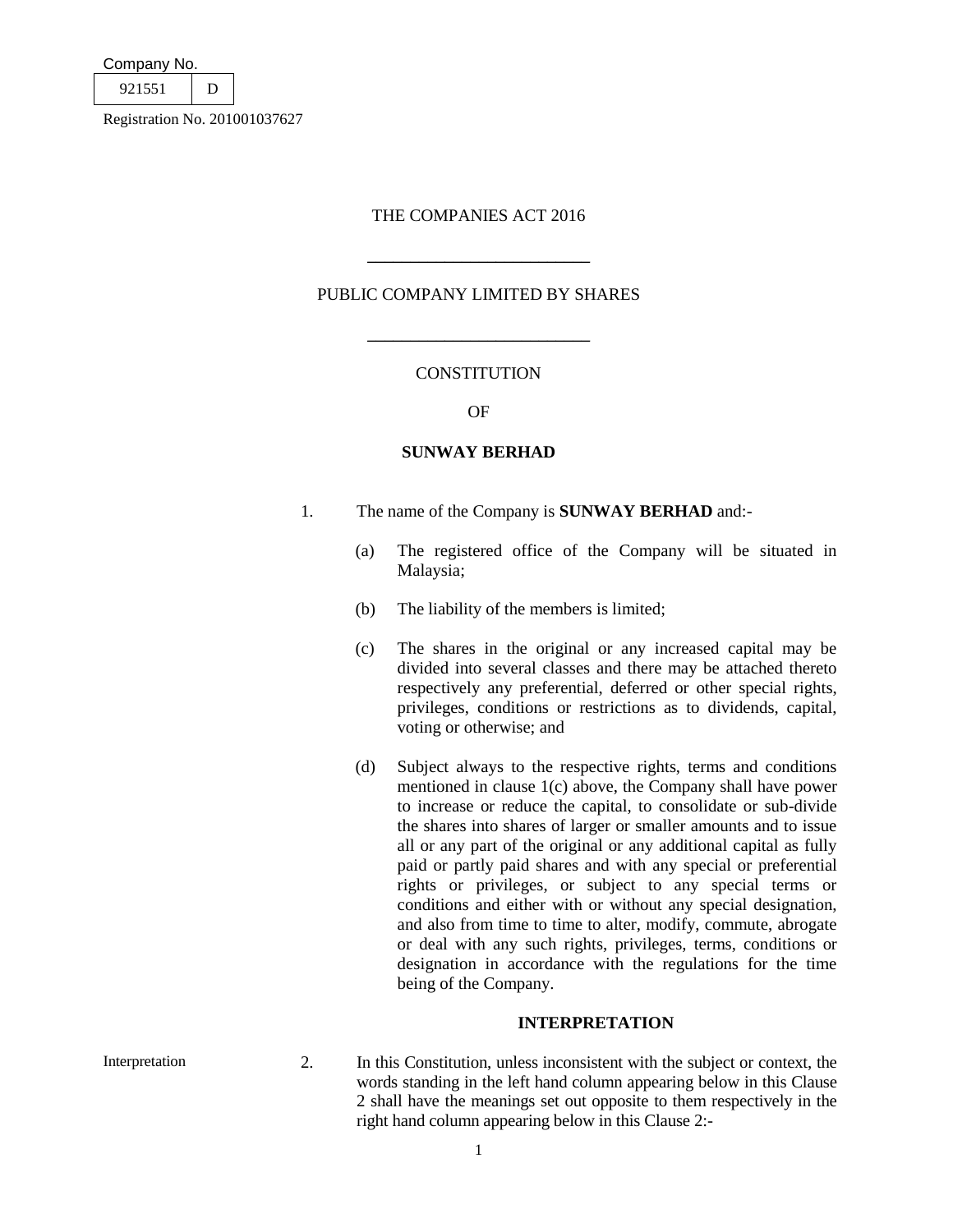Company No.

| 921551 | D |
|---|---|

Registration No. 201001037627

THE COMPANIES ACT 2016

---

PUBLIC COMPANY LIMITED BY SHARES

---

CONSTITUTION

OF

**SUNWAY BERHAD**

1. The name of the Company is **SUNWAY BERHAD** and:-

   (a) The registered office of the Company will be situated in Malaysia;

   (b) The liability of the members is limited;

   (c) The shares in the original or any increased capital may be divided into several classes and there may be attached thereto respectively any preferential, deferred or other special rights, privileges, conditions or restrictions as to dividends, capital, voting or otherwise; and

   (d) Subject always to the respective rights, terms and conditions mentioned in clause 1(c) above, the Company shall have power to increase or reduce the capital, to consolidate or sub-divide the shares into shares of larger or smaller amounts and to issue all or any part of the original or any additional capital as fully paid or partly paid shares and with any special or preferential rights or privileges, or subject to any special terms or conditions and either with or without any special designation, and also from time to time to alter, modify, commute, abrogate or deal with any such rights, privileges, terms, conditions or designation in accordance with the regulations for the time being of the Company.

## INTERPRETATION

Interpretation

2. In this Constitution, unless inconsistent with the subject or context, the words standing in the left hand column appearing below in this Clause 2 shall have the meanings set out opposite to them respectively in the right hand column appearing below in this Clause 2:-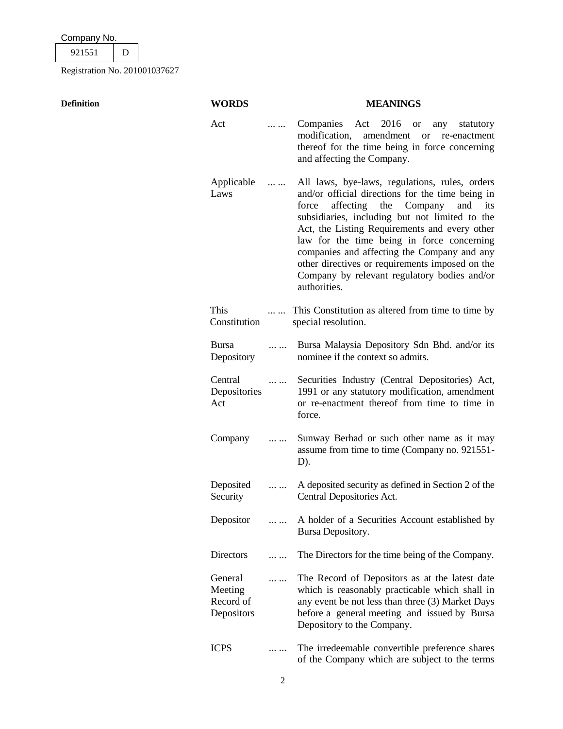Company No. 921551 D

Registration No. 201001037627

| Definition | WORDS | | MEANINGS |
|---|---|---|---|
| | Act | ... ... | Companies Act 2016 or any statutory modification, amendment or re-enactment thereof for the time being in force concerning and affecting the Company. |
| | Applicable Laws | ... ... | All laws, bye-laws, regulations, rules, orders and/or official directions for the time being in force affecting the Company and its subsidiaries, including but not limited to the Act, the Listing Requirements and every other law for the time being in force concerning companies and affecting the Company and any other directives or requirements imposed on the Company by relevant regulatory bodies and/or authorities. |
| | This Constitution | ... ... | This Constitution as altered from time to time by special resolution. |
| | Bursa Depository | ... ... | Bursa Malaysia Depository Sdn Bhd. and/or its nominee if the context so admits. |
| | Central Depositories Act | ... ... | Securities Industry (Central Depositories) Act, 1991 or any statutory modification, amendment or re-enactment thereof from time to time in force. |
| | Company | ... ... | Sunway Berhad or such other name as it may assume from time to time (Company no. 921551-D). |
| | Deposited Security | ... ... | A deposited security as defined in Section 2 of the Central Depositories Act. |
| | Depositor | ... ... | A holder of a Securities Account established by Bursa Depository. |
| | Directors | ... ... | The Directors for the time being of the Company. |
| | General Meeting Record of Depositors | ... ... | The Record of Depositors as at the latest date which is reasonably practicable which shall in any event be not less than three (3) Market Days before a general meeting and issued by Bursa Depository to the Company. |
| | ICPS | ... ... | The irredeemable convertible preference shares of the Company which are subject to the terms |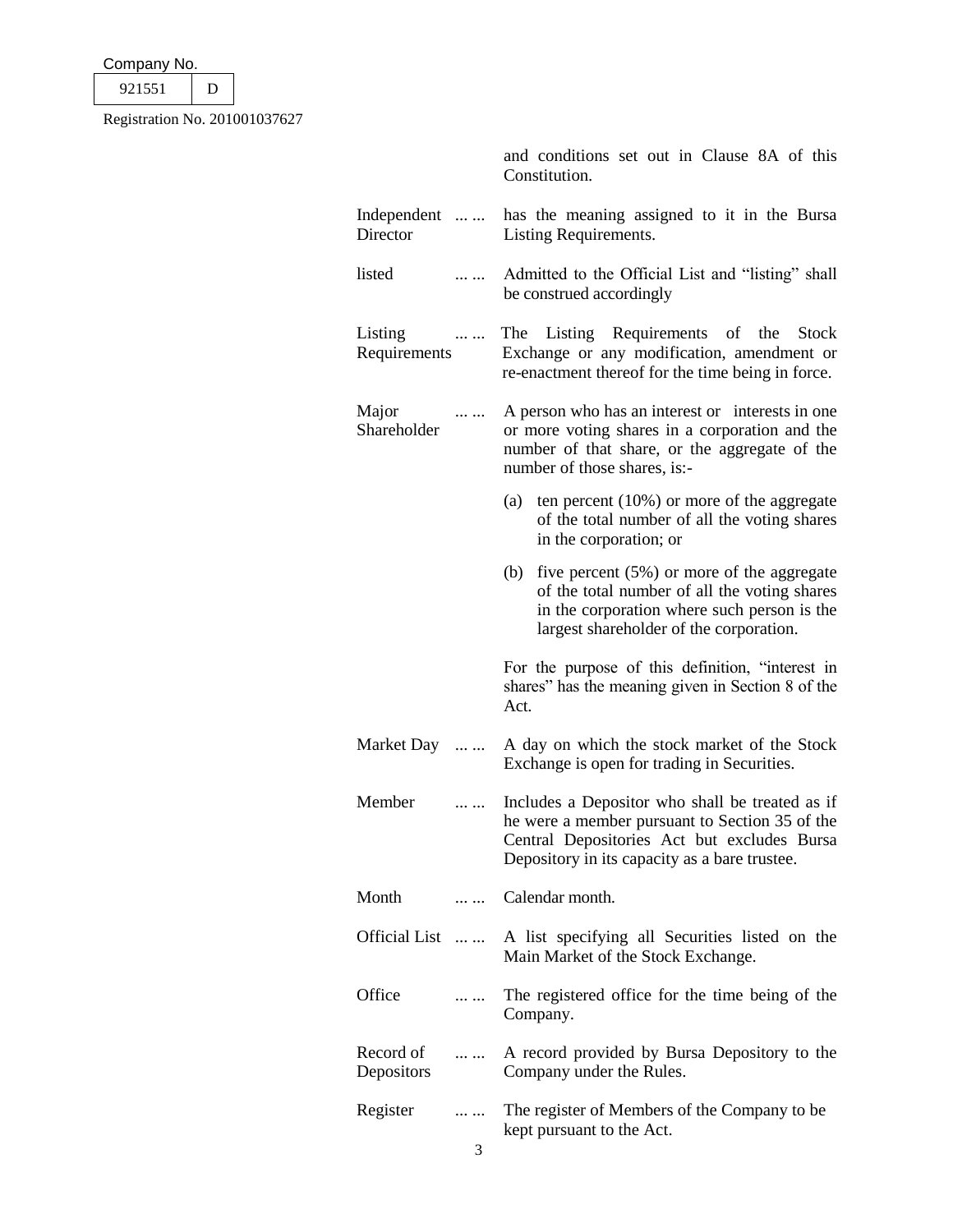and conditions set out in Clause 8A of this Constitution.

| | | |
|---|---|---|
| Independent Director | ... ... | has the meaning assigned to it in the Bursa Listing Requirements. |
| listed | ... ... | Admitted to the Official List and "listing" shall be construed accordingly |
| Listing Requirements | ... ... | The Listing Requirements of the Stock Exchange or any modification, amendment or re-enactment thereof for the time being in force. |
| Major Shareholder | ... ... | A person who has an interest or interests in one or more voting shares in a corporation and the number of that share, or the aggregate of the number of those shares, is:- (a) ten percent (10%) or more of the aggregate of the total number of all the voting shares in the corporation; or (b) five percent (5%) or more of the aggregate of the total number of all the voting shares in the corporation where such person is the largest shareholder of the corporation. For the purpose of this definition, "interest in shares" has the meaning given in Section 8 of the Act. |
| Market Day | ... ... | A day on which the stock market of the Stock Exchange is open for trading in Securities. |
| Member | ... ... | Includes a Depositor who shall be treated as if he were a member pursuant to Section 35 of the Central Depositories Act but excludes Bursa Depository in its capacity as a bare trustee. |
| Month | ... ... | Calendar month. |
| Official List | ... ... | A list specifying all Securities listed on the Main Market of the Stock Exchange. |
| Office | ... ... | The registered office for the time being of the Company. |
| Record of Depositors | ... ... | A record provided by Bursa Depository to the Company under the Rules. |
| Register | ... ... | The register of Members of the Company to be kept pursuant to the Act. |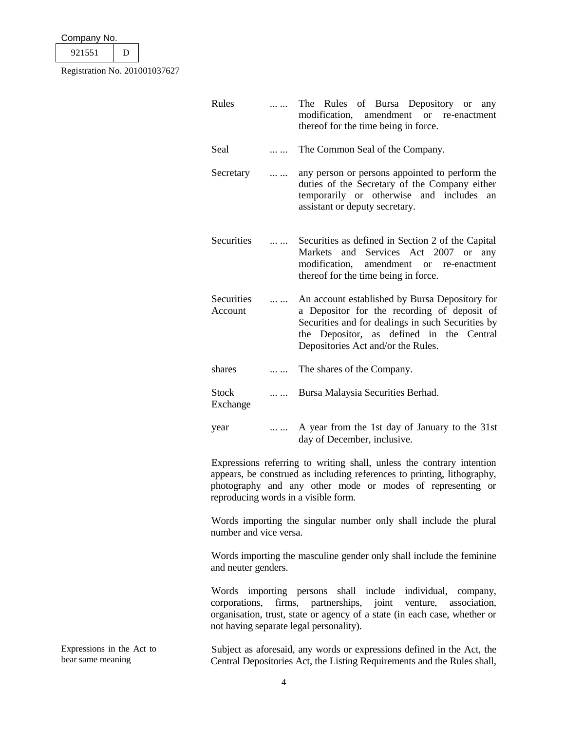| | | |
|---|---|---|
| Rules | ... ... | The Rules of Bursa Depository or any modification, amendment or re-enactment thereof for the time being in force. |
| Seal | ... ... | The Common Seal of the Company. |
| Secretary | ... ... | any person or persons appointed to perform the duties of the Secretary of the Company either temporarily or otherwise and includes an assistant or deputy secretary. |
| Securities | ... ... | Securities as defined in Section 2 of the Capital Markets and Services Act 2007 or any modification, amendment or re-enactment thereof for the time being in force. |
| Securities Account | ... ... | An account established by Bursa Depository for a Depositor for the recording of deposit of Securities and for dealings in such Securities by the Depositor, as defined in the Central Depositories Act and/or the Rules. |
| shares | ... ... | The shares of the Company. |
| Stock Exchange | ... ... | Bursa Malaysia Securities Berhad. |
| year | ... ... | A year from the 1st day of January to the 31st day of December, inclusive. |

Expressions referring to writing shall, unless the contrary intention appears, be construed as including references to printing, lithography, photography and any other mode or modes of representing or reproducing words in a visible form.

Words importing the singular number only shall include the plural number and vice versa.

Words importing the masculine gender only shall include the feminine and neuter genders.

Words importing persons shall include individual, company, corporations, firms, partnerships, joint venture, association, organisation, trust, state or agency of a state (in each case, whether or not having separate legal personality).

Expressions in the Act to bear same meaning

Subject as aforesaid, any words or expressions defined in the Act, the Central Depositories Act, the Listing Requirements and the Rules shall,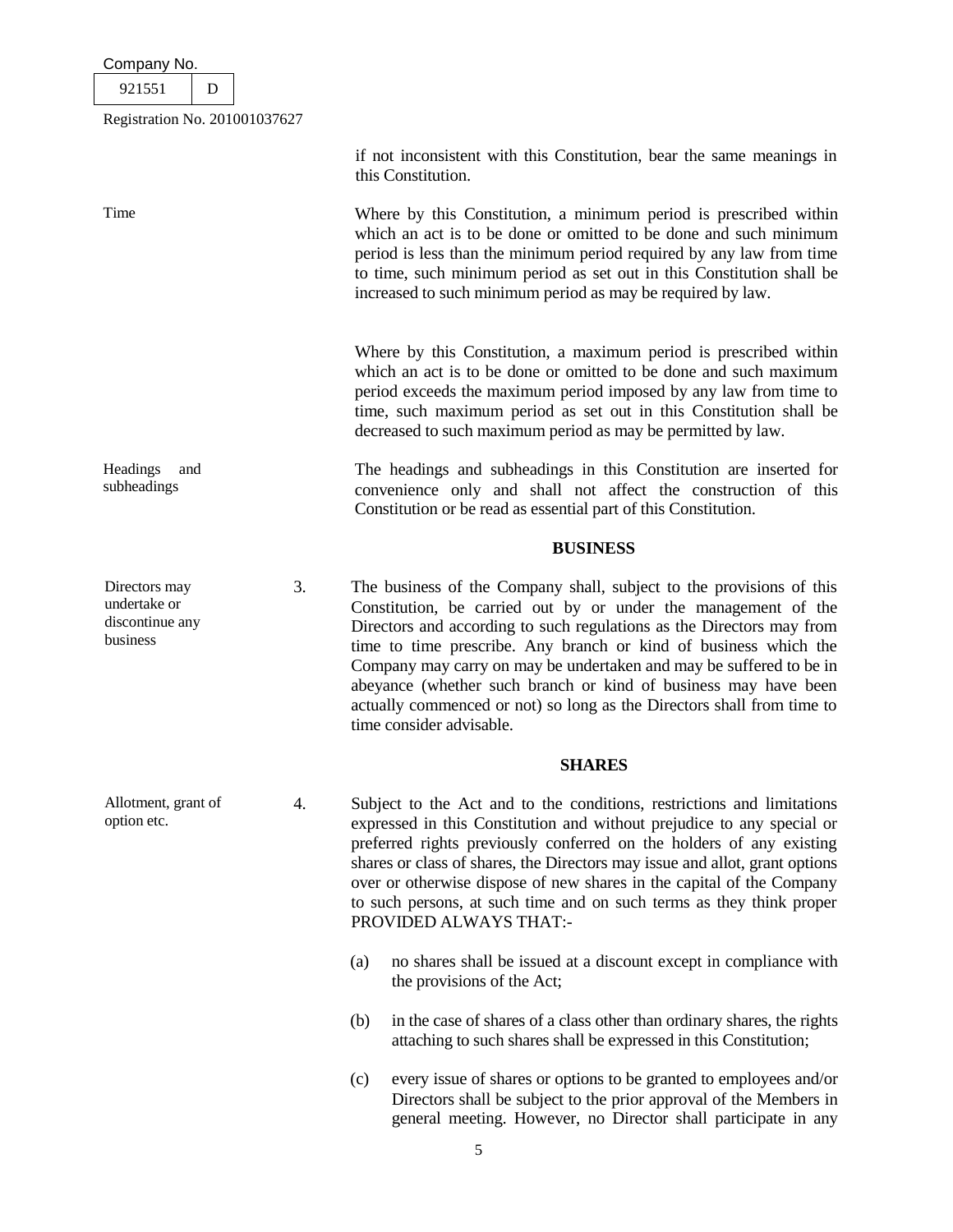if not inconsistent with this Constitution, bear the same meanings in this Constitution.

Time

Where by this Constitution, a minimum period is prescribed within which an act is to be done or omitted to be done and such minimum period is less than the minimum period required by any law from time to time, such minimum period as set out in this Constitution shall be increased to such minimum period as may be required by law.

Where by this Constitution, a maximum period is prescribed within which an act is to be done or omitted to be done and such maximum period exceeds the maximum period imposed by any law from time to time, such maximum period as set out in this Constitution shall be decreased to such maximum period as may be permitted by law.

Headings and subheadings

The headings and subheadings in this Constitution are inserted for convenience only and shall not affect the construction of this Constitution or be read as essential part of this Constitution.

## BUSINESS

Directors may undertake or discontinue any business

3. The business of the Company shall, subject to the provisions of this Constitution, be carried out by or under the management of the Directors and according to such regulations as the Directors may from time to time prescribe. Any branch or kind of business which the Company may carry on may be undertaken and may be suffered to be in abeyance (whether such branch or kind of business may have been actually commenced or not) so long as the Directors shall from time to time consider advisable.

## SHARES

Allotment, grant of option etc.

4. Subject to the Act and to the conditions, restrictions and limitations expressed in this Constitution and without prejudice to any special or preferred rights previously conferred on the holders of any existing shares or class of shares, the Directors may issue and allot, grant options over or otherwise dispose of new shares in the capital of the Company to such persons, at such time and on such terms as they think proper PROVIDED ALWAYS THAT:-

   (a) no shares shall be issued at a discount except in compliance with the provisions of the Act;

   (b) in the case of shares of a class other than ordinary shares, the rights attaching to such shares shall be expressed in this Constitution;

   (c) every issue of shares or options to be granted to employees and/or Directors shall be subject to the prior approval of the Members in general meeting. However, no Director shall participate in any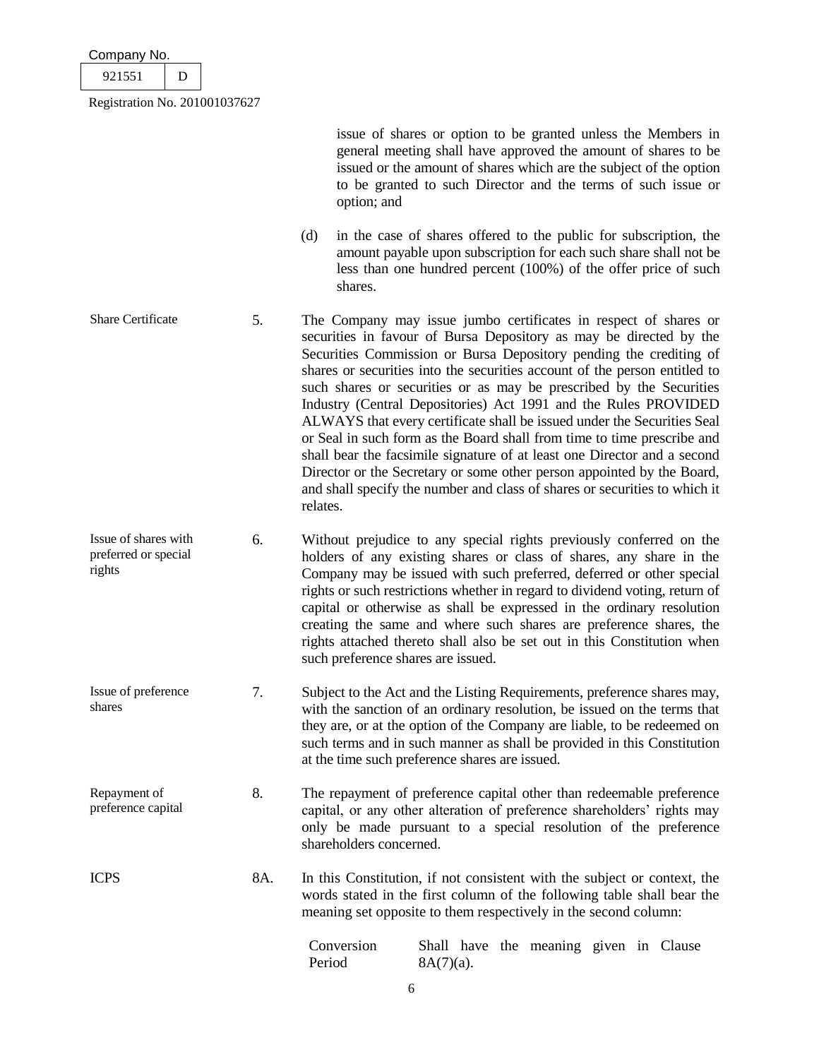issue of shares or option to be granted unless the Members in general meeting shall have approved the amount of shares to be issued or the amount of shares which are the subject of the option to be granted to such Director and the terms of such issue or option; and

(d) in the case of shares offered to the public for subscription, the amount payable upon subscription for each such share shall not be less than one hundred percent (100%) of the offer price of such shares.

**Share Certificate**

5. The Company may issue jumbo certificates in respect of shares or securities in favour of Bursa Depository as may be directed by the Securities Commission or Bursa Depository pending the crediting of shares or securities into the securities account of the person entitled to such shares or securities or as may be prescribed by the Securities Industry (Central Depositories) Act 1991 and the Rules PROVIDED ALWAYS that every certificate shall be issued under the Securities Seal or Seal in such form as the Board shall from time to time prescribe and shall bear the facsimile signature of at least one Director and a second Director or the Secretary or some other person appointed by the Board, and shall specify the number and class of shares or securities to which it relates.

**Issue of shares with preferred or special rights**

6. Without prejudice to any special rights previously conferred on the holders of any existing shares or class of shares, any share in the Company may be issued with such preferred, deferred or other special rights or such restrictions whether in regard to dividend voting, return of capital or otherwise as shall be expressed in the ordinary resolution creating the same and where such shares are preference shares, the rights attached thereto shall also be set out in this Constitution when such preference shares are issued.

**Issue of preference shares**

7. Subject to the Act and the Listing Requirements, preference shares may, with the sanction of an ordinary resolution, be issued on the terms that they are, or at the option of the Company are liable, to be redeemed on such terms and in such manner as shall be provided in this Constitution at the time such preference shares are issued.

**Repayment of preference capital**

8. The repayment of preference capital other than redeemable preference capital, or any other alteration of preference shareholders' rights may only be made pursuant to a special resolution of the preference shareholders concerned.

**ICPS**

8A. In this Constitution, if not consistent with the subject or context, the words stated in the first column of the following table shall bear the meaning set opposite to them respectively in the second column:

| | |
|---|---|
| Conversion Period | Shall have the meaning given in Clause 8A(7)(a). |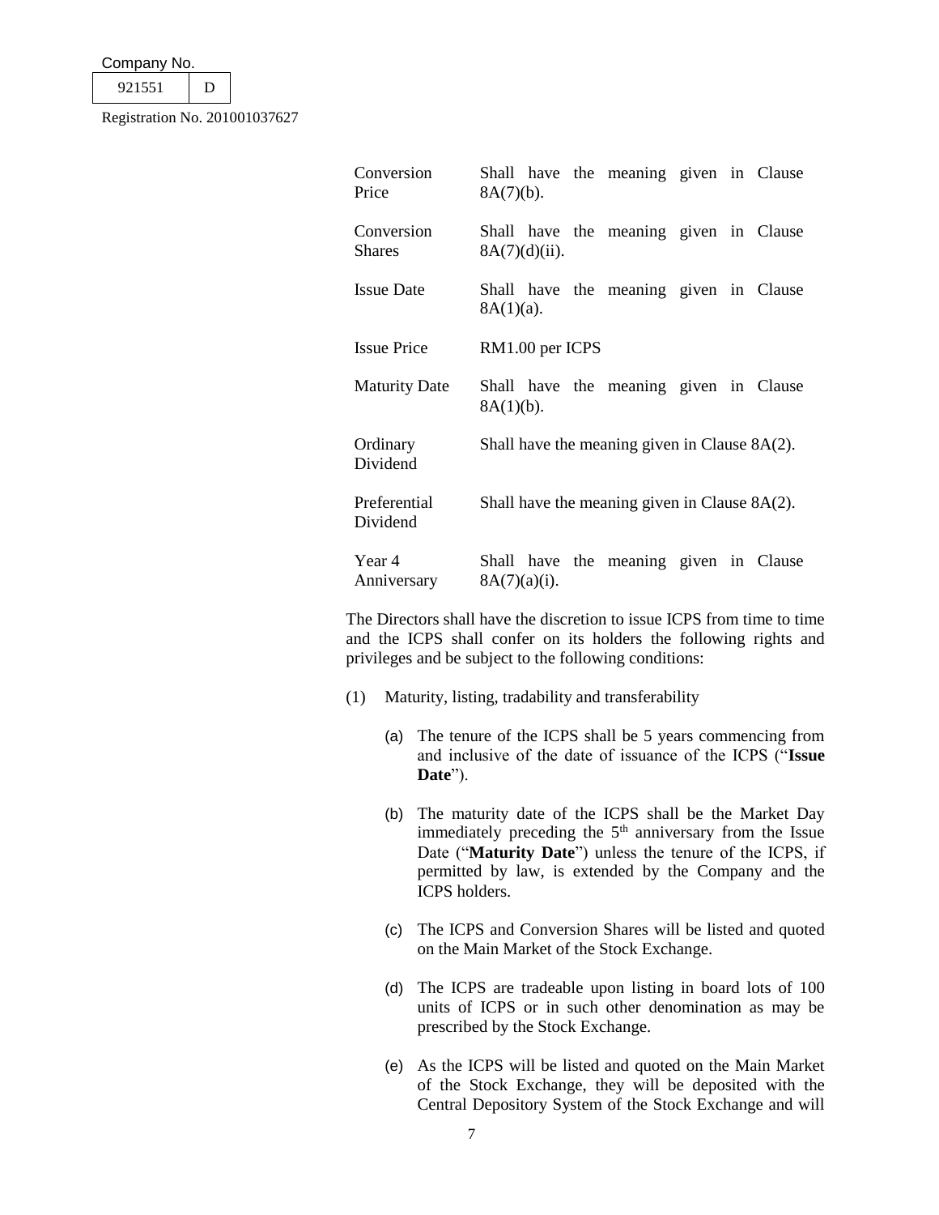| | |
|---|---|
| Conversion Price | Shall have the meaning given in Clause 8A(7)(b). |
| Conversion Shares | Shall have the meaning given in Clause 8A(7)(d)(ii). |
| Issue Date | Shall have the meaning given in Clause 8A(1)(a). |
| Issue Price | RM1.00 per ICPS |
| Maturity Date | Shall have the meaning given in Clause 8A(1)(b). |
| Ordinary Dividend | Shall have the meaning given in Clause 8A(2). |
| Preferential Dividend | Shall have the meaning given in Clause 8A(2). |
| Year 4 Anniversary | Shall have the meaning given in Clause 8A(7)(a)(i). |

The Directors shall have the discretion to issue ICPS from time to time and the ICPS shall confer on its holders the following rights and privileges and be subject to the following conditions:

(1) Maturity, listing, tradability and transferability

(a) The tenure of the ICPS shall be 5 years commencing from and inclusive of the date of issuance of the ICPS ("**Issue Date**").

(b) The maturity date of the ICPS shall be the Market Day immediately preceding the 5th anniversary from the Issue Date ("**Maturity Date**") unless the tenure of the ICPS, if permitted by law, is extended by the Company and the ICPS holders.

(c) The ICPS and Conversion Shares will be listed and quoted on the Main Market of the Stock Exchange.

(d) The ICPS are tradeable upon listing in board lots of 100 units of ICPS or in such other denomination as may be prescribed by the Stock Exchange.

(e) As the ICPS will be listed and quoted on the Main Market of the Stock Exchange, they will be deposited with the Central Depository System of the Stock Exchange and will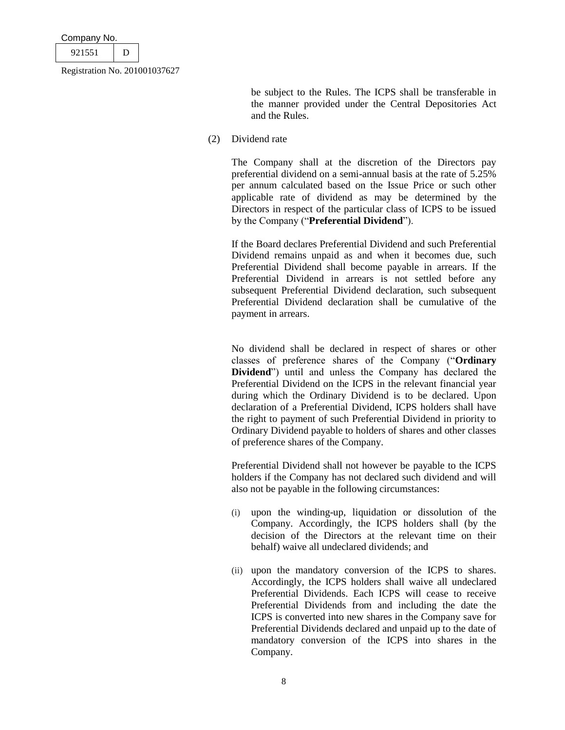be subject to the Rules. The ICPS shall be transferable in the manner provided under the Central Depositories Act and the Rules.

(2) Dividend rate

The Company shall at the discretion of the Directors pay preferential dividend on a semi-annual basis at the rate of 5.25% per annum calculated based on the Issue Price or such other applicable rate of dividend as may be determined by the Directors in respect of the particular class of ICPS to be issued by the Company ("**Preferential Dividend**").

If the Board declares Preferential Dividend and such Preferential Dividend remains unpaid as and when it becomes due, such Preferential Dividend shall become payable in arrears. If the Preferential Dividend in arrears is not settled before any subsequent Preferential Dividend declaration, such subsequent Preferential Dividend declaration shall be cumulative of the payment in arrears.

No dividend shall be declared in respect of shares or other classes of preference shares of the Company ("**Ordinary Dividend**") until and unless the Company has declared the Preferential Dividend on the ICPS in the relevant financial year during which the Ordinary Dividend is to be declared. Upon declaration of a Preferential Dividend, ICPS holders shall have the right to payment of such Preferential Dividend in priority to Ordinary Dividend payable to holders of shares and other classes of preference shares of the Company.

Preferential Dividend shall not however be payable to the ICPS holders if the Company has not declared such dividend and will also not be payable in the following circumstances:

(i) upon the winding-up, liquidation or dissolution of the Company. Accordingly, the ICPS holders shall (by the decision of the Directors at the relevant time on their behalf) waive all undeclared dividends; and

(ii) upon the mandatory conversion of the ICPS to shares. Accordingly, the ICPS holders shall waive all undeclared Preferential Dividends. Each ICPS will cease to receive Preferential Dividends from and including the date the ICPS is converted into new shares in the Company save for Preferential Dividends declared and unpaid up to the date of mandatory conversion of the ICPS into shares in the Company.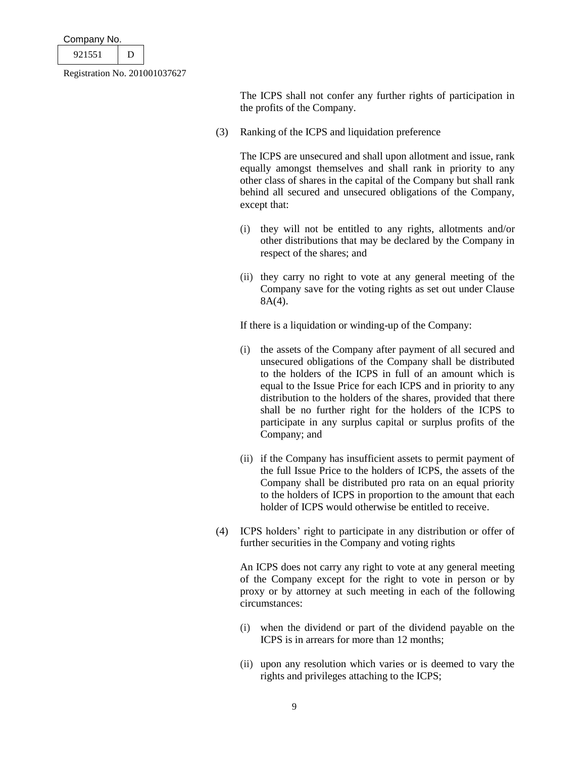The ICPS shall not confer any further rights of participation in the profits of the Company.

(3) Ranking of the ICPS and liquidation preference

The ICPS are unsecured and shall upon allotment and issue, rank equally amongst themselves and shall rank in priority to any other class of shares in the capital of the Company but shall rank behind all secured and unsecured obligations of the Company, except that:

(i) they will not be entitled to any rights, allotments and/or other distributions that may be declared by the Company in respect of the shares; and

(ii) they carry no right to vote at any general meeting of the Company save for the voting rights as set out under Clause 8A(4).

If there is a liquidation or winding-up of the Company:

(i) the assets of the Company after payment of all secured and unsecured obligations of the Company shall be distributed to the holders of the ICPS in full of an amount which is equal to the Issue Price for each ICPS and in priority to any distribution to the holders of the shares, provided that there shall be no further right for the holders of the ICPS to participate in any surplus capital or surplus profits of the Company; and

(ii) if the Company has insufficient assets to permit payment of the full Issue Price to the holders of ICPS, the assets of the Company shall be distributed pro rata on an equal priority to the holders of ICPS in proportion to the amount that each holder of ICPS would otherwise be entitled to receive.

(4) ICPS holders' right to participate in any distribution or offer of further securities in the Company and voting rights

An ICPS does not carry any right to vote at any general meeting of the Company except for the right to vote in person or by proxy or by attorney at such meeting in each of the following circumstances:

(i) when the dividend or part of the dividend payable on the ICPS is in arrears for more than 12 months;

(ii) upon any resolution which varies or is deemed to vary the rights and privileges attaching to the ICPS;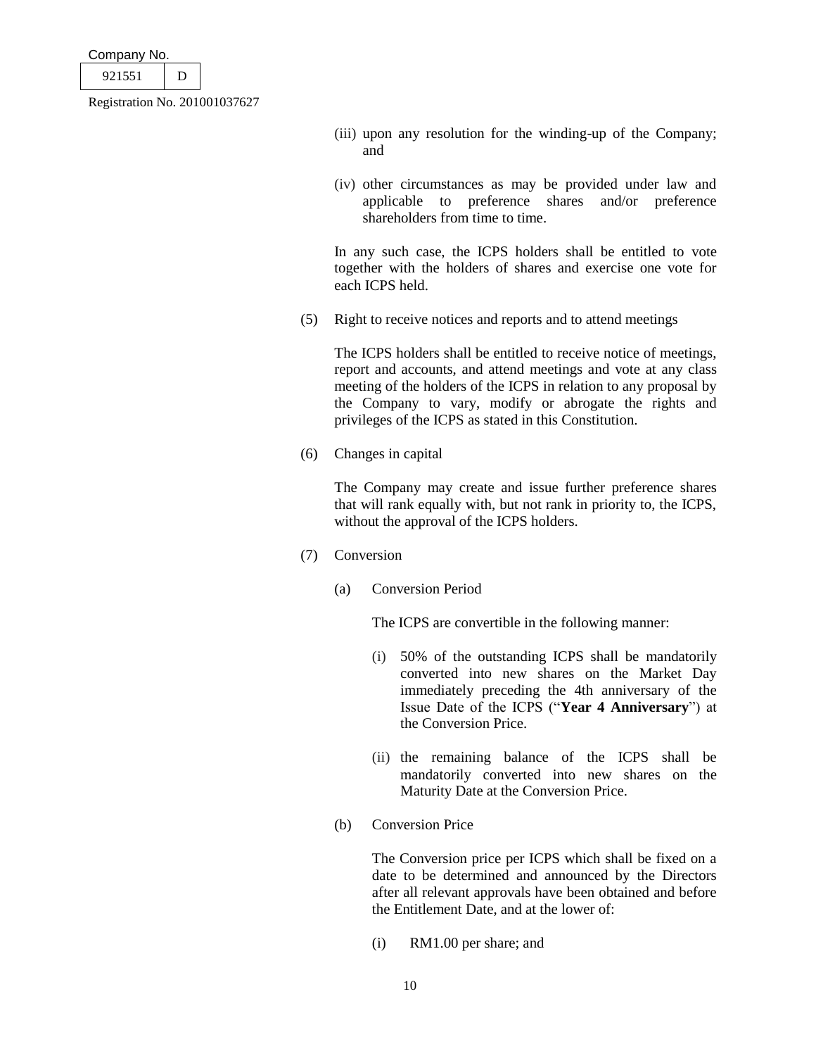(iii) upon any resolution for the winding-up of the Company; and

(iv) other circumstances as may be provided under law and applicable to preference shares and/or preference shareholders from time to time.

In any such case, the ICPS holders shall be entitled to vote together with the holders of shares and exercise one vote for each ICPS held.

(5) Right to receive notices and reports and to attend meetings

The ICPS holders shall be entitled to receive notice of meetings, report and accounts, and attend meetings and vote at any class meeting of the holders of the ICPS in relation to any proposal by the Company to vary, modify or abrogate the rights and privileges of the ICPS as stated in this Constitution.

(6) Changes in capital

The Company may create and issue further preference shares that will rank equally with, but not rank in priority to, the ICPS, without the approval of the ICPS holders.

(7) Conversion

(a) Conversion Period

The ICPS are convertible in the following manner:

(i) 50% of the outstanding ICPS shall be mandatorily converted into new shares on the Market Day immediately preceding the 4th anniversary of the Issue Date of the ICPS ("**Year 4 Anniversary**") at the Conversion Price.

(ii) the remaining balance of the ICPS shall be mandatorily converted into new shares on the Maturity Date at the Conversion Price.

(b) Conversion Price

The Conversion price per ICPS which shall be fixed on a date to be determined and announced by the Directors after all relevant approvals have been obtained and before the Entitlement Date, and at the lower of:

(i) RM1.00 per share; and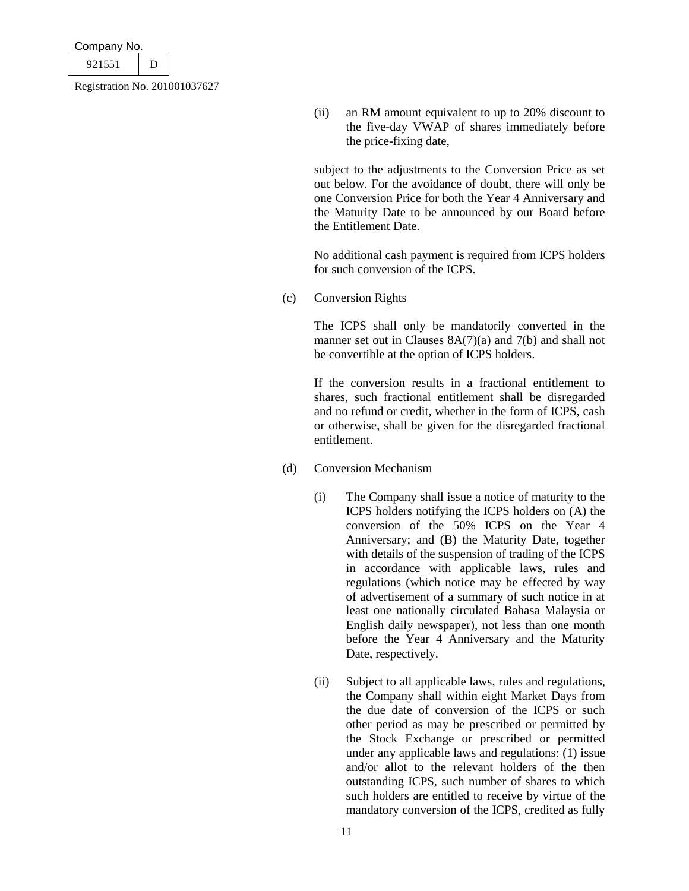(ii) an RM amount equivalent to up to 20% discount to the five-day VWAP of shares immediately before the price-fixing date,

subject to the adjustments to the Conversion Price as set out below. For the avoidance of doubt, there will only be one Conversion Price for both the Year 4 Anniversary and the Maturity Date to be announced by our Board before the Entitlement Date.

No additional cash payment is required from ICPS holders for such conversion of the ICPS.

(c) Conversion Rights

The ICPS shall only be mandatorily converted in the manner set out in Clauses 8A(7)(a) and 7(b) and shall not be convertible at the option of ICPS holders.

If the conversion results in a fractional entitlement to shares, such fractional entitlement shall be disregarded and no refund or credit, whether in the form of ICPS, cash or otherwise, shall be given for the disregarded fractional entitlement.

(d) Conversion Mechanism

(i) The Company shall issue a notice of maturity to the ICPS holders notifying the ICPS holders on (A) the conversion of the 50% ICPS on the Year 4 Anniversary; and (B) the Maturity Date, together with details of the suspension of trading of the ICPS in accordance with applicable laws, rules and regulations (which notice may be effected by way of advertisement of a summary of such notice in at least one nationally circulated Bahasa Malaysia or English daily newspaper), not less than one month before the Year 4 Anniversary and the Maturity Date, respectively.

(ii) Subject to all applicable laws, rules and regulations, the Company shall within eight Market Days from the due date of conversion of the ICPS or such other period as may be prescribed or permitted by the Stock Exchange or prescribed or permitted under any applicable laws and regulations: (1) issue and/or allot to the relevant holders of the then outstanding ICPS, such number of shares to which such holders are entitled to receive by virtue of the mandatory conversion of the ICPS, credited as fully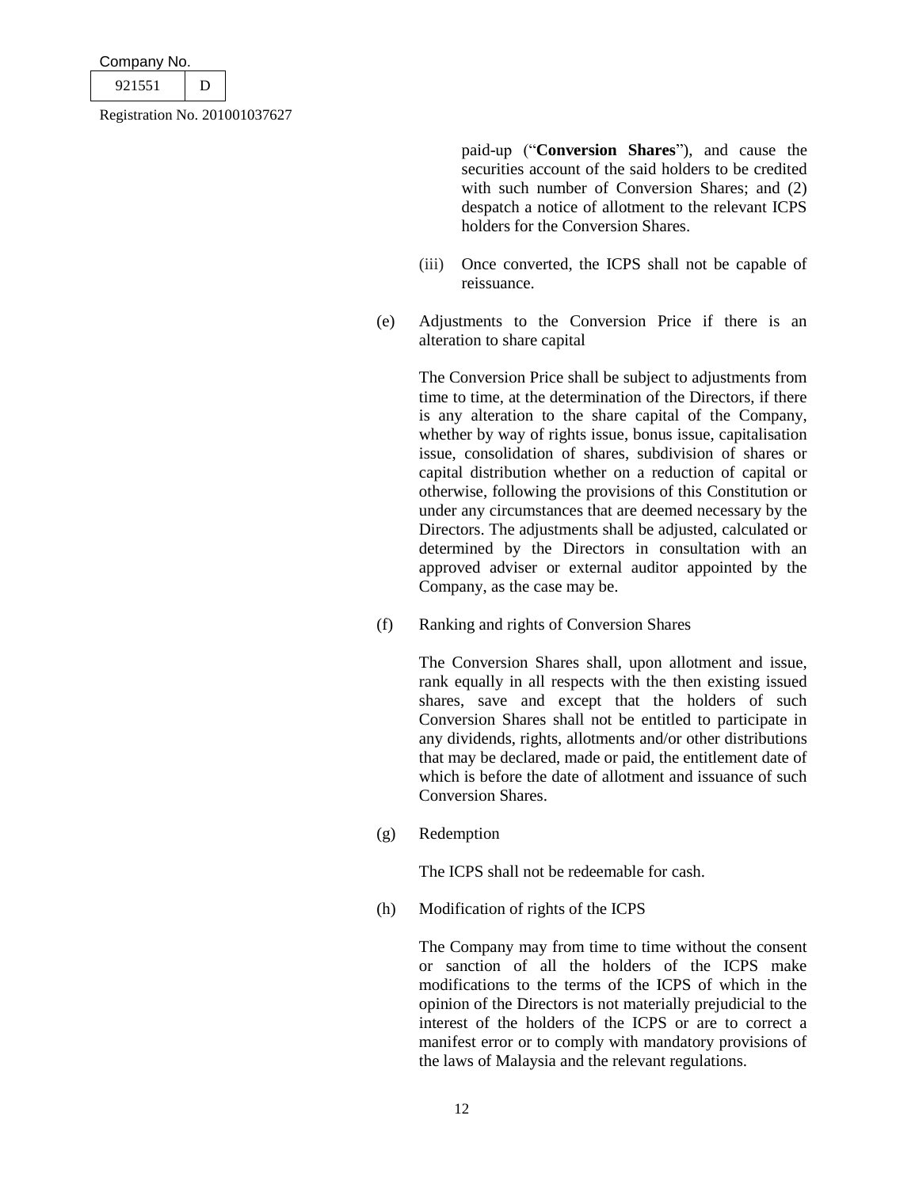paid-up ("**Conversion Shares**"), and cause the securities account of the said holders to be credited with such number of Conversion Shares; and (2) despatch a notice of allotment to the relevant ICPS holders for the Conversion Shares.

(iii) Once converted, the ICPS shall not be capable of reissuance.

(e) Adjustments to the Conversion Price if there is an alteration to share capital

The Conversion Price shall be subject to adjustments from time to time, at the determination of the Directors, if there is any alteration to the share capital of the Company, whether by way of rights issue, bonus issue, capitalisation issue, consolidation of shares, subdivision of shares or capital distribution whether on a reduction of capital or otherwise, following the provisions of this Constitution or under any circumstances that are deemed necessary by the Directors. The adjustments shall be adjusted, calculated or determined by the Directors in consultation with an approved adviser or external auditor appointed by the Company, as the case may be.

(f) Ranking and rights of Conversion Shares

The Conversion Shares shall, upon allotment and issue, rank equally in all respects with the then existing issued shares, save and except that the holders of such Conversion Shares shall not be entitled to participate in any dividends, rights, allotments and/or other distributions that may be declared, made or paid, the entitlement date of which is before the date of allotment and issuance of such Conversion Shares.

(g) Redemption

The ICPS shall not be redeemable for cash.

(h) Modification of rights of the ICPS

The Company may from time to time without the consent or sanction of all the holders of the ICPS make modifications to the terms of the ICPS of which in the opinion of the Directors is not materially prejudicial to the interest of the holders of the ICPS or are to correct a manifest error or to comply with mandatory provisions of the laws of Malaysia and the relevant regulations.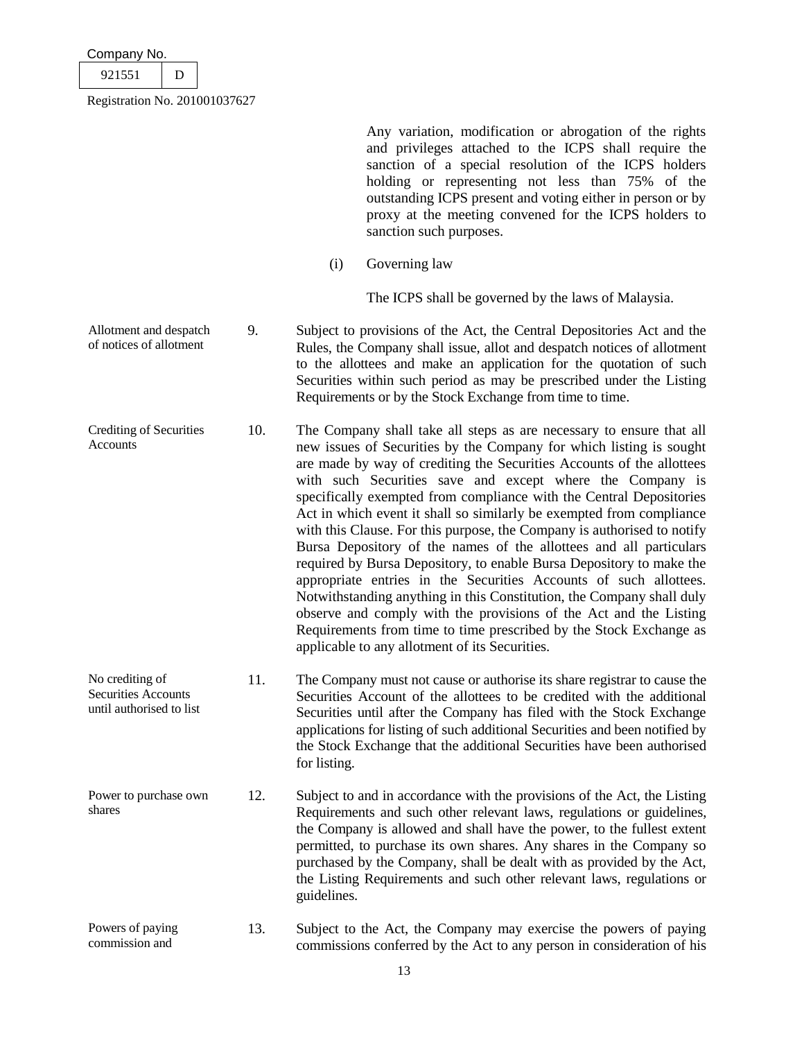Any variation, modification or abrogation of the rights and privileges attached to the ICPS shall require the sanction of a special resolution of the ICPS holders holding or representing not less than 75% of the outstanding ICPS present and voting either in person or by proxy at the meeting convened for the ICPS holders to sanction such purposes.

(i) Governing law

The ICPS shall be governed by the laws of Malaysia.

**Allotment and despatch of notices of allotment**

9. Subject to provisions of the Act, the Central Depositories Act and the Rules, the Company shall issue, allot and despatch notices of allotment to the allottees and make an application for the quotation of such Securities within such period as may be prescribed under the Listing Requirements or by the Stock Exchange from time to time.

**Crediting of Securities Accounts**

10. The Company shall take all steps as are necessary to ensure that all new issues of Securities by the Company for which listing is sought are made by way of crediting the Securities Accounts of the allottees with such Securities save and except where the Company is specifically exempted from compliance with the Central Depositories Act in which event it shall so similarly be exempted from compliance with this Clause. For this purpose, the Company is authorised to notify Bursa Depository of the names of the allottees and all particulars required by Bursa Depository, to enable Bursa Depository to make the appropriate entries in the Securities Accounts of such allottees. Notwithstanding anything in this Constitution, the Company shall duly observe and comply with the provisions of the Act and the Listing Requirements from time to time prescribed by the Stock Exchange as applicable to any allotment of its Securities.

**No crediting of Securities Accounts until authorised to list**

11. The Company must not cause or authorise its share registrar to cause the Securities Account of the allottees to be credited with the additional Securities until after the Company has filed with the Stock Exchange applications for listing of such additional Securities and been notified by the Stock Exchange that the additional Securities have been authorised for listing.

**Power to purchase own shares**

12. Subject to and in accordance with the provisions of the Act, the Listing Requirements and such other relevant laws, regulations or guidelines, the Company is allowed and shall have the power, to the fullest extent permitted, to purchase its own shares. Any shares in the Company so purchased by the Company, shall be dealt with as provided by the Act, the Listing Requirements and such other relevant laws, regulations or guidelines.

**Powers of paying commission and**

13. Subject to the Act, the Company may exercise the powers of paying commissions conferred by the Act to any person in consideration of his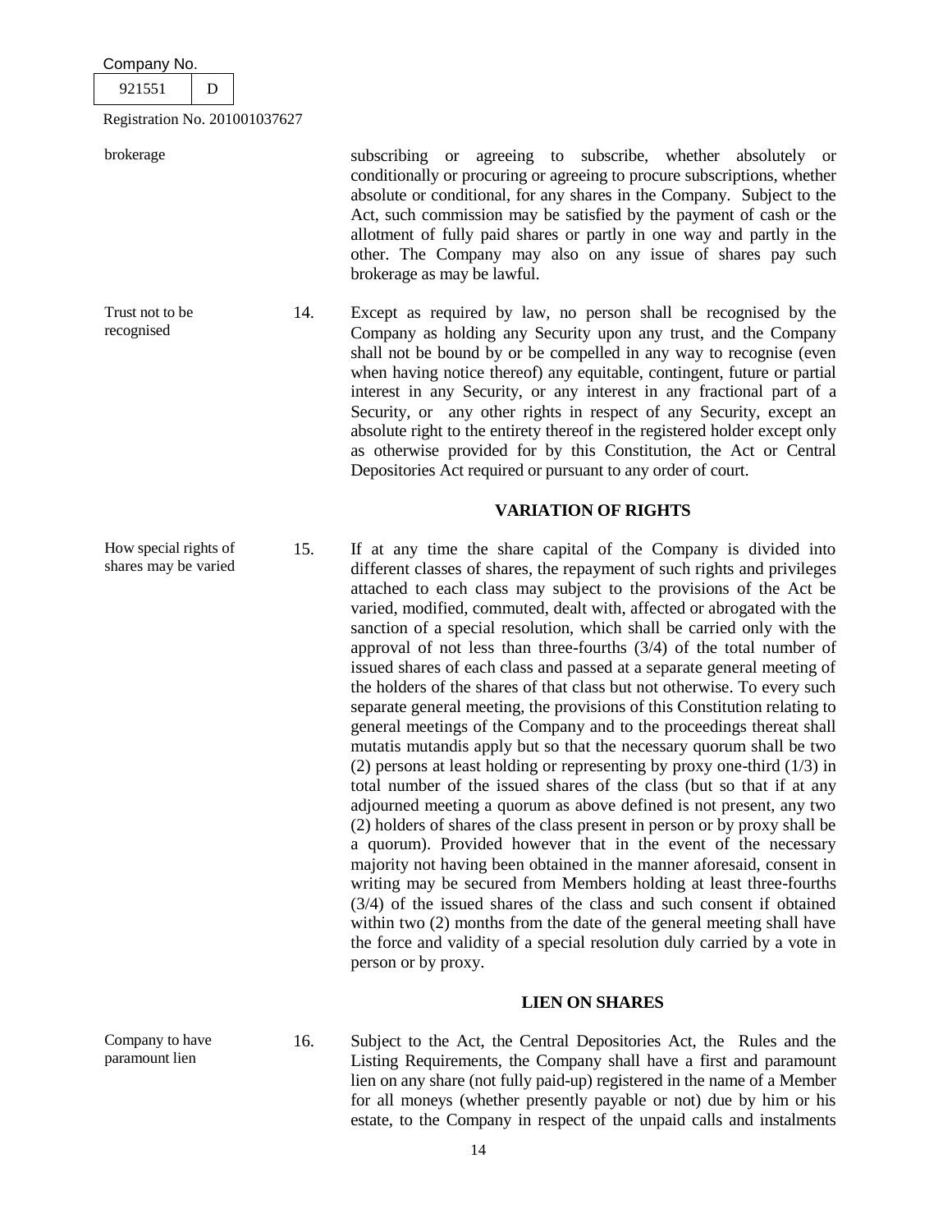brokerage

subscribing or agreeing to subscribe, whether absolutely or conditionally or procuring or agreeing to procure subscriptions, whether absolute or conditional, for any shares in the Company. Subject to the Act, such commission may be satisfied by the payment of cash or the allotment of fully paid shares or partly in one way and partly in the other. The Company may also on any issue of shares pay such brokerage as may be lawful.

Trust not to be recognised

14. Except as required by law, no person shall be recognised by the Company as holding any Security upon any trust, and the Company shall not be bound by or be compelled in any way to recognise (even when having notice thereof) any equitable, contingent, future or partial interest in any Security, or any interest in any fractional part of a Security, or any other rights in respect of any Security, except an absolute right to the entirety thereof in the registered holder except only as otherwise provided for by this Constitution, the Act or Central Depositories Act required or pursuant to any order of court.

## VARIATION OF RIGHTS

How special rights of shares may be varied

15. If at any time the share capital of the Company is divided into different classes of shares, the repayment of such rights and privileges attached to each class may subject to the provisions of the Act be varied, modified, commuted, dealt with, affected or abrogated with the sanction of a special resolution, which shall be carried only with the approval of not less than three-fourths (3/4) of the total number of issued shares of each class and passed at a separate general meeting of the holders of the shares of that class but not otherwise. To every such separate general meeting, the provisions of this Constitution relating to general meetings of the Company and to the proceedings thereat shall mutatis mutandis apply but so that the necessary quorum shall be two (2) persons at least holding or representing by proxy one-third (1/3) in total number of the issued shares of the class (but so that if at any adjourned meeting a quorum as above defined is not present, any two (2) holders of shares of the class present in person or by proxy shall be a quorum). Provided however that in the event of the necessary majority not having been obtained in the manner aforesaid, consent in writing may be secured from Members holding at least three-fourths (3/4) of the issued shares of the class and such consent if obtained within two (2) months from the date of the general meeting shall have the force and validity of a special resolution duly carried by a vote in person or by proxy.

## LIEN ON SHARES

Company to have paramount lien

16. Subject to the Act, the Central Depositories Act, the Rules and the Listing Requirements, the Company shall have a first and paramount lien on any share (not fully paid-up) registered in the name of a Member for all moneys (whether presently payable or not) due by him or his estate, to the Company in respect of the unpaid calls and instalments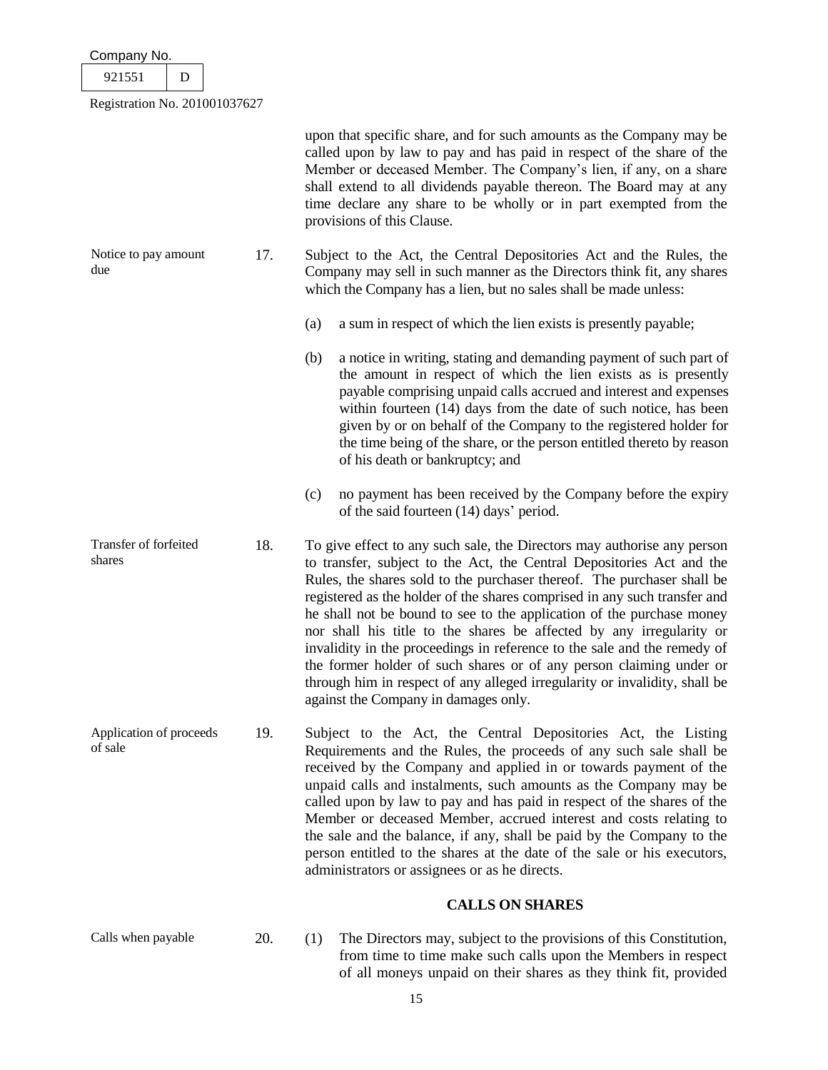upon that specific share, and for such amounts as the Company may be called upon by law to pay and has paid in respect of the share of the Member or deceased Member. The Company's lien, if any, on a share shall extend to all dividends payable thereon. The Board may at any time declare any share to be wholly or in part exempted from the provisions of this Clause.

Notice to pay amount due

17. Subject to the Act, the Central Depositories Act and the Rules, the Company may sell in such manner as the Directors think fit, any shares which the Company has a lien, but no sales shall be made unless:

(a) a sum in respect of which the lien exists is presently payable;

(b) a notice in writing, stating and demanding payment of such part of the amount in respect of which the lien exists as is presently payable comprising unpaid calls accrued and interest and expenses within fourteen (14) days from the date of such notice, has been given by or on behalf of the Company to the registered holder for the time being of the share, or the person entitled thereto by reason of his death or bankruptcy; and

(c) no payment has been received by the Company before the expiry of the said fourteen (14) days' period.

Transfer of forfeited shares

18. To give effect to any such sale, the Directors may authorise any person to transfer, subject to the Act, the Central Depositories Act and the Rules, the shares sold to the purchaser thereof. The purchaser shall be registered as the holder of the shares comprised in any such transfer and he shall not be bound to see to the application of the purchase money nor shall his title to the shares be affected by any irregularity or invalidity in the proceedings in reference to the sale and the remedy of the former holder of such shares or of any person claiming under or through him in respect of any alleged irregularity or invalidity, shall be against the Company in damages only.

Application of proceeds of sale

19. Subject to the Act, the Central Depositories Act, the Listing Requirements and the Rules, the proceeds of any such sale shall be received by the Company and applied in or towards payment of the unpaid calls and instalments, such amounts as the Company may be called upon by law to pay and has paid in respect of the shares of the Member or deceased Member, accrued interest and costs relating to the sale and the balance, if any, shall be paid by the Company to the person entitled to the shares at the date of the sale or his executors, administrators or assignees or as he directs.

**CALLS ON SHARES**

Calls when payable

20. (1) The Directors may, subject to the provisions of this Constitution, from time to time make such calls upon the Members in respect of all moneys unpaid on their shares as they think fit, provided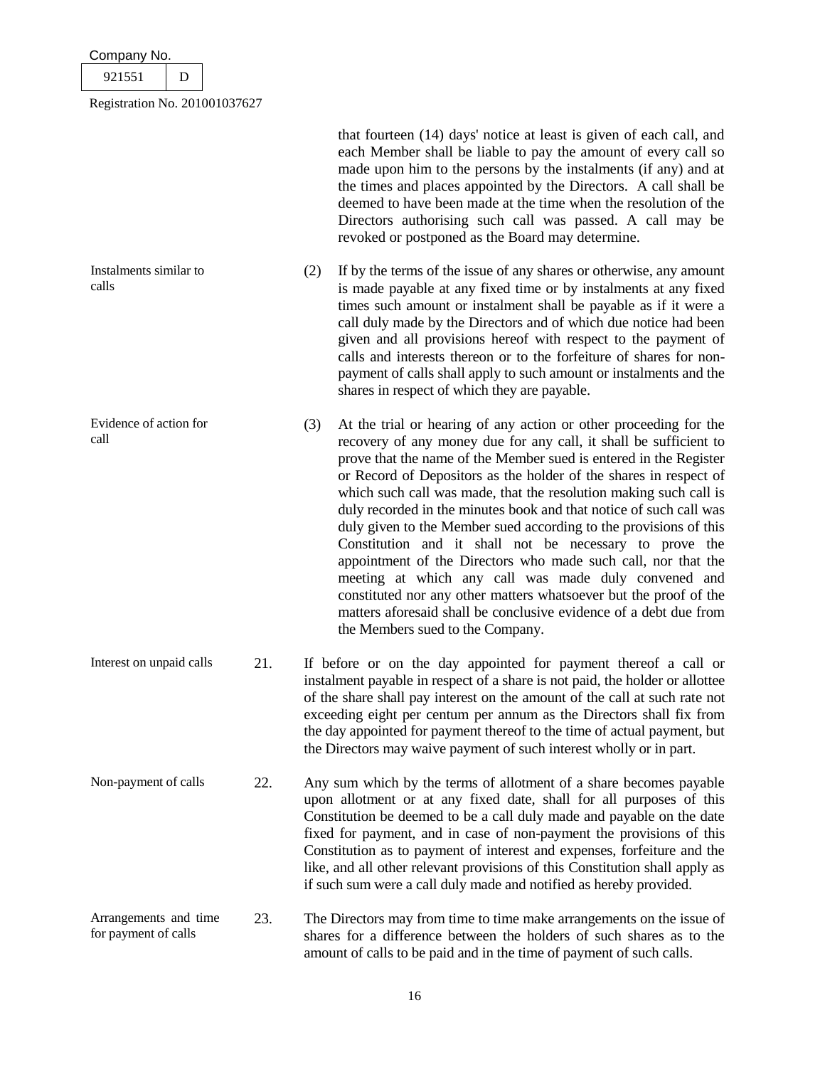that fourteen (14) days' notice at least is given of each call, and each Member shall be liable to pay the amount of every call so made upon him to the persons by the instalments (if any) and at the times and places appointed by the Directors. A call shall be deemed to have been made at the time when the resolution of the Directors authorising such call was passed. A call may be revoked or postponed as the Board may determine.

*Instalments similar to calls*

(2) If by the terms of the issue of any shares or otherwise, any amount is made payable at any fixed time or by instalments at any fixed times such amount or instalment shall be payable as if it were a call duly made by the Directors and of which due notice had been given and all provisions hereof with respect to the payment of calls and interests thereon or to the forfeiture of shares for non-payment of calls shall apply to such amount or instalments and the shares in respect of which they are payable.

*Evidence of action for call*

(3) At the trial or hearing of any action or other proceeding for the recovery of any money due for any call, it shall be sufficient to prove that the name of the Member sued is entered in the Register or Record of Depositors as the holder of the shares in respect of which such call was made, that the resolution making such call is duly recorded in the minutes book and that notice of such call was duly given to the Member sued according to the provisions of this Constitution and it shall not be necessary to prove the appointment of the Directors who made such call, nor that the meeting at which any call was made duly convened and constituted nor any other matters whatsoever but the proof of the matters aforesaid shall be conclusive evidence of a debt due from the Members sued to the Company.

*Interest on unpaid calls*

21. If before or on the day appointed for payment thereof a call or instalment payable in respect of a share is not paid, the holder or allottee of the share shall pay interest on the amount of the call at such rate not exceeding eight per centum per annum as the Directors shall fix from the day appointed for payment thereof to the time of actual payment, but the Directors may waive payment of such interest wholly or in part.

*Non-payment of calls*

22. Any sum which by the terms of allotment of a share becomes payable upon allotment or at any fixed date, shall for all purposes of this Constitution be deemed to be a call duly made and payable on the date fixed for payment, and in case of non-payment the provisions of this Constitution as to payment of interest and expenses, forfeiture and the like, and all other relevant provisions of this Constitution shall apply as if such sum were a call duly made and notified as hereby provided.

*Arrangements and time for payment of calls*

23. The Directors may from time to time make arrangements on the issue of shares for a difference between the holders of such shares as to the amount of calls to be paid and in the time of payment of such calls.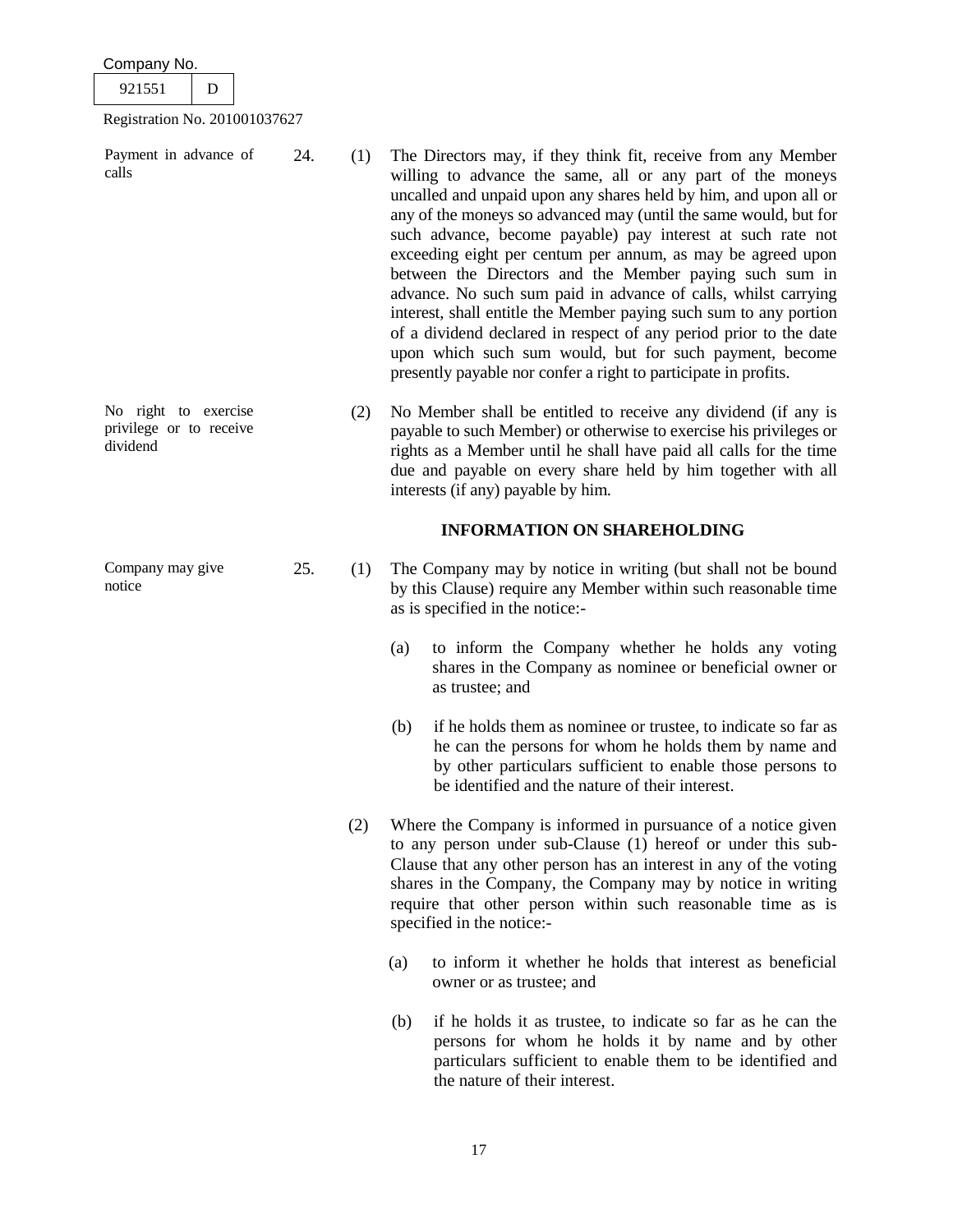Company No. 921551 D

Registration No. 201001037627

Payment in advance of calls

24. (1) The Directors may, if they think fit, receive from any Member willing to advance the same, all or any part of the moneys uncalled and unpaid upon any shares held by him, and upon all or any of the moneys so advanced may (until the same would, but for such advance, become payable) pay interest at such rate not exceeding eight per centum per annum, as may be agreed upon between the Directors and the Member paying such sum in advance. No such sum paid in advance of calls, whilst carrying interest, shall entitle the Member paying such sum to any portion of a dividend declared in respect of any period prior to the date upon which such sum would, but for such payment, become presently payable nor confer a right to participate in profits.

No right to exercise privilege or to receive dividend

(2) No Member shall be entitled to receive any dividend (if any is payable to such Member) or otherwise to exercise his privileges or rights as a Member until he shall have paid all calls for the time due and payable on every share held by him together with all interests (if any) payable by him.

**INFORMATION ON SHAREHOLDING**

Company may give notice

25. (1) The Company may by notice in writing (but shall not be bound by this Clause) require any Member within such reasonable time as is specified in the notice:-

(a) to inform the Company whether he holds any voting shares in the Company as nominee or beneficial owner or as trustee; and

(b) if he holds them as nominee or trustee, to indicate so far as he can the persons for whom he holds them by name and by other particulars sufficient to enable those persons to be identified and the nature of their interest.

(2) Where the Company is informed in pursuance of a notice given to any person under sub-Clause (1) hereof or under this sub-Clause that any other person has an interest in any of the voting shares in the Company, the Company may by notice in writing require that other person within such reasonable time as is specified in the notice:-

(a) to inform it whether he holds that interest as beneficial owner or as trustee; and

(b) if he holds it as trustee, to indicate so far as he can the persons for whom he holds it by name and by other particulars sufficient to enable them to be identified and the nature of their interest.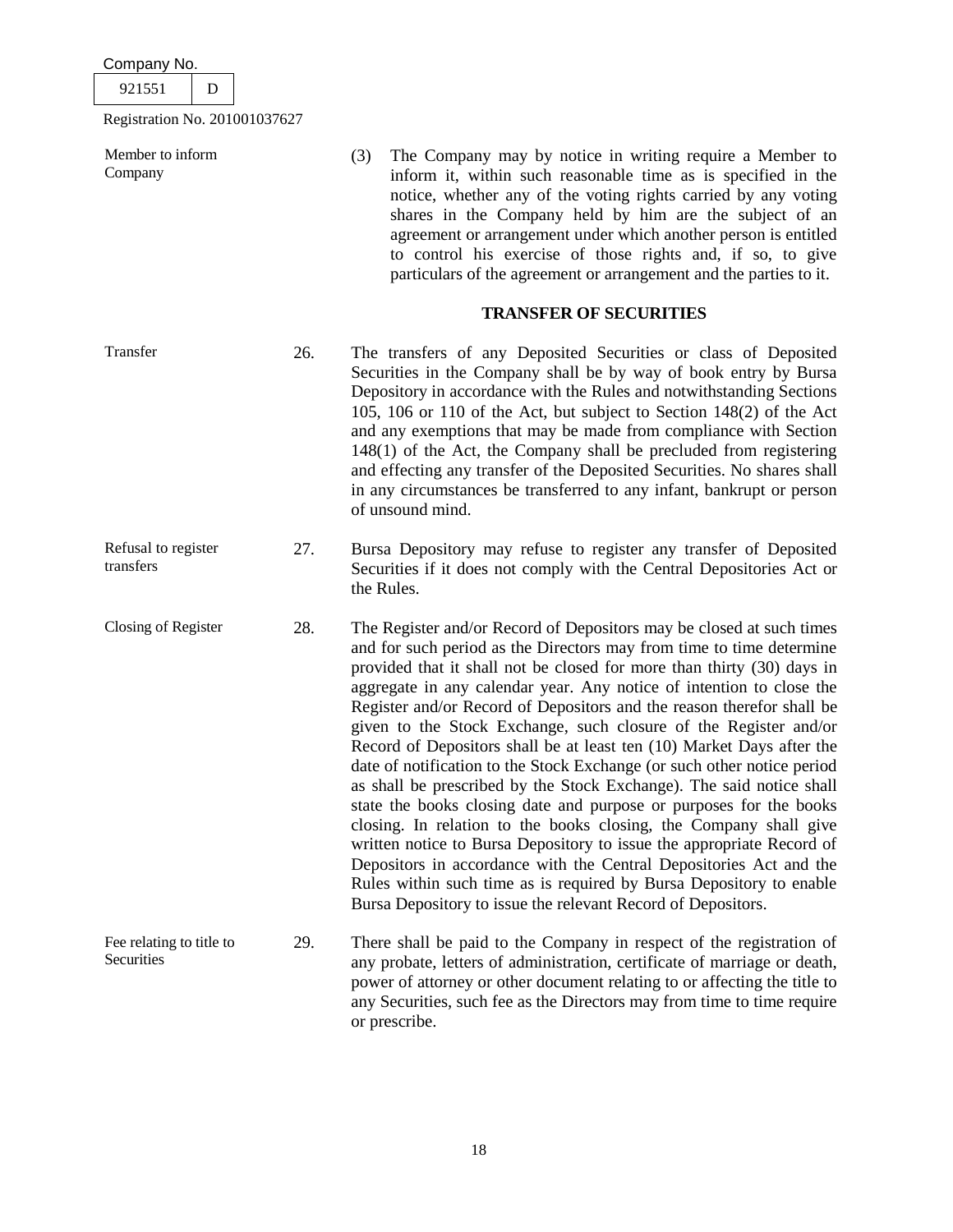Member to inform Company

(3) The Company may by notice in writing require a Member to inform it, within such reasonable time as is specified in the notice, whether any of the voting rights carried by any voting shares in the Company held by him are the subject of an agreement or arrangement under which another person is entitled to control his exercise of those rights and, if so, to give particulars of the agreement or arrangement and the parties to it.

## TRANSFER OF SECURITIES

Transfer

26. The transfers of any Deposited Securities or class of Deposited Securities in the Company shall be by way of book entry by Bursa Depository in accordance with the Rules and notwithstanding Sections 105, 106 or 110 of the Act, but subject to Section 148(2) of the Act and any exemptions that may be made from compliance with Section 148(1) of the Act, the Company shall be precluded from registering and effecting any transfer of the Deposited Securities. No shares shall in any circumstances be transferred to any infant, bankrupt or person of unsound mind.

Refusal to register transfers

27. Bursa Depository may refuse to register any transfer of Deposited Securities if it does not comply with the Central Depositories Act or the Rules.

Closing of Register

28. The Register and/or Record of Depositors may be closed at such times and for such period as the Directors may from time to time determine provided that it shall not be closed for more than thirty (30) days in aggregate in any calendar year. Any notice of intention to close the Register and/or Record of Depositors and the reason therefor shall be given to the Stock Exchange, such closure of the Register and/or Record of Depositors shall be at least ten (10) Market Days after the date of notification to the Stock Exchange (or such other notice period as shall be prescribed by the Stock Exchange). The said notice shall state the books closing date and purpose or purposes for the books closing. In relation to the books closing, the Company shall give written notice to Bursa Depository to issue the appropriate Record of Depositors in accordance with the Central Depositories Act and the Rules within such time as is required by Bursa Depository to enable Bursa Depository to issue the relevant Record of Depositors.

Fee relating to title to Securities

29. There shall be paid to the Company in respect of the registration of any probate, letters of administration, certificate of marriage or death, power of attorney or other document relating to or affecting the title to any Securities, such fee as the Directors may from time to time require or prescribe.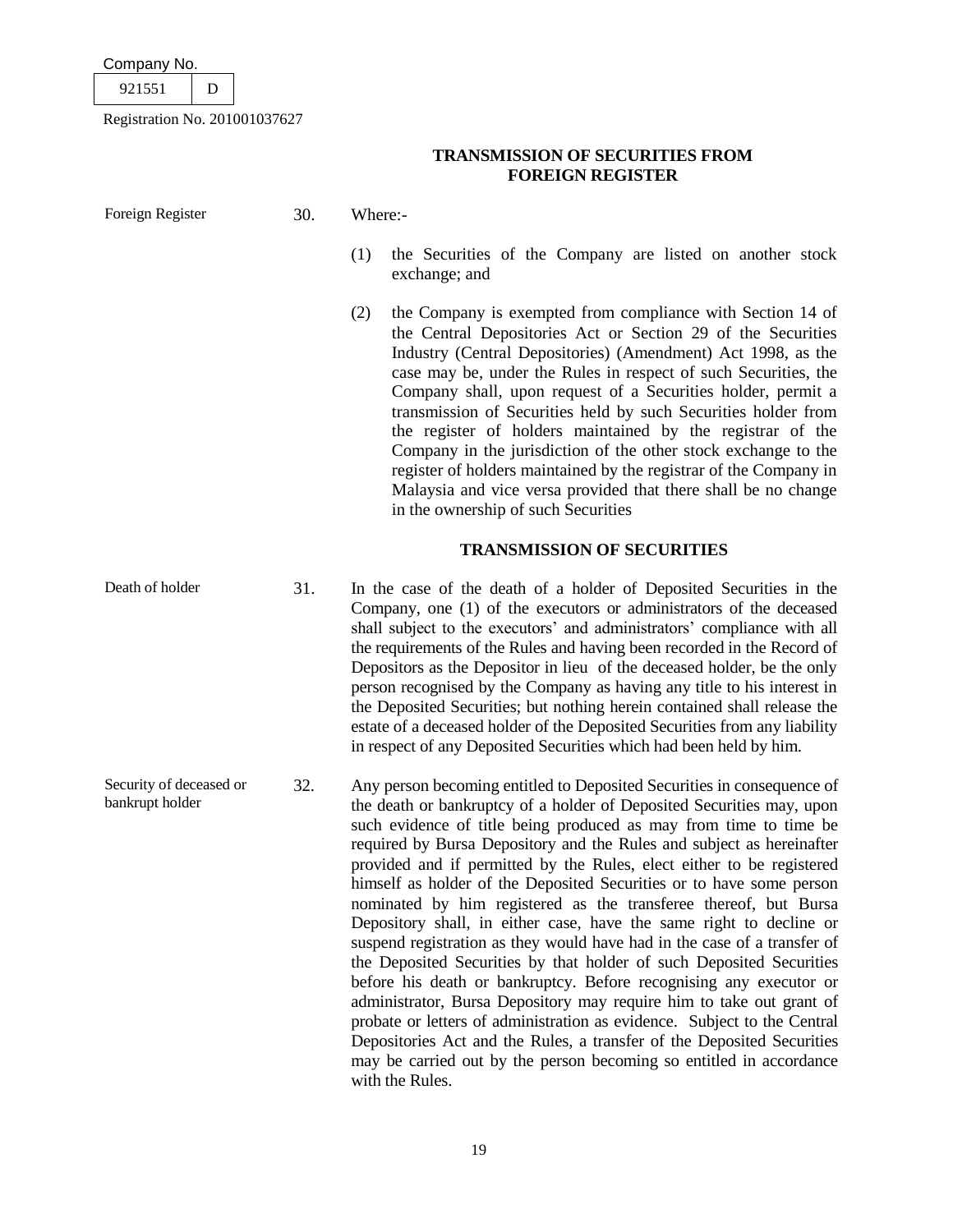## TRANSMISSION OF SECURITIES FROM FOREIGN REGISTER

Foreign Register

30. Where:-

(1) the Securities of the Company are listed on another stock exchange; and

(2) the Company is exempted from compliance with Section 14 of the Central Depositories Act or Section 29 of the Securities Industry (Central Depositories) (Amendment) Act 1998, as the case may be, under the Rules in respect of such Securities, the Company shall, upon request of a Securities holder, permit a transmission of Securities held by such Securities holder from the register of holders maintained by the registrar of the Company in the jurisdiction of the other stock exchange to the register of holders maintained by the registrar of the Company in Malaysia and vice versa provided that there shall be no change in the ownership of such Securities

## TRANSMISSION OF SECURITIES

Death of holder

31. In the case of the death of a holder of Deposited Securities in the Company, one (1) of the executors or administrators of the deceased shall subject to the executors' and administrators' compliance with all the requirements of the Rules and having been recorded in the Record of Depositors as the Depositor in lieu of the deceased holder, be the only person recognised by the Company as having any title to his interest in the Deposited Securities; but nothing herein contained shall release the estate of a deceased holder of the Deposited Securities from any liability in respect of any Deposited Securities which had been held by him.

Security of deceased or bankrupt holder

32. Any person becoming entitled to Deposited Securities in consequence of the death or bankruptcy of a holder of Deposited Securities may, upon such evidence of title being produced as may from time to time be required by Bursa Depository and the Rules and subject as hereinafter provided and if permitted by the Rules, elect either to be registered himself as holder of the Deposited Securities or to have some person nominated by him registered as the transferee thereof, but Bursa Depository shall, in either case, have the same right to decline or suspend registration as they would have had in the case of a transfer of the Deposited Securities by that holder of such Deposited Securities before his death or bankruptcy. Before recognising any executor or administrator, Bursa Depository may require him to take out grant of probate or letters of administration as evidence. Subject to the Central Depositories Act and the Rules, a transfer of the Deposited Securities may be carried out by the person becoming so entitled in accordance with the Rules.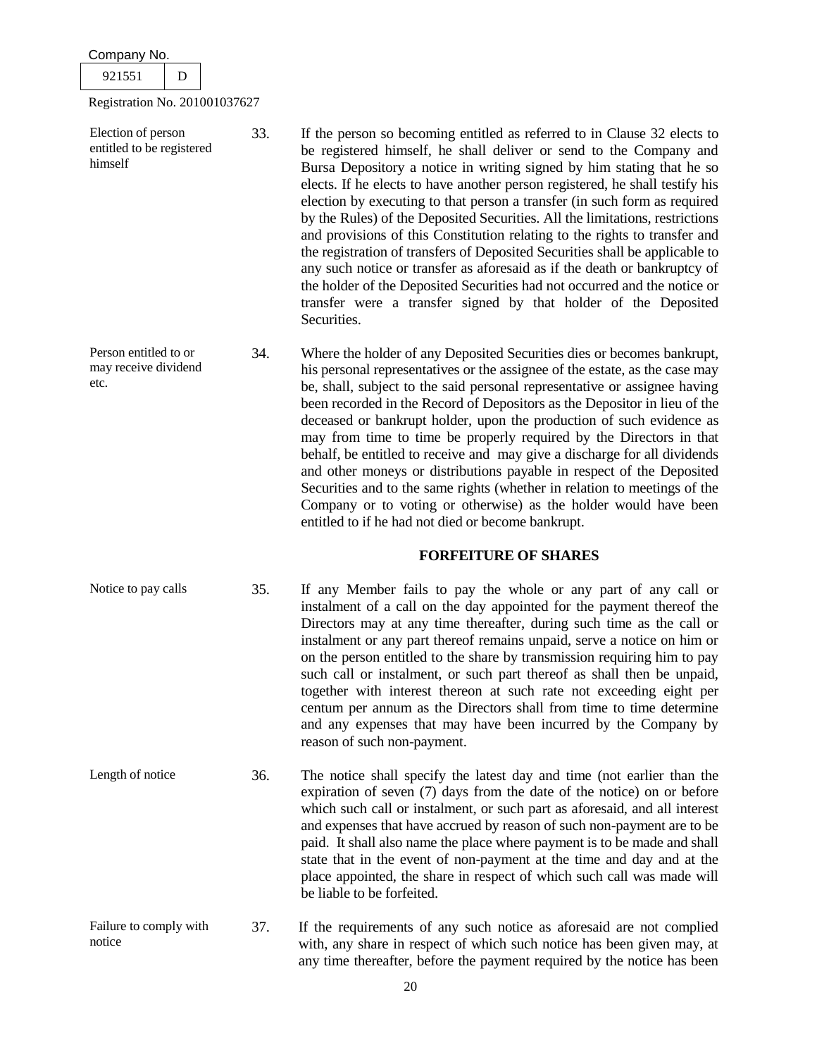Company No. 921551 D

Registration No. 201001037627

**Election of person entitled to be registered himself**

33. If the person so becoming entitled as referred to in Clause 32 elects to be registered himself, he shall deliver or send to the Company and Bursa Depository a notice in writing signed by him stating that he so elects. If he elects to have another person registered, he shall testify his election by executing to that person a transfer (in such form as required by the Rules) of the Deposited Securities. All the limitations, restrictions and provisions of this Constitution relating to the rights to transfer and the registration of transfers of Deposited Securities shall be applicable to any such notice or transfer as aforesaid as if the death or bankruptcy of the holder of the Deposited Securities had not occurred and the notice or transfer were a transfer signed by that holder of the Deposited Securities.

**Person entitled to or may receive dividend etc.**

34. Where the holder of any Deposited Securities dies or becomes bankrupt, his personal representatives or the assignee of the estate, as the case may be, shall, subject to the said personal representative or assignee having been recorded in the Record of Depositors as the Depositor in lieu of the deceased or bankrupt holder, upon the production of such evidence as may from time to time be properly required by the Directors in that behalf, be entitled to receive and may give a discharge for all dividends and other moneys or distributions payable in respect of the Deposited Securities and to the same rights (whether in relation to meetings of the Company or to voting or otherwise) as the holder would have been entitled to if he had not died or become bankrupt.

## FORFEITURE OF SHARES

**Notice to pay calls**

35. If any Member fails to pay the whole or any part of any call or instalment of a call on the day appointed for the payment thereof the Directors may at any time thereafter, during such time as the call or instalment or any part thereof remains unpaid, serve a notice on him or on the person entitled to the share by transmission requiring him to pay such call or instalment, or such part thereof as shall then be unpaid, together with interest thereon at such rate not exceeding eight per centum per annum as the Directors shall from time to time determine and any expenses that may have been incurred by the Company by reason of such non-payment.

**Length of notice**

36. The notice shall specify the latest day and time (not earlier than the expiration of seven (7) days from the date of the notice) on or before which such call or instalment, or such part as aforesaid, and all interest and expenses that have accrued by reason of such non-payment are to be paid. It shall also name the place where payment is to be made and shall state that in the event of non-payment at the time and day and at the place appointed, the share in respect of which such call was made will be liable to be forfeited.

**Failure to comply with notice**

37. If the requirements of any such notice as aforesaid are not complied with, any share in respect of which such notice has been given may, at any time thereafter, before the payment required by the notice has been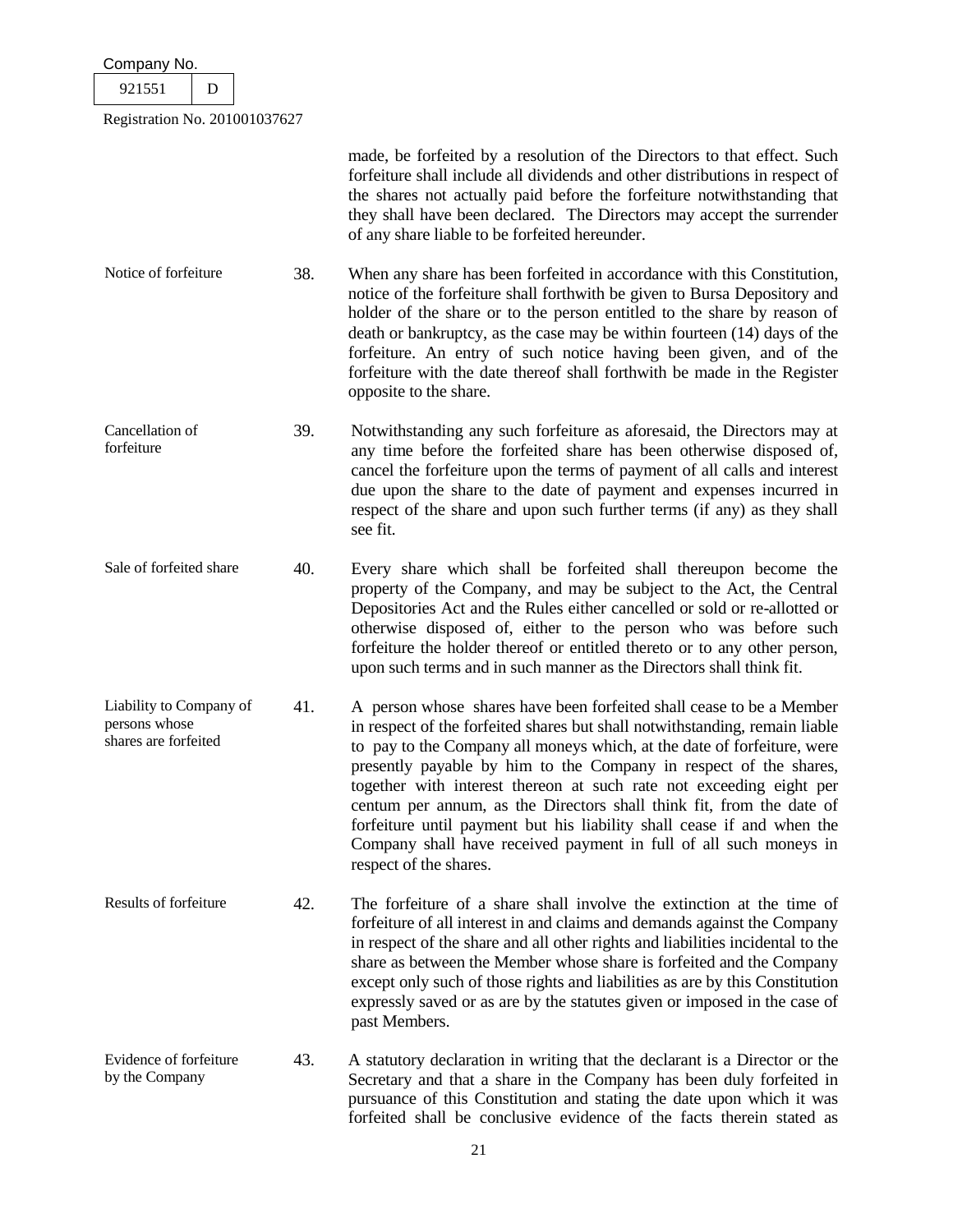made, be forfeited by a resolution of the Directors to that effect. Such forfeiture shall include all dividends and other distributions in respect of the shares not actually paid before the forfeiture notwithstanding that they shall have been declared. The Directors may accept the surrender of any share liable to be forfeited hereunder.

**Notice of forfeiture**

38. When any share has been forfeited in accordance with this Constitution, notice of the forfeiture shall forthwith be given to Bursa Depository and holder of the share or to the person entitled to the share by reason of death or bankruptcy, as the case may be within fourteen (14) days of the forfeiture. An entry of such notice having been given, and of the forfeiture with the date thereof shall forthwith be made in the Register opposite to the share.

**Cancellation of forfeiture**

39. Notwithstanding any such forfeiture as aforesaid, the Directors may at any time before the forfeited share has been otherwise disposed of, cancel the forfeiture upon the terms of payment of all calls and interest due upon the share to the date of payment and expenses incurred in respect of the share and upon such further terms (if any) as they shall see fit.

**Sale of forfeited share**

40. Every share which shall be forfeited shall thereupon become the property of the Company, and may be subject to the Act, the Central Depositories Act and the Rules either cancelled or sold or re-allotted or otherwise disposed of, either to the person who was before such forfeiture the holder thereof or entitled thereto or to any other person, upon such terms and in such manner as the Directors shall think fit.

**Liability to Company of persons whose shares are forfeited**

41. A person whose shares have been forfeited shall cease to be a Member in respect of the forfeited shares but shall notwithstanding, remain liable to pay to the Company all moneys which, at the date of forfeiture, were presently payable by him to the Company in respect of the shares, together with interest thereon at such rate not exceeding eight per centum per annum, as the Directors shall think fit, from the date of forfeiture until payment but his liability shall cease if and when the Company shall have received payment in full of all such moneys in respect of the shares.

**Results of forfeiture**

42. The forfeiture of a share shall involve the extinction at the time of forfeiture of all interest in and claims and demands against the Company in respect of the share and all other rights and liabilities incidental to the share as between the Member whose share is forfeited and the Company except only such of those rights and liabilities as are by this Constitution expressly saved or as are by the statutes given or imposed in the case of past Members.

**Evidence of forfeiture by the Company**

43. A statutory declaration in writing that the declarant is a Director or the Secretary and that a share in the Company has been duly forfeited in pursuance of this Constitution and stating the date upon which it was forfeited shall be conclusive evidence of the facts therein stated as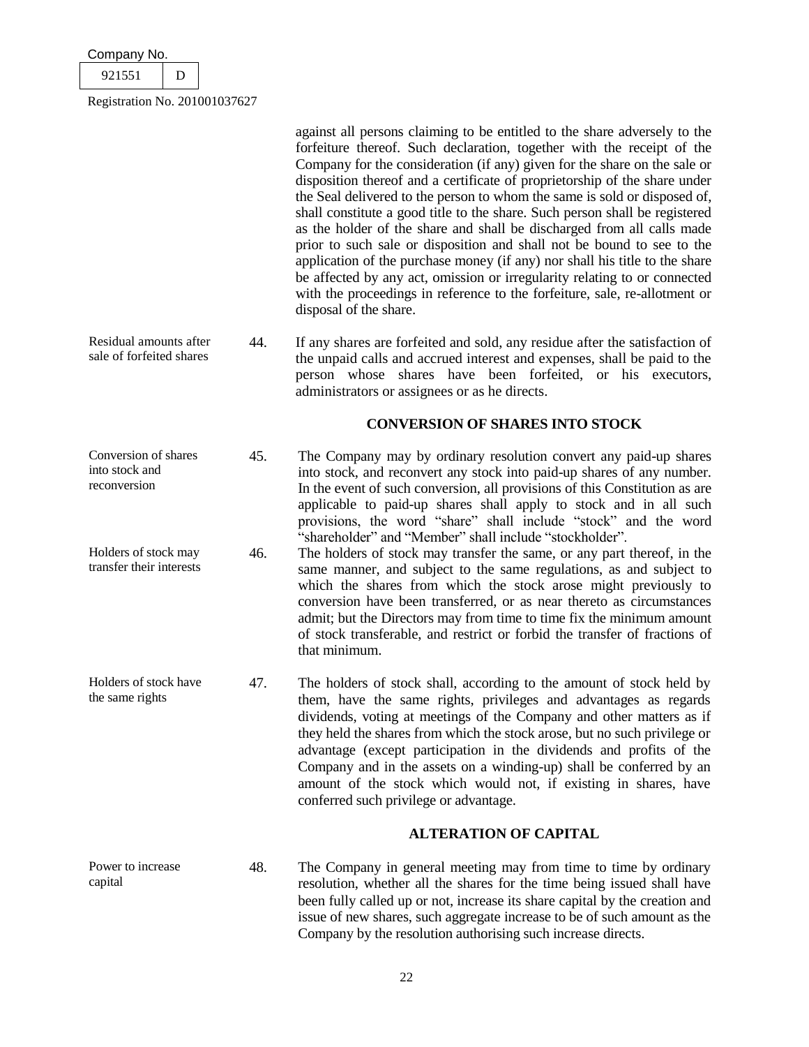against all persons claiming to be entitled to the share adversely to the forfeiture thereof. Such declaration, together with the receipt of the Company for the consideration (if any) given for the share on the sale or disposition thereof and a certificate of proprietorship of the share under the Seal delivered to the person to whom the same is sold or disposed of, shall constitute a good title to the share. Such person shall be registered as the holder of the share and shall be discharged from all calls made prior to such sale or disposition and shall not be bound to see to the application of the purchase money (if any) nor shall his title to the share be affected by any act, omission or irregularity relating to or connected with the proceedings in reference to the forfeiture, sale, re-allotment or disposal of the share.

*Residual amounts after sale of forfeited shares*

44. If any shares are forfeited and sold, any residue after the satisfaction of the unpaid calls and accrued interest and expenses, shall be paid to the person whose shares have been forfeited, or his executors, administrators or assignees or as he directs.

## CONVERSION OF SHARES INTO STOCK

*Conversion of shares into stock and reconversion*

45. The Company may by ordinary resolution convert any paid-up shares into stock, and reconvert any stock into paid-up shares of any number. In the event of such conversion, all provisions of this Constitution as are applicable to paid-up shares shall apply to stock and in all such provisions, the word "share" shall include "stock" and the word "shareholder" and "Member" shall include "stockholder".

*Holders of stock may transfer their interests*

46. The holders of stock may transfer the same, or any part thereof, in the same manner, and subject to the same regulations, as and subject to which the shares from which the stock arose might previously to conversion have been transferred, or as near thereto as circumstances admit; but the Directors may from time to time fix the minimum amount of stock transferable, and restrict or forbid the transfer of fractions of that minimum.

*Holders of stock have the same rights*

47. The holders of stock shall, according to the amount of stock held by them, have the same rights, privileges and advantages as regards dividends, voting at meetings of the Company and other matters as if they held the shares from which the stock arose, but no such privilege or advantage (except participation in the dividends and profits of the Company and in the assets on a winding-up) shall be conferred by an amount of the stock which would not, if existing in shares, have conferred such privilege or advantage.

## ALTERATION OF CAPITAL

*Power to increase capital*

48. The Company in general meeting may from time to time by ordinary resolution, whether all the shares for the time being issued shall have been fully called up or not, increase its share capital by the creation and issue of new shares, such aggregate increase to be of such amount as the Company by the resolution authorising such increase directs.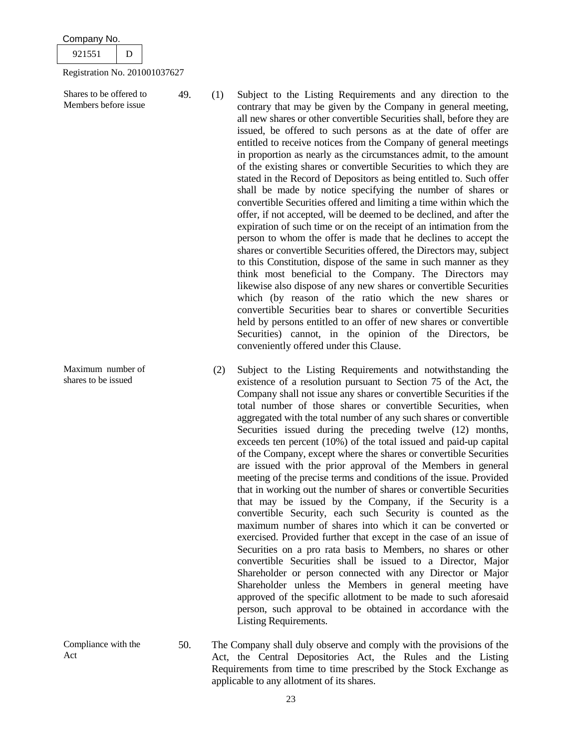Company No.

| 921551 | D |
|---|---|

Registration No. 201001037627

**Shares to be offered to Members before issue**

49. (1) Subject to the Listing Requirements and any direction to the contrary that may be given by the Company in general meeting, all new shares or other convertible Securities shall, before they are issued, be offered to such persons as at the date of offer are entitled to receive notices from the Company of general meetings in proportion as nearly as the circumstances admit, to the amount of the existing shares or convertible Securities to which they are stated in the Record of Depositors as being entitled to. Such offer shall be made by notice specifying the number of shares or convertible Securities offered and limiting a time within which the offer, if not accepted, will be deemed to be declined, and after the expiration of such time or on the receipt of an intimation from the person to whom the offer is made that he declines to accept the shares or convertible Securities offered, the Directors may, subject to this Constitution, dispose of the same in such manner as they think most beneficial to the Company. The Directors may likewise also dispose of any new shares or convertible Securities which (by reason of the ratio which the new shares or convertible Securities bear to shares or convertible Securities held by persons entitled to an offer of new shares or convertible Securities) cannot, in the opinion of the Directors, be conveniently offered under this Clause.

**Maximum number of shares to be issued**

(2) Subject to the Listing Requirements and notwithstanding the existence of a resolution pursuant to Section 75 of the Act, the Company shall not issue any shares or convertible Securities if the total number of those shares or convertible Securities, when aggregated with the total number of any such shares or convertible Securities issued during the preceding twelve (12) months, exceeds ten percent (10%) of the total issued and paid-up capital of the Company, except where the shares or convertible Securities are issued with the prior approval of the Members in general meeting of the precise terms and conditions of the issue. Provided that in working out the number of shares or convertible Securities that may be issued by the Company, if the Security is a convertible Security, each such Security is counted as the maximum number of shares into which it can be converted or exercised. Provided further that except in the case of an issue of Securities on a pro rata basis to Members, no shares or other convertible Securities shall be issued to a Director, Major Shareholder or person connected with any Director or Major Shareholder unless the Members in general meeting have approved of the specific allotment to be made to such aforesaid person, such approval to be obtained in accordance with the Listing Requirements.

**Compliance with the Act**

50. The Company shall duly observe and comply with the provisions of the Act, the Central Depositories Act, the Rules and the Listing Requirements from time to time prescribed by the Stock Exchange as applicable to any allotment of its shares.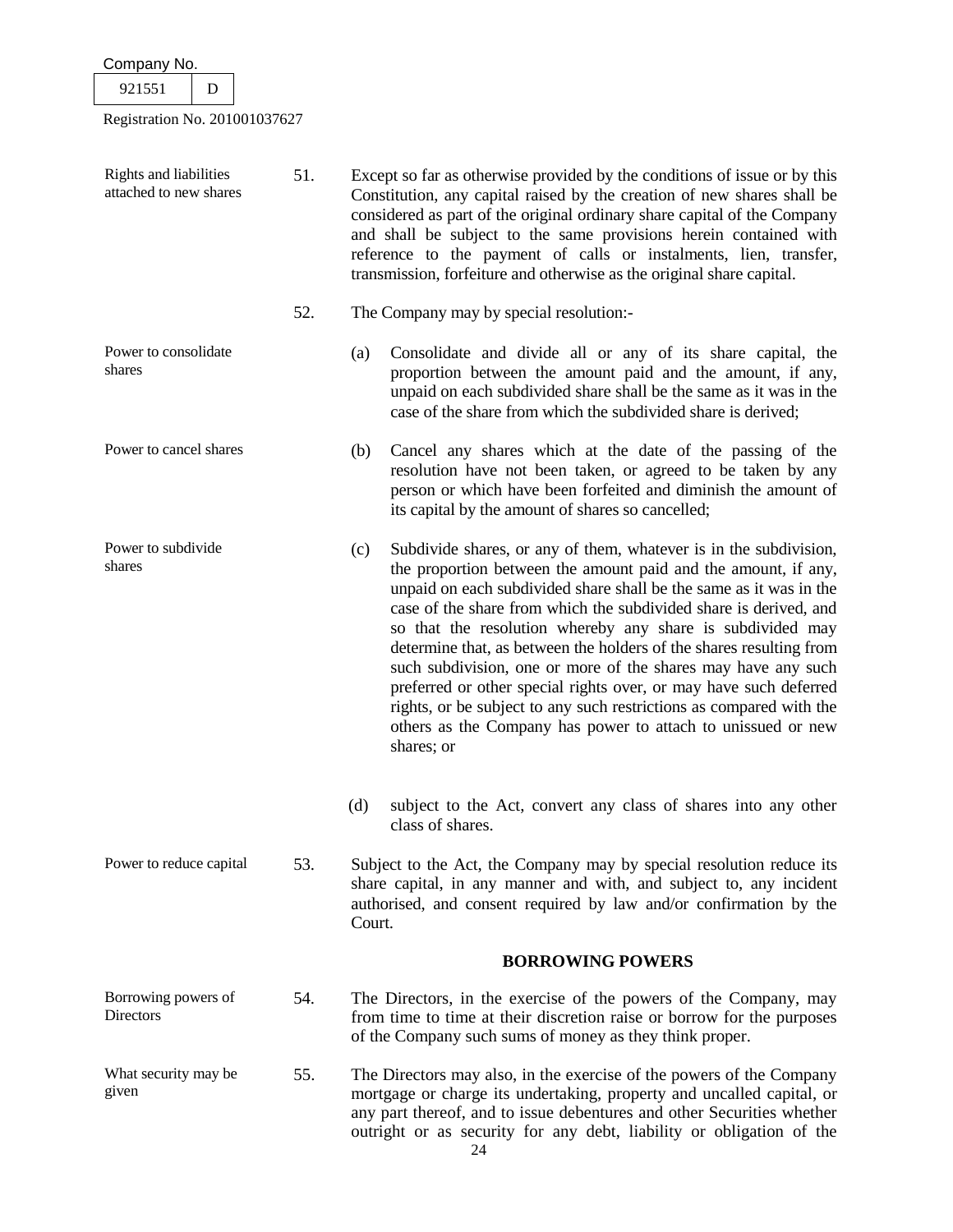| | | |
|---|---|---|
| Rights and liabilities attached to new shares | 51. | Except so far as otherwise provided by the conditions of issue or by this Constitution, any capital raised by the creation of new shares shall be considered as part of the original ordinary share capital of the Company and shall be subject to the same provisions herein contained with reference to the payment of calls or instalments, lien, transfer, transmission, forfeiture and otherwise as the original share capital. |
| | 52. | The Company may by special resolution:- |
| Power to consolidate shares | | (a) Consolidate and divide all or any of its share capital, the proportion between the amount paid and the amount, if any, unpaid on each subdivided share shall be the same as it was in the case of the share from which the subdivided share is derived; |
| Power to cancel shares | | (b) Cancel any shares which at the date of the passing of the resolution have not been taken, or agreed to be taken by any person or which have been forfeited and diminish the amount of its capital by the amount of shares so cancelled; |
| Power to subdivide shares | | (c) Subdivide shares, or any of them, whatever is in the subdivision, the proportion between the amount paid and the amount, if any, unpaid on each subdivided share shall be the same as it was in the case of the share from which the subdivided share is derived, and so that the resolution whereby any share is subdivided may determine that, as between the holders of the shares resulting from such subdivision, one or more of the shares may have any such preferred or other special rights over, or may have such deferred rights, or be subject to any such restrictions as compared with the others as the Company has power to attach to unissued or new shares; or |
| | | (d) subject to the Act, convert any class of shares into any other class of shares. |
| Power to reduce capital | 53. | Subject to the Act, the Company may by special resolution reduce its share capital, in any manner and with, and subject to, any incident authorised, and consent required by law and/or confirmation by the Court. |

## BORROWING POWERS

| | | |
|---|---|---|
| Borrowing powers of Directors | 54. | The Directors, in the exercise of the powers of the Company, may from time to time at their discretion raise or borrow for the purposes of the Company such sums of money as they think proper. |
| What security may be given | 55. | The Directors may also, in the exercise of the powers of the Company mortgage or charge its undertaking, property and uncalled capital, or any part thereof, and to issue debentures and other Securities whether outright or as security for any debt, liability or obligation of the |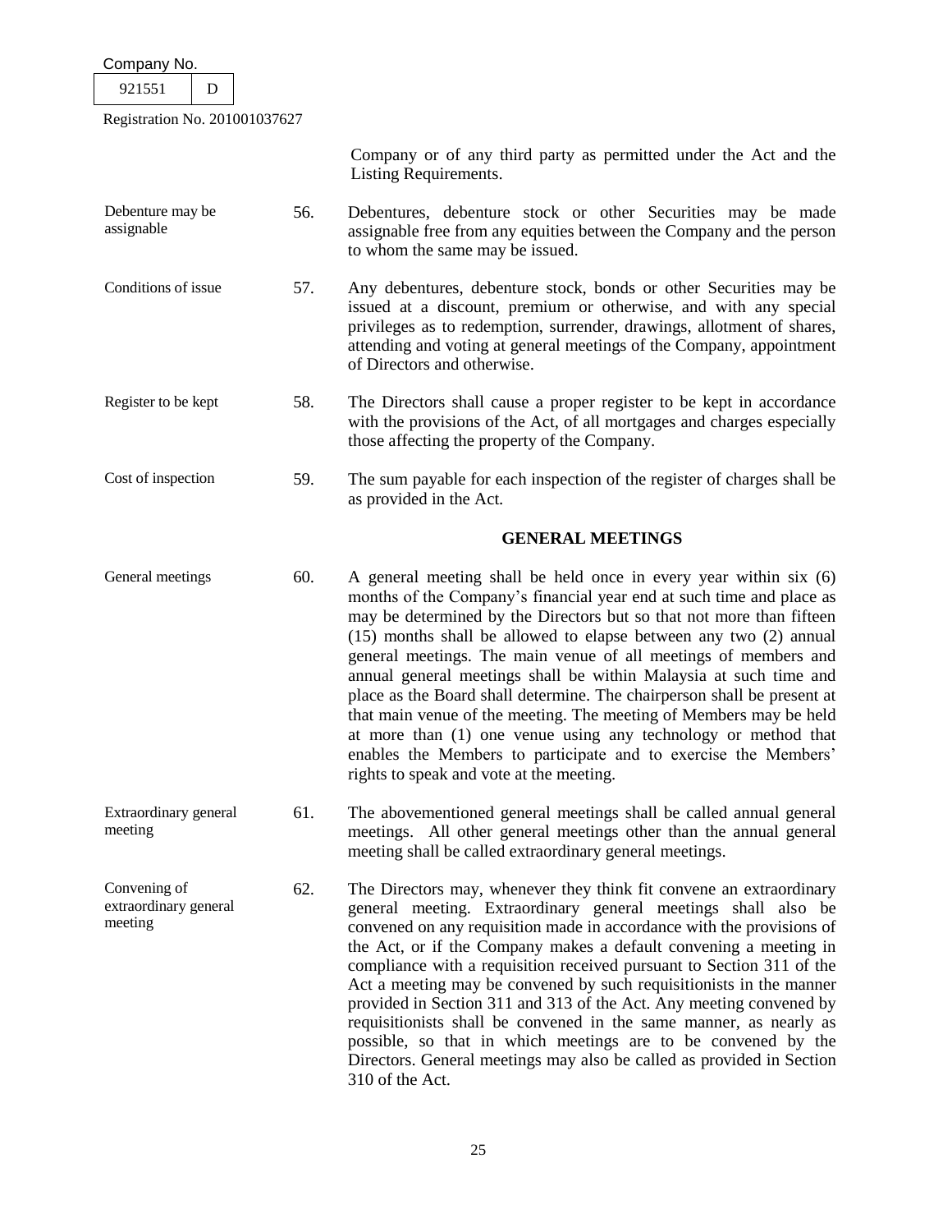Company or of any third party as permitted under the Act and the Listing Requirements.

Debenture may be assignable

56. Debentures, debenture stock or other Securities may be made assignable free from any equities between the Company and the person to whom the same may be issued.

Conditions of issue

57. Any debentures, debenture stock, bonds or other Securities may be issued at a discount, premium or otherwise, and with any special privileges as to redemption, surrender, drawings, allotment of shares, attending and voting at general meetings of the Company, appointment of Directors and otherwise.

Register to be kept

58. The Directors shall cause a proper register to be kept in accordance with the provisions of the Act, of all mortgages and charges especially those affecting the property of the Company.

Cost of inspection

59. The sum payable for each inspection of the register of charges shall be as provided in the Act.

## GENERAL MEETINGS

General meetings

60. A general meeting shall be held once in every year within six (6) months of the Company's financial year end at such time and place as may be determined by the Directors but so that not more than fifteen (15) months shall be allowed to elapse between any two (2) annual general meetings. The main venue of all meetings of members and annual general meetings shall be within Malaysia at such time and place as the Board shall determine. The chairperson shall be present at that main venue of the meeting. The meeting of Members may be held at more than (1) one venue using any technology or method that enables the Members to participate and to exercise the Members' rights to speak and vote at the meeting.

Extraordinary general meeting

61. The abovementioned general meetings shall be called annual general meetings. All other general meetings other than the annual general meeting shall be called extraordinary general meetings.

Convening of extraordinary general meeting

62. The Directors may, whenever they think fit convene an extraordinary general meeting. Extraordinary general meetings shall also be convened on any requisition made in accordance with the provisions of the Act, or if the Company makes a default convening a meeting in compliance with a requisition received pursuant to Section 311 of the Act a meeting may be convened by such requisitionists in the manner provided in Section 311 and 313 of the Act. Any meeting convened by requisitionists shall be convened in the same manner, as nearly as possible, so that in which meetings are to be convened by the Directors. General meetings may also be called as provided in Section 310 of the Act.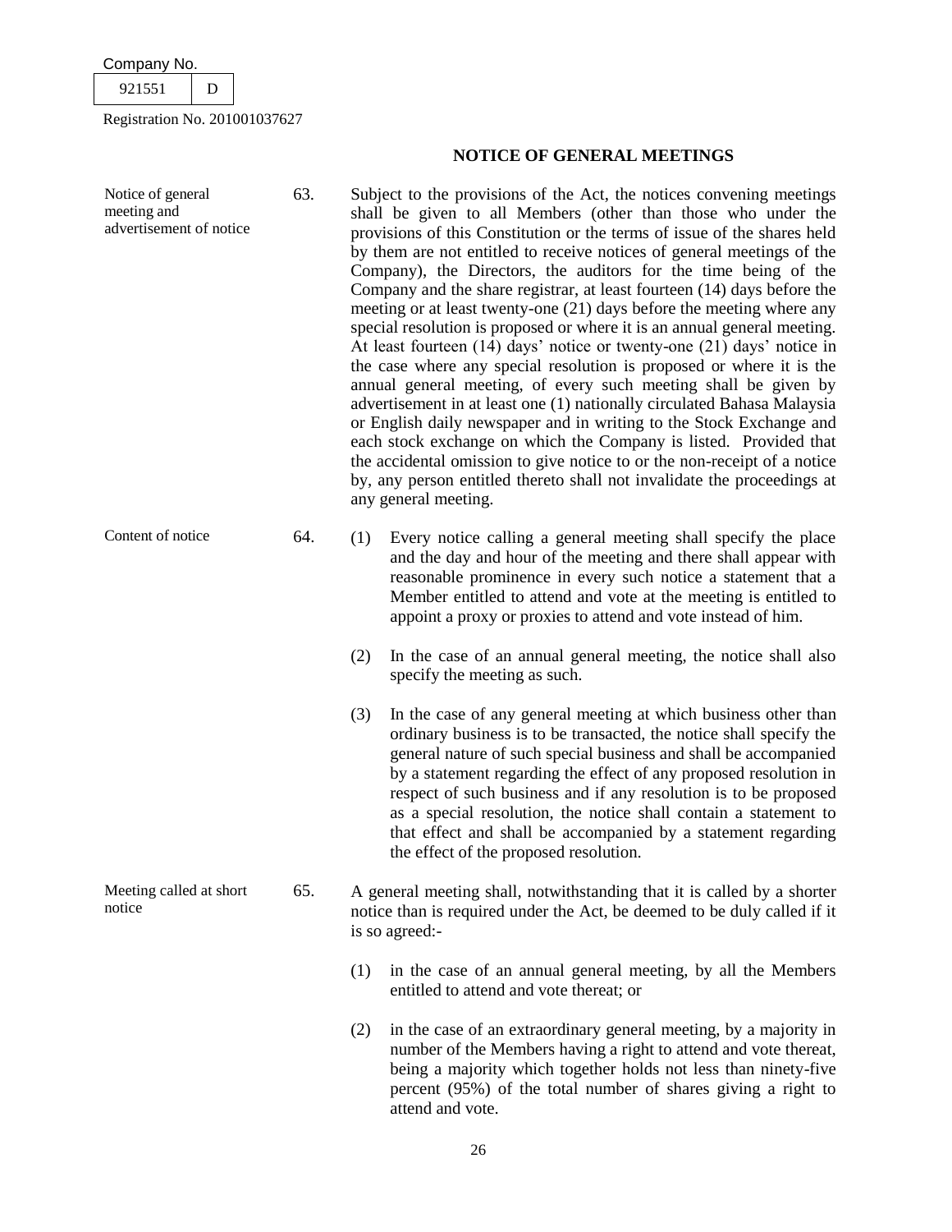## NOTICE OF GENERAL MEETINGS

**Notice of general meeting and advertisement of notice**

63. Subject to the provisions of the Act, the notices convening meetings shall be given to all Members (other than those who under the provisions of this Constitution or the terms of issue of the shares held by them are not entitled to receive notices of general meetings of the Company), the Directors, the auditors for the time being of the Company and the share registrar, at least fourteen (14) days before the meeting or at least twenty-one (21) days before the meeting where any special resolution is proposed or where it is an annual general meeting. At least fourteen (14) days' notice or twenty-one (21) days' notice in the case where any special resolution is proposed or where it is the annual general meeting, of every such meeting shall be given by advertisement in at least one (1) nationally circulated Bahasa Malaysia or English daily newspaper and in writing to the Stock Exchange and each stock exchange on which the Company is listed. Provided that the accidental omission to give notice to or the non-receipt of a notice by, any person entitled thereto shall not invalidate the proceedings at any general meeting.

**Content of notice**

64. (1) Every notice calling a general meeting shall specify the place and the day and hour of the meeting and there shall appear with reasonable prominence in every such notice a statement that a Member entitled to attend and vote at the meeting is entitled to appoint a proxy or proxies to attend and vote instead of him.

(2) In the case of an annual general meeting, the notice shall also specify the meeting as such.

(3) In the case of any general meeting at which business other than ordinary business is to be transacted, the notice shall specify the general nature of such special business and shall be accompanied by a statement regarding the effect of any proposed resolution in respect of such business and if any resolution is to be proposed as a special resolution, the notice shall contain a statement to that effect and shall be accompanied by a statement regarding the effect of the proposed resolution.

**Meeting called at short notice**

65. A general meeting shall, notwithstanding that it is called by a shorter notice than is required under the Act, be deemed to be duly called if it is so agreed:-

(1) in the case of an annual general meeting, by all the Members entitled to attend and vote thereat; or

(2) in the case of an extraordinary general meeting, by a majority in number of the Members having a right to attend and vote thereat, being a majority which together holds not less than ninety-five percent (95%) of the total number of shares giving a right to attend and vote.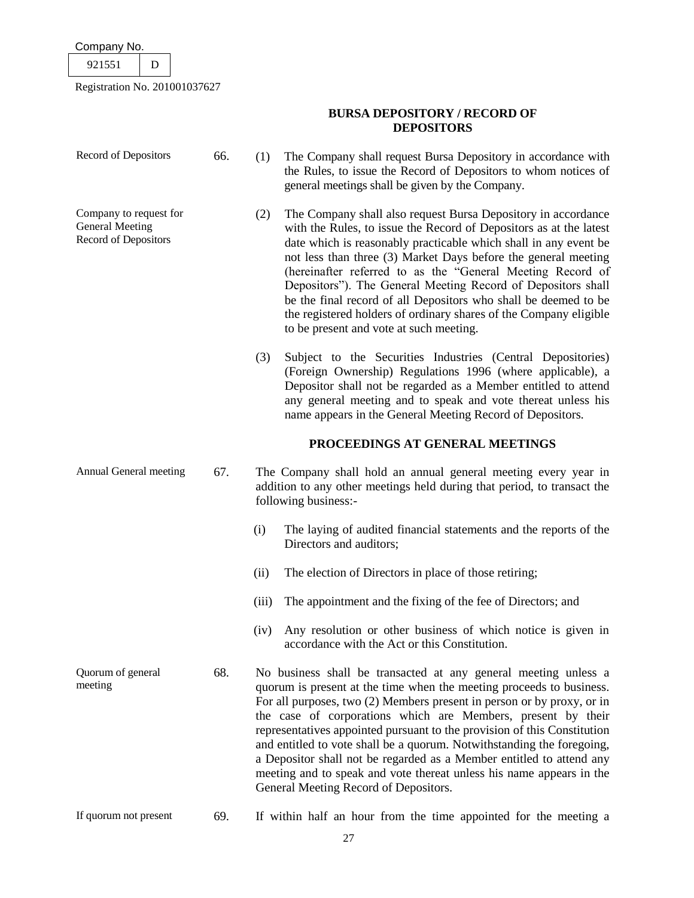## BURSA DEPOSITORY / RECORD OF DEPOSITORS

**Record of Depositors**

66. (1) The Company shall request Bursa Depository in accordance with the Rules, to issue the Record of Depositors to whom notices of general meetings shall be given by the Company.

**Company to request for General Meeting Record of Depositors**

(2) The Company shall also request Bursa Depository in accordance with the Rules, to issue the Record of Depositors as at the latest date which is reasonably practicable which shall in any event be not less than three (3) Market Days before the general meeting (hereinafter referred to as the "General Meeting Record of Depositors"). The General Meeting Record of Depositors shall be the final record of all Depositors who shall be deemed to be the registered holders of ordinary shares of the Company eligible to be present and vote at such meeting.

(3) Subject to the Securities Industries (Central Depositories) (Foreign Ownership) Regulations 1996 (where applicable), a Depositor shall not be regarded as a Member entitled to attend any general meeting and to speak and vote thereat unless his name appears in the General Meeting Record of Depositors.

## PROCEEDINGS AT GENERAL MEETINGS

**Annual General meeting**

67. The Company shall hold an annual general meeting every year in addition to any other meetings held during that period, to transact the following business:-

(i) The laying of audited financial statements and the reports of the Directors and auditors;

(ii) The election of Directors in place of those retiring;

(iii) The appointment and the fixing of the fee of Directors; and

(iv) Any resolution or other business of which notice is given in accordance with the Act or this Constitution.

**Quorum of general meeting**

68. No business shall be transacted at any general meeting unless a quorum is present at the time when the meeting proceeds to business. For all purposes, two (2) Members present in person or by proxy, or in the case of corporations which are Members, present by their representatives appointed pursuant to the provision of this Constitution and entitled to vote shall be a quorum. Notwithstanding the foregoing, a Depositor shall not be regarded as a Member entitled to attend any meeting and to speak and vote thereat unless his name appears in the General Meeting Record of Depositors.

**If quorum not present**

69. If within half an hour from the time appointed for the meeting a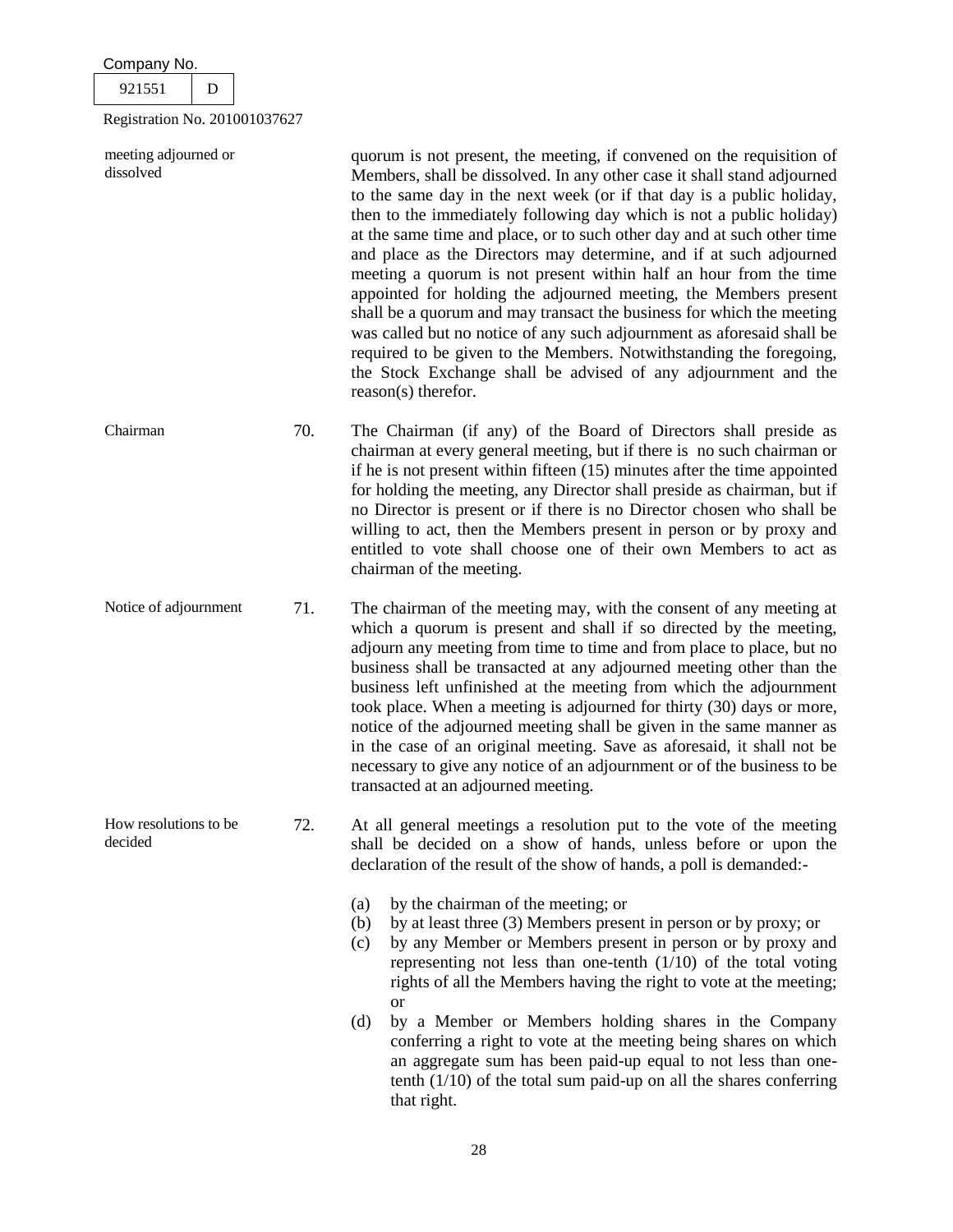meeting adjourned or dissolved

quorum is not present, the meeting, if convened on the requisition of Members, shall be dissolved. In any other case it shall stand adjourned to the same day in the next week (or if that day is a public holiday, then to the immediately following day which is not a public holiday) at the same time and place, or to such other day and at such other time and place as the Directors may determine, and if at such adjourned meeting a quorum is not present within half an hour from the time appointed for holding the adjourned meeting, the Members present shall be a quorum and may transact the business for which the meeting was called but no notice of any such adjournment as aforesaid shall be required to be given to the Members. Notwithstanding the foregoing, the Stock Exchange shall be advised of any adjournment and the reason(s) therefor.

Chairman

70. The Chairman (if any) of the Board of Directors shall preside as chairman at every general meeting, but if there is no such chairman or if he is not present within fifteen (15) minutes after the time appointed for holding the meeting, any Director shall preside as chairman, but if no Director is present or if there is no Director chosen who shall be willing to act, then the Members present in person or by proxy and entitled to vote shall choose one of their own Members to act as chairman of the meeting.

Notice of adjournment

71. The chairman of the meeting may, with the consent of any meeting at which a quorum is present and shall if so directed by the meeting, adjourn any meeting from time to time and from place to place, but no business shall be transacted at any adjourned meeting other than the business left unfinished at the meeting from which the adjournment took place. When a meeting is adjourned for thirty (30) days or more, notice of the adjourned meeting shall be given in the same manner as in the case of an original meeting. Save as aforesaid, it shall not be necessary to give any notice of an adjournment or of the business to be transacted at an adjourned meeting.

How resolutions to be decided

72. At all general meetings a resolution put to the vote of the meeting shall be decided on a show of hands, unless before or upon the declaration of the result of the show of hands, a poll is demanded:-

(a) by the chairman of the meeting; or
(b) by at least three (3) Members present in person or by proxy; or
(c) by any Member or Members present in person or by proxy and representing not less than one-tenth (1/10) of the total voting rights of all the Members having the right to vote at the meeting; or
(d) by a Member or Members holding shares in the Company conferring a right to vote at the meeting being shares on which an aggregate sum has been paid-up equal to not less than one-tenth (1/10) of the total sum paid-up on all the shares conferring that right.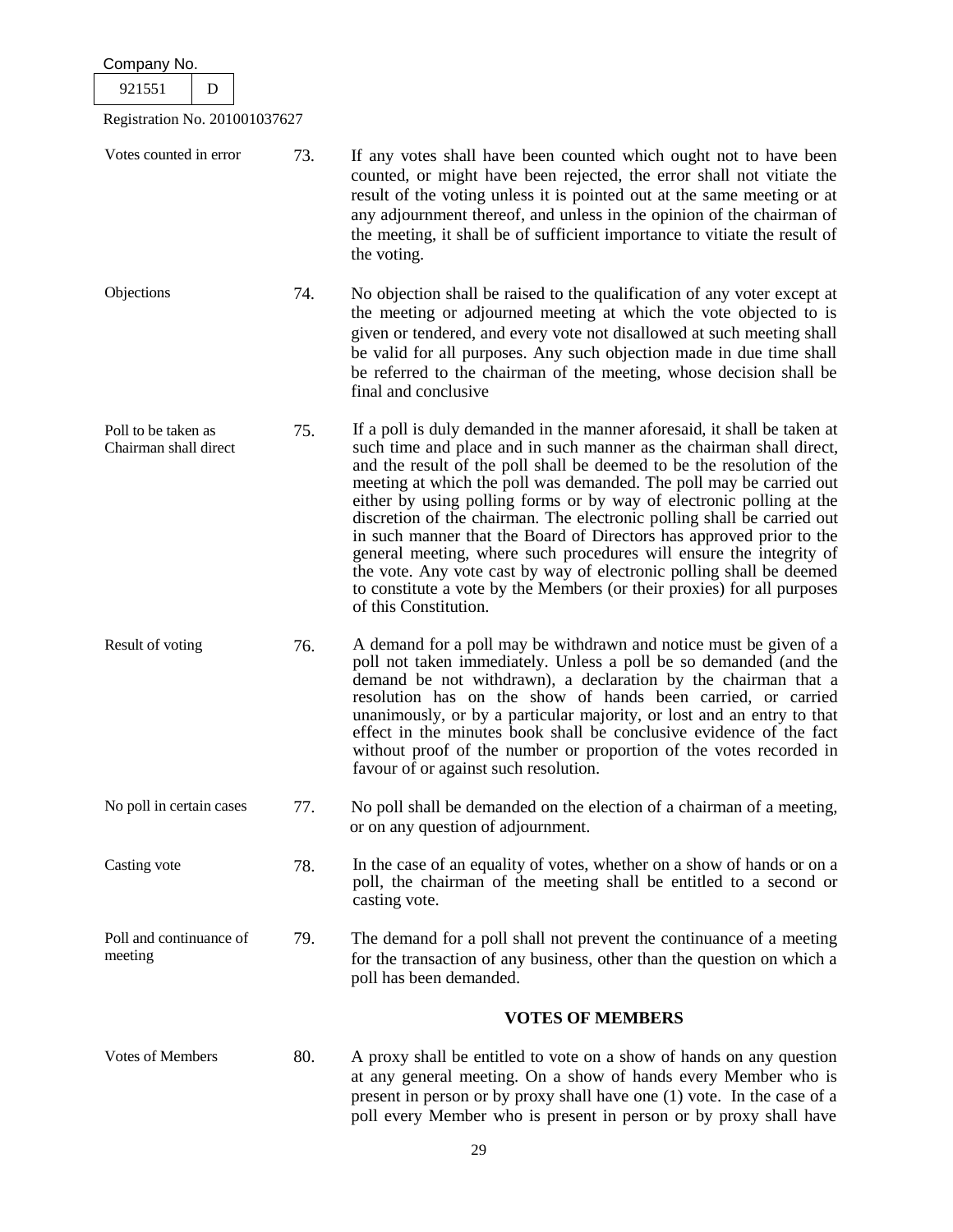| | | |
|---|---|---|
| Votes counted in error | 73. | If any votes shall have been counted which ought not to have been counted, or might have been rejected, the error shall not vitiate the result of the voting unless it is pointed out at the same meeting or at any adjournment thereof, and unless in the opinion of the chairman of the meeting, it shall be of sufficient importance to vitiate the result of the voting. |
| Objections | 74. | No objection shall be raised to the qualification of any voter except at the meeting or adjourned meeting at which the vote objected to is given or tendered, and every vote not disallowed at such meeting shall be valid for all purposes. Any such objection made in due time shall be referred to the chairman of the meeting, whose decision shall be final and conclusive |
| Poll to be taken as Chairman shall direct | 75. | If a poll is duly demanded in the manner aforesaid, it shall be taken at such time and place and in such manner as the chairman shall direct, and the result of the poll shall be deemed to be the resolution of the meeting at which the poll was demanded. The poll may be carried out either by using polling forms or by way of electronic polling at the discretion of the chairman. The electronic polling shall be carried out in such manner that the Board of Directors has approved prior to the general meeting, where such procedures will ensure the integrity of the vote. Any vote cast by way of electronic polling shall be deemed to constitute a vote by the Members (or their proxies) for all purposes of this Constitution. |
| Result of voting | 76. | A demand for a poll may be withdrawn and notice must be given of a poll not taken immediately. Unless a poll be so demanded (and the demand be not withdrawn), a declaration by the chairman that a resolution has on the show of hands been carried, or carried unanimously, or by a particular majority, or lost and an entry to that effect in the minutes book shall be conclusive evidence of the fact without proof of the number or proportion of the votes recorded in favour of or against such resolution. |
| No poll in certain cases | 77. | No poll shall be demanded on the election of a chairman of a meeting, or on any question of adjournment. |
| Casting vote | 78. | In the case of an equality of votes, whether on a show of hands or on a poll, the chairman of the meeting shall be entitled to a second or casting vote. |
| Poll and continuance of meeting | 79. | The demand for a poll shall not prevent the continuance of a meeting for the transaction of any business, other than the question on which a poll has been demanded. |

## VOTES OF MEMBERS

| | | |
|---|---|---|
| Votes of Members | 80. | A proxy shall be entitled to vote on a show of hands on any question at any general meeting. On a show of hands every Member who is present in person or by proxy shall have one (1) vote. In the case of a poll every Member who is present in person or by proxy shall have |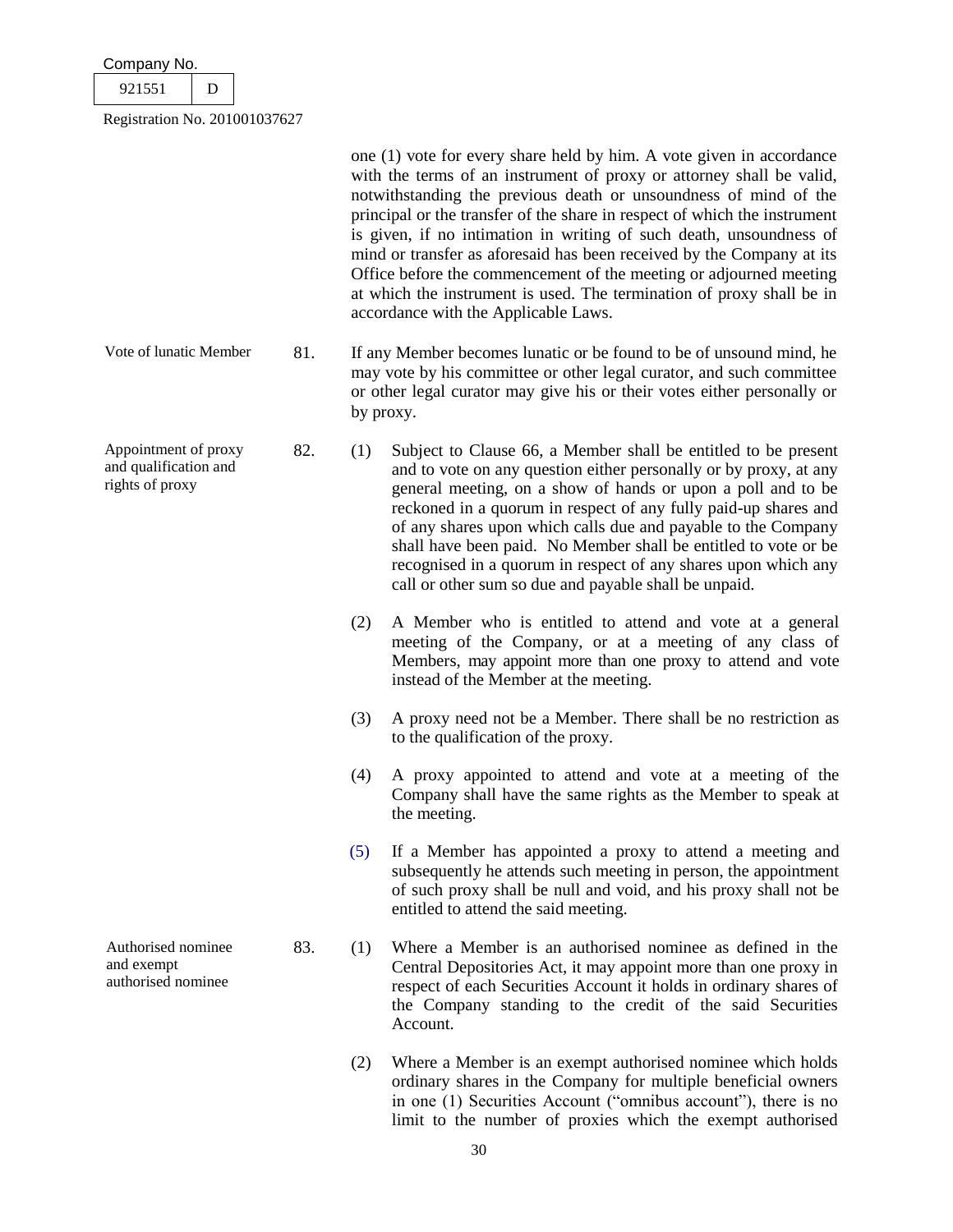one (1) vote for every share held by him. A vote given in accordance with the terms of an instrument of proxy or attorney shall be valid, notwithstanding the previous death or unsoundness of mind of the principal or the transfer of the share in respect of which the instrument is given, if no intimation in writing of such death, unsoundness of mind or transfer as aforesaid has been received by the Company at its Office before the commencement of the meeting or adjourned meeting at which the instrument is used. The termination of proxy shall be in accordance with the Applicable Laws.

**Vote of lunatic Member**

81. If any Member becomes lunatic or be found to be of unsound mind, he may vote by his committee or other legal curator, and such committee or other legal curator may give his or their votes either personally or by proxy.

**Appointment of proxy and qualification and rights of proxy**

82. (1) Subject to Clause 66, a Member shall be entitled to be present and to vote on any question either personally or by proxy, at any general meeting, on a show of hands or upon a poll and to be reckoned in a quorum in respect of any fully paid-up shares and of any shares upon which calls due and payable to the Company shall have been paid. No Member shall be entitled to vote or be recognised in a quorum in respect of any shares upon which any call or other sum so due and payable shall be unpaid.

(2) A Member who is entitled to attend and vote at a general meeting of the Company, or at a meeting of any class of Members, may appoint more than one proxy to attend and vote instead of the Member at the meeting.

(3) A proxy need not be a Member. There shall be no restriction as to the qualification of the proxy.

(4) A proxy appointed to attend and vote at a meeting of the Company shall have the same rights as the Member to speak at the meeting.

(5) If a Member has appointed a proxy to attend a meeting and subsequently he attends such meeting in person, the appointment of such proxy shall be null and void, and his proxy shall not be entitled to attend the said meeting.

**Authorised nominee and exempt authorised nominee**

83. (1) Where a Member is an authorised nominee as defined in the Central Depositories Act, it may appoint more than one proxy in respect of each Securities Account it holds in ordinary shares of the Company standing to the credit of the said Securities Account.

(2) Where a Member is an exempt authorised nominee which holds ordinary shares in the Company for multiple beneficial owners in one (1) Securities Account ("omnibus account"), there is no limit to the number of proxies which the exempt authorised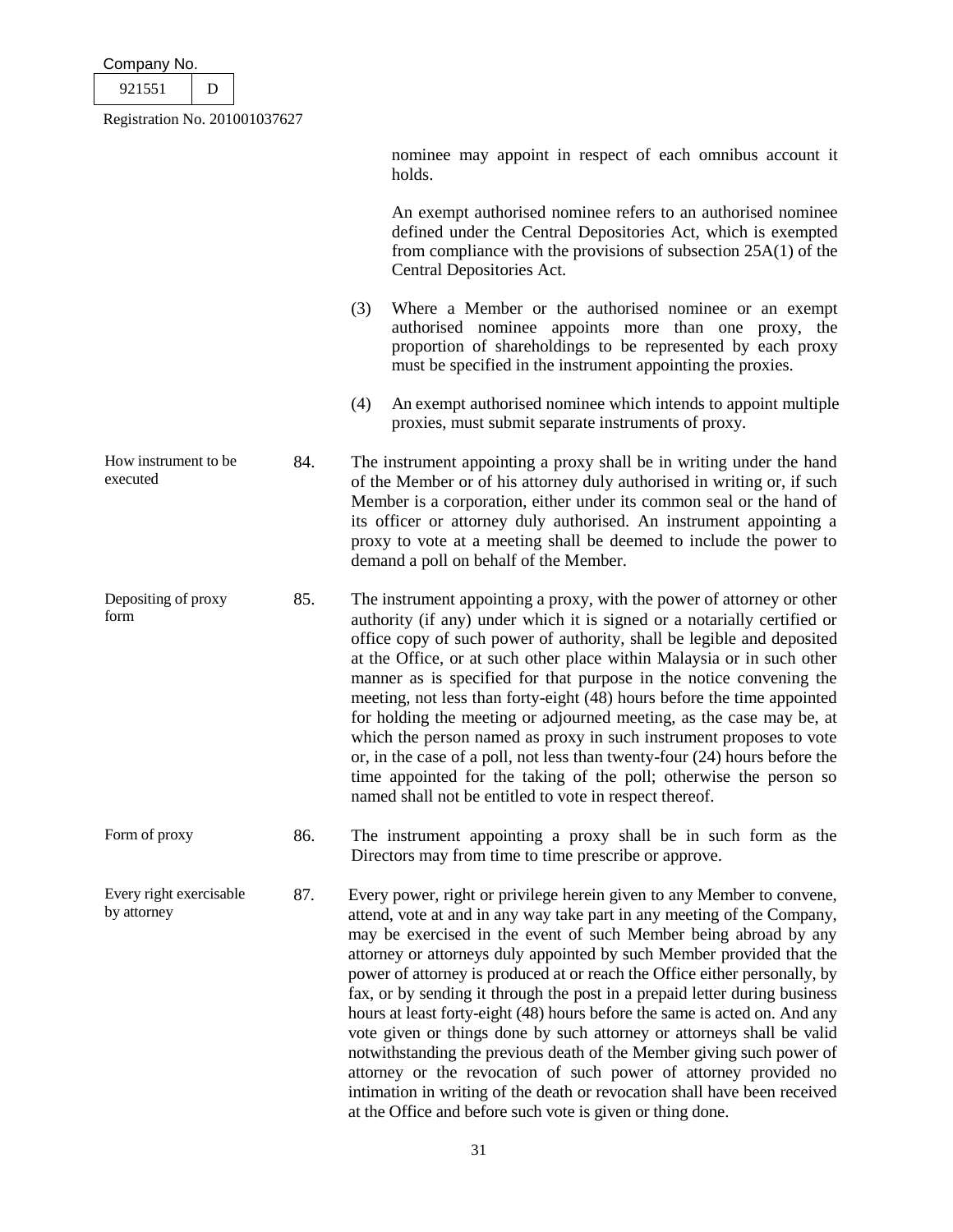nominee may appoint in respect of each omnibus account it holds.

An exempt authorised nominee refers to an authorised nominee defined under the Central Depositories Act, which is exempted from compliance with the provisions of subsection 25A(1) of the Central Depositories Act.

(3) Where a Member or the authorised nominee or an exempt authorised nominee appoints more than one proxy, the proportion of shareholdings to be represented by each proxy must be specified in the instrument appointing the proxies.

(4) An exempt authorised nominee which intends to appoint multiple proxies, must submit separate instruments of proxy.

**How instrument to be executed**

84. The instrument appointing a proxy shall be in writing under the hand of the Member or of his attorney duly authorised in writing or, if such Member is a corporation, either under its common seal or the hand of its officer or attorney duly authorised. An instrument appointing a proxy to vote at a meeting shall be deemed to include the power to demand a poll on behalf of the Member.

**Depositing of proxy form**

85. The instrument appointing a proxy, with the power of attorney or other authority (if any) under which it is signed or a notarially certified or office copy of such power of authority, shall be legible and deposited at the Office, or at such other place within Malaysia or in such other manner as is specified for that purpose in the notice convening the meeting, not less than forty-eight (48) hours before the time appointed for holding the meeting or adjourned meeting, as the case may be, at which the person named as proxy in such instrument proposes to vote or, in the case of a poll, not less than twenty-four (24) hours before the time appointed for the taking of the poll; otherwise the person so named shall not be entitled to vote in respect thereof.

**Form of proxy**

86. The instrument appointing a proxy shall be in such form as the Directors may from time to time prescribe or approve.

**Every right exercisable by attorney**

87. Every power, right or privilege herein given to any Member to convene, attend, vote at and in any way take part in any meeting of the Company, may be exercised in the event of such Member being abroad by any attorney or attorneys duly appointed by such Member provided that the power of attorney is produced at or reach the Office either personally, by fax, or by sending it through the post in a prepaid letter during business hours at least forty-eight (48) hours before the same is acted on. And any vote given or things done by such attorney or attorneys shall be valid notwithstanding the previous death of the Member giving such power of attorney or the revocation of such power of attorney provided no intimation in writing of the death or revocation shall have been received at the Office and before such vote is given or thing done.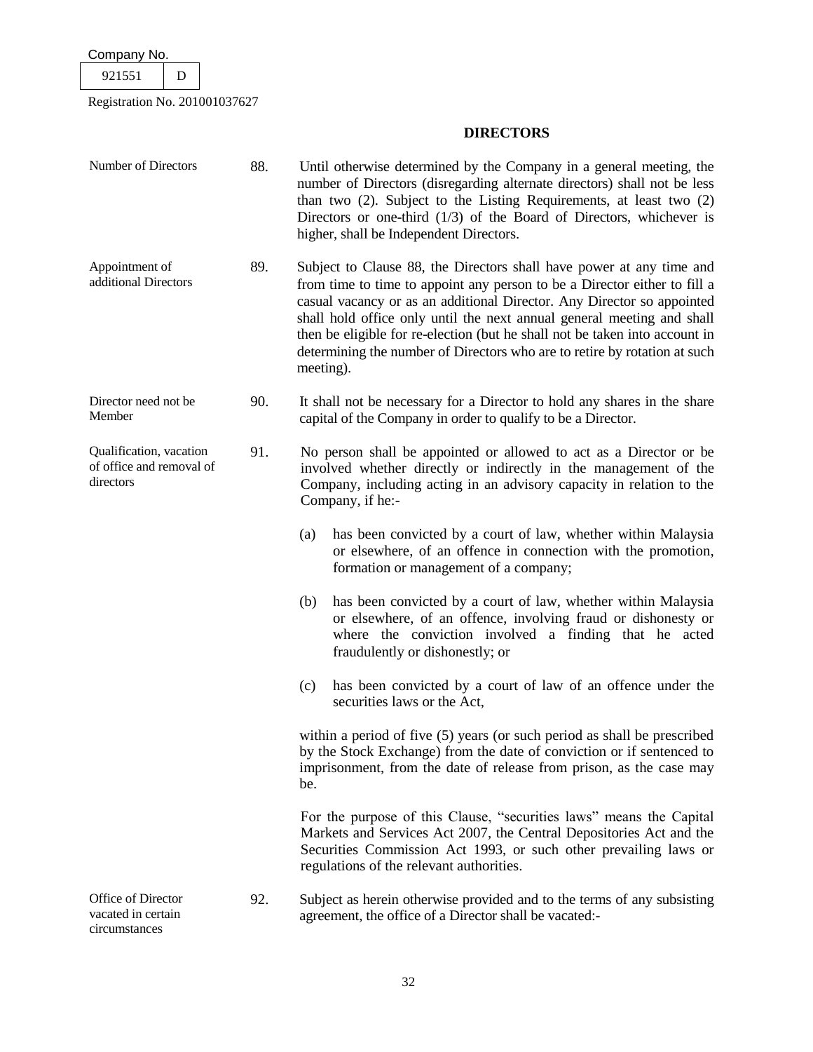## DIRECTORS

**Number of Directors**

88. Until otherwise determined by the Company in a general meeting, the number of Directors (disregarding alternate directors) shall not be less than two (2). Subject to the Listing Requirements, at least two (2) Directors or one-third (1/3) of the Board of Directors, whichever is higher, shall be Independent Directors.

**Appointment of additional Directors**

89. Subject to Clause 88, the Directors shall have power at any time and from time to time to appoint any person to be a Director either to fill a casual vacancy or as an additional Director. Any Director so appointed shall hold office only until the next annual general meeting and shall then be eligible for re-election (but he shall not be taken into account in determining the number of Directors who are to retire by rotation at such meeting).

**Director need not be Member**

90. It shall not be necessary for a Director to hold any shares in the share capital of the Company in order to qualify to be a Director.

**Qualification, vacation of office and removal of directors**

91. No person shall be appointed or allowed to act as a Director or be involved whether directly or indirectly in the management of the Company, including acting in an advisory capacity in relation to the Company, if he:-

   (a) has been convicted by a court of law, whether within Malaysia or elsewhere, of an offence in connection with the promotion, formation or management of a company;

   (b) has been convicted by a court of law, whether within Malaysia or elsewhere, of an offence, involving fraud or dishonesty or where the conviction involved a finding that he acted fraudulently or dishonestly; or

   (c) has been convicted by a court of law of an offence under the securities laws or the Act,

   within a period of five (5) years (or such period as shall be prescribed by the Stock Exchange) from the date of conviction or if sentenced to imprisonment, from the date of release from prison, as the case may be.

   For the purpose of this Clause, "securities laws" means the Capital Markets and Services Act 2007, the Central Depositories Act and the Securities Commission Act 1993, or such other prevailing laws or regulations of the relevant authorities.

**Office of Director vacated in certain circumstances**

92. Subject as herein otherwise provided and to the terms of any subsisting agreement, the office of a Director shall be vacated:-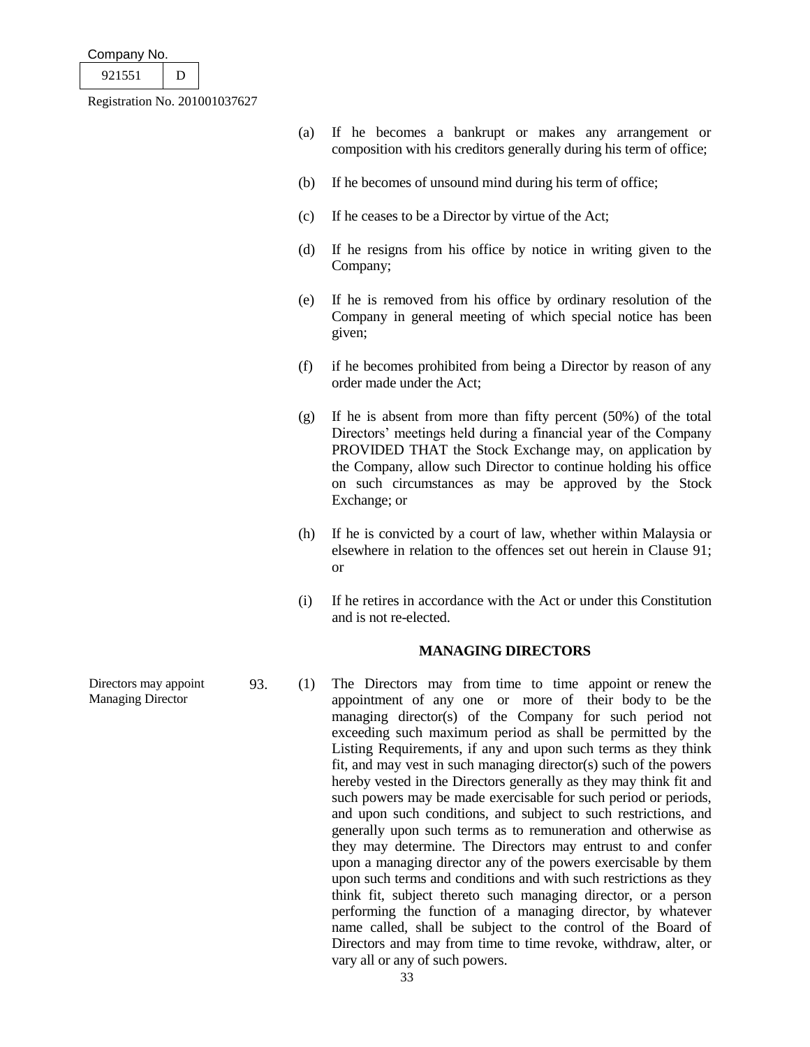(a) If he becomes a bankrupt or makes any arrangement or composition with his creditors generally during his term of office;

(b) If he becomes of unsound mind during his term of office;

(c) If he ceases to be a Director by virtue of the Act;

(d) If he resigns from his office by notice in writing given to the Company;

(e) If he is removed from his office by ordinary resolution of the Company in general meeting of which special notice has been given;

(f) if he becomes prohibited from being a Director by reason of any order made under the Act;

(g) If he is absent from more than fifty percent (50%) of the total Directors' meetings held during a financial year of the Company PROVIDED THAT the Stock Exchange may, on application by the Company, allow such Director to continue holding his office on such circumstances as may be approved by the Stock Exchange; or

(h) If he is convicted by a court of law, whether within Malaysia or elsewhere in relation to the offences set out herein in Clause 91; or

(i) If he retires in accordance with the Act or under this Constitution and is not re-elected.

## MANAGING DIRECTORS

Directors may appoint Managing Director

93. (1) The Directors may from time to time appoint or renew the appointment of any one or more of their body to be the managing director(s) of the Company for such period not exceeding such maximum period as shall be permitted by the Listing Requirements, if any and upon such terms as they think fit, and may vest in such managing director(s) such of the powers hereby vested in the Directors generally as they may think fit and such powers may be made exercisable for such period or periods, and upon such conditions, and subject to such restrictions, and generally upon such terms as to remuneration and otherwise as they may determine. The Directors may entrust to and confer upon a managing director any of the powers exercisable by them upon such terms and conditions and with such restrictions as they think fit, subject thereto such managing director, or a person performing the function of a managing director, by whatever name called, shall be subject to the control of the Board of Directors and may from time to time revoke, withdraw, alter, or vary all or any of such powers.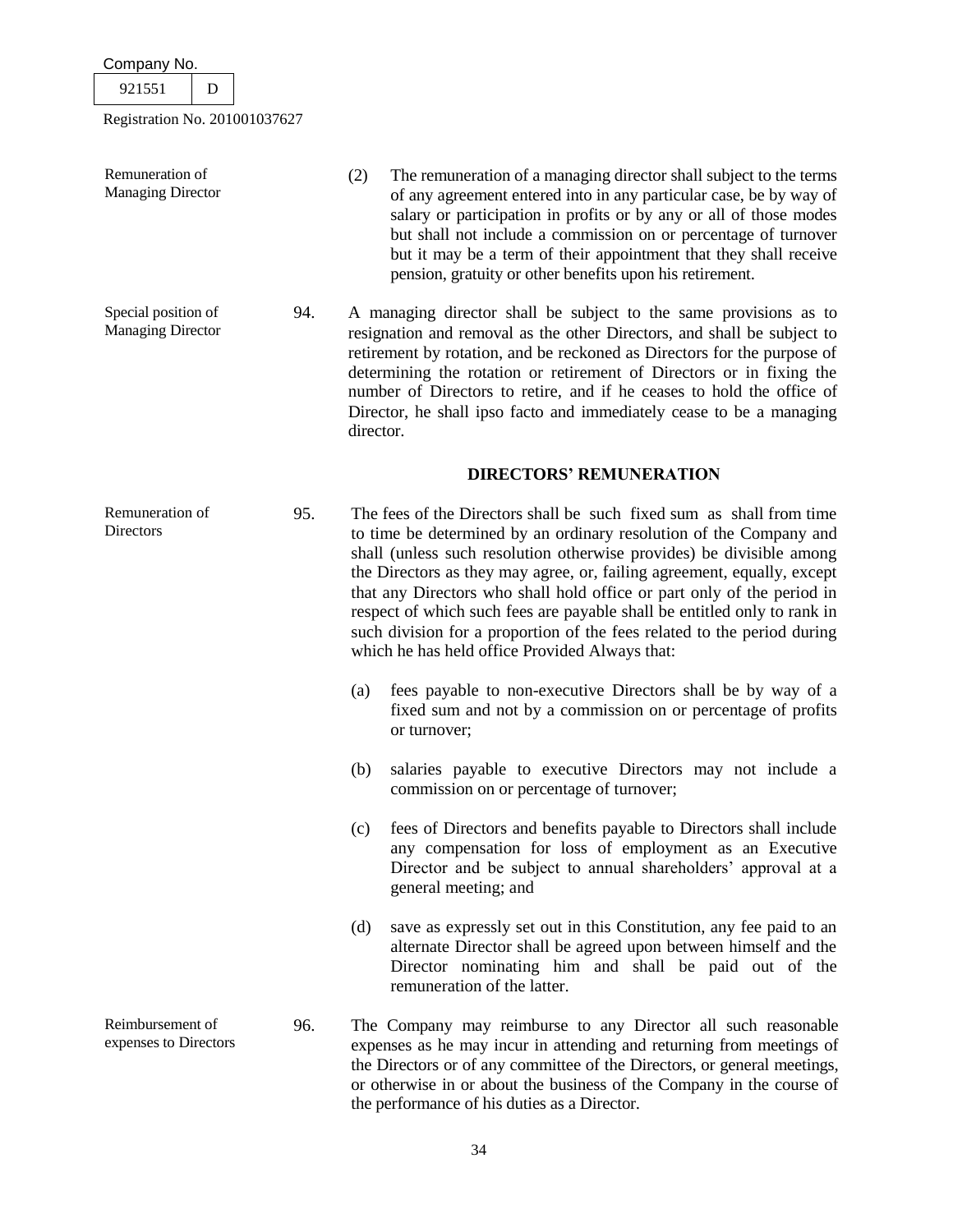Remuneration of Managing Director

(2) The remuneration of a managing director shall subject to the terms of any agreement entered into in any particular case, be by way of salary or participation in profits or by any or all of those modes but shall not include a commission on or percentage of turnover but it may be a term of their appointment that they shall receive pension, gratuity or other benefits upon his retirement.

Special position of Managing Director

94. A managing director shall be subject to the same provisions as to resignation and removal as the other Directors, and shall be subject to retirement by rotation, and be reckoned as Directors for the purpose of determining the rotation or retirement of Directors or in fixing the number of Directors to retire, and if he ceases to hold the office of Director, he shall ipso facto and immediately cease to be a managing director.

## DIRECTORS' REMUNERATION

Remuneration of Directors

95. The fees of the Directors shall be such fixed sum as shall from time to time be determined by an ordinary resolution of the Company and shall (unless such resolution otherwise provides) be divisible among the Directors as they may agree, or, failing agreement, equally, except that any Directors who shall hold office or part only of the period in respect of which such fees are payable shall be entitled only to rank in such division for a proportion of the fees related to the period during which he has held office Provided Always that:

(a) fees payable to non-executive Directors shall be by way of a fixed sum and not by a commission on or percentage of profits or turnover;

(b) salaries payable to executive Directors may not include a commission on or percentage of turnover;

(c) fees of Directors and benefits payable to Directors shall include any compensation for loss of employment as an Executive Director and be subject to annual shareholders' approval at a general meeting; and

(d) save as expressly set out in this Constitution, any fee paid to an alternate Director shall be agreed upon between himself and the Director nominating him and shall be paid out of the remuneration of the latter.

Reimbursement of expenses to Directors

96. The Company may reimburse to any Director all such reasonable expenses as he may incur in attending and returning from meetings of the Directors or of any committee of the Directors, or general meetings, or otherwise in or about the business of the Company in the course of the performance of his duties as a Director.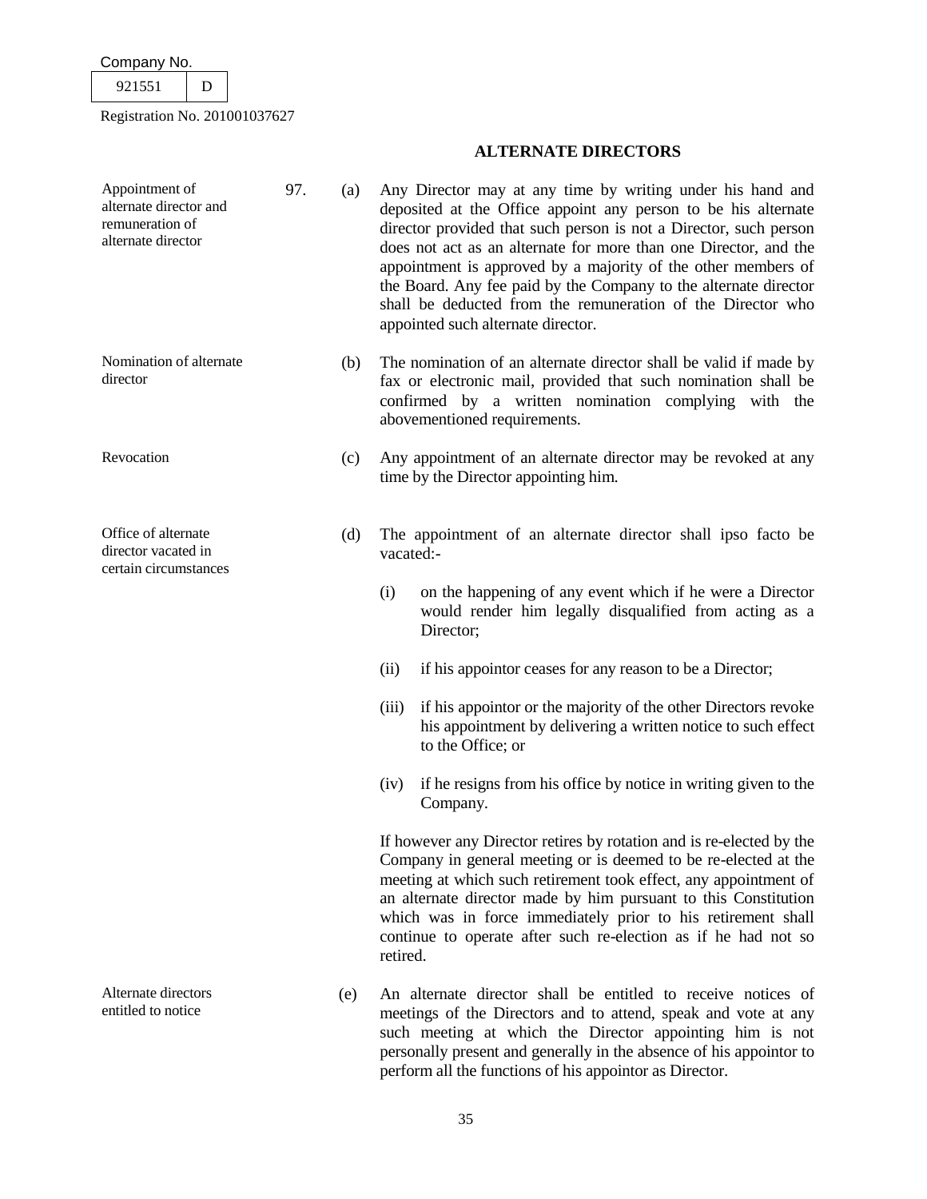## ALTERNATE DIRECTORS

*Appointment of alternate director and remuneration of alternate director*

97. (a) Any Director may at any time by writing under his hand and deposited at the Office appoint any person to be his alternate director provided that such person is not a Director, such person does not act as an alternate for more than one Director, and the appointment is approved by a majority of the other members of the Board. Any fee paid by the Company to the alternate director shall be deducted from the remuneration of the Director who appointed such alternate director.

*Nomination of alternate director*

(b) The nomination of an alternate director shall be valid if made by fax or electronic mail, provided that such nomination shall be confirmed by a written nomination complying with the abovementioned requirements.

*Revocation*

(c) Any appointment of an alternate director may be revoked at any time by the Director appointing him.

*Office of alternate director vacated in certain circumstances*

(d) The appointment of an alternate director shall ipso facto be vacated:-

(i) on the happening of any event which if he were a Director would render him legally disqualified from acting as a Director;

(ii) if his appointor ceases for any reason to be a Director;

(iii) if his appointor or the majority of the other Directors revoke his appointment by delivering a written notice to such effect to the Office; or

(iv) if he resigns from his office by notice in writing given to the Company.

If however any Director retires by rotation and is re-elected by the Company in general meeting or is deemed to be re-elected at the meeting at which such retirement took effect, any appointment of an alternate director made by him pursuant to this Constitution which was in force immediately prior to his retirement shall continue to operate after such re-election as if he had not so retired.

*Alternate directors entitled to notice*

(e) An alternate director shall be entitled to receive notices of meetings of the Directors and to attend, speak and vote at any such meeting at which the Director appointing him is not personally present and generally in the absence of his appointor to perform all the functions of his appointor as Director.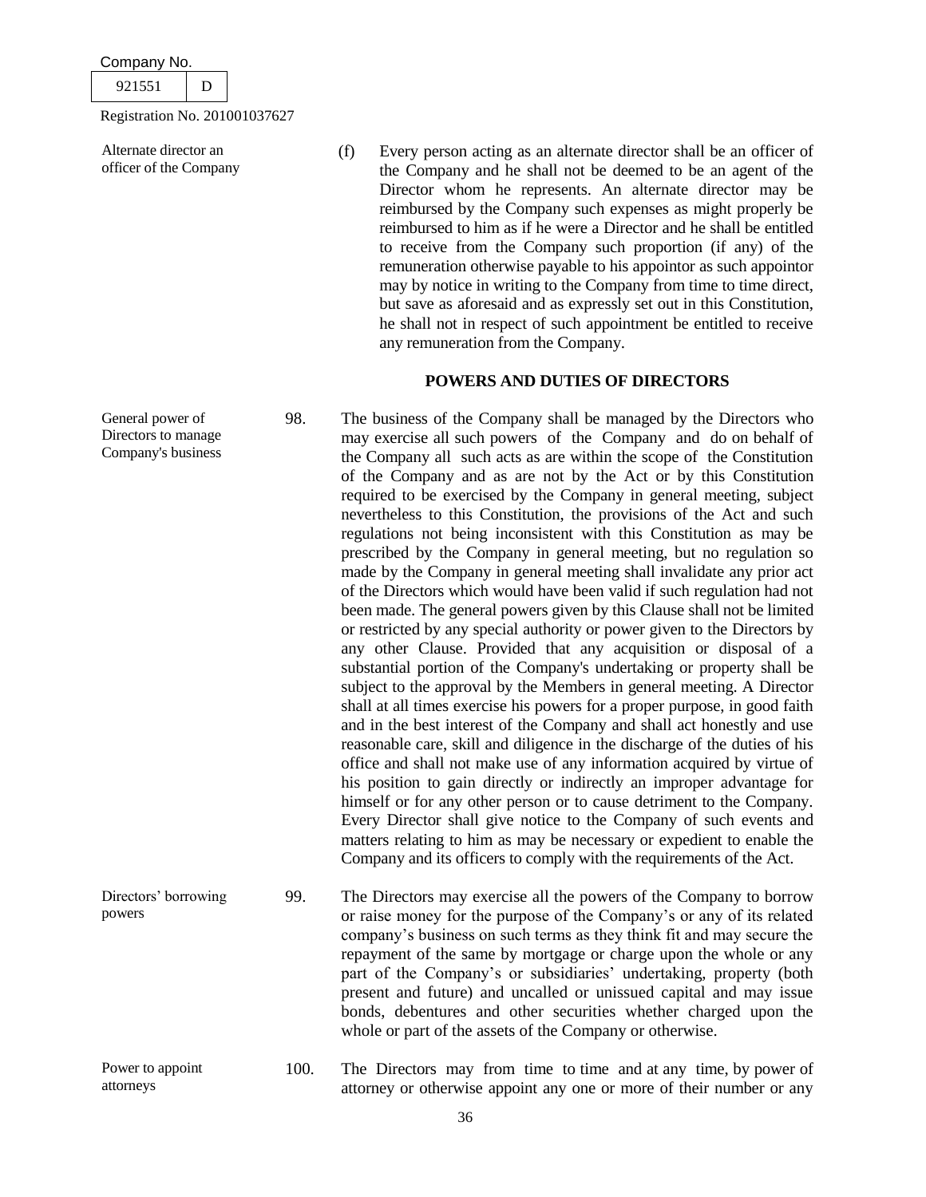Alternate director an officer of the Company

(f) Every person acting as an alternate director shall be an officer of the Company and he shall not be deemed to be an agent of the Director whom he represents. An alternate director may be reimbursed by the Company such expenses as might properly be reimbursed to him as if he were a Director and he shall be entitled to receive from the Company such proportion (if any) of the remuneration otherwise payable to his appointor as such appointor may by notice in writing to the Company from time to time direct, but save as aforesaid and as expressly set out in this Constitution, he shall not in respect of such appointment be entitled to receive any remuneration from the Company.

## POWERS AND DUTIES OF DIRECTORS

General power of Directors to manage Company's business

98. The business of the Company shall be managed by the Directors who may exercise all such powers of the Company and do on behalf of the Company all such acts as are within the scope of the Constitution of the Company and as are not by the Act or by this Constitution required to be exercised by the Company in general meeting, subject nevertheless to this Constitution, the provisions of the Act and such regulations not being inconsistent with this Constitution as may be prescribed by the Company in general meeting, but no regulation so made by the Company in general meeting shall invalidate any prior act of the Directors which would have been valid if such regulation had not been made. The general powers given by this Clause shall not be limited or restricted by any special authority or power given to the Directors by any other Clause. Provided that any acquisition or disposal of a substantial portion of the Company's undertaking or property shall be subject to the approval by the Members in general meeting. A Director shall at all times exercise his powers for a proper purpose, in good faith and in the best interest of the Company and shall act honestly and use reasonable care, skill and diligence in the discharge of the duties of his office and shall not make use of any information acquired by virtue of his position to gain directly or indirectly an improper advantage for himself or for any other person or to cause detriment to the Company. Every Director shall give notice to the Company of such events and matters relating to him as may be necessary or expedient to enable the Company and its officers to comply with the requirements of the Act.

Directors' borrowing powers

99. The Directors may exercise all the powers of the Company to borrow or raise money for the purpose of the Company's or any of its related company's business on such terms as they think fit and may secure the repayment of the same by mortgage or charge upon the whole or any part of the Company's or subsidiaries' undertaking, property (both present and future) and uncalled or unissued capital and may issue bonds, debentures and other securities whether charged upon the whole or part of the assets of the Company or otherwise.

Power to appoint attorneys

100. The Directors may from time to time and at any time, by power of attorney or otherwise appoint any one or more of their number or any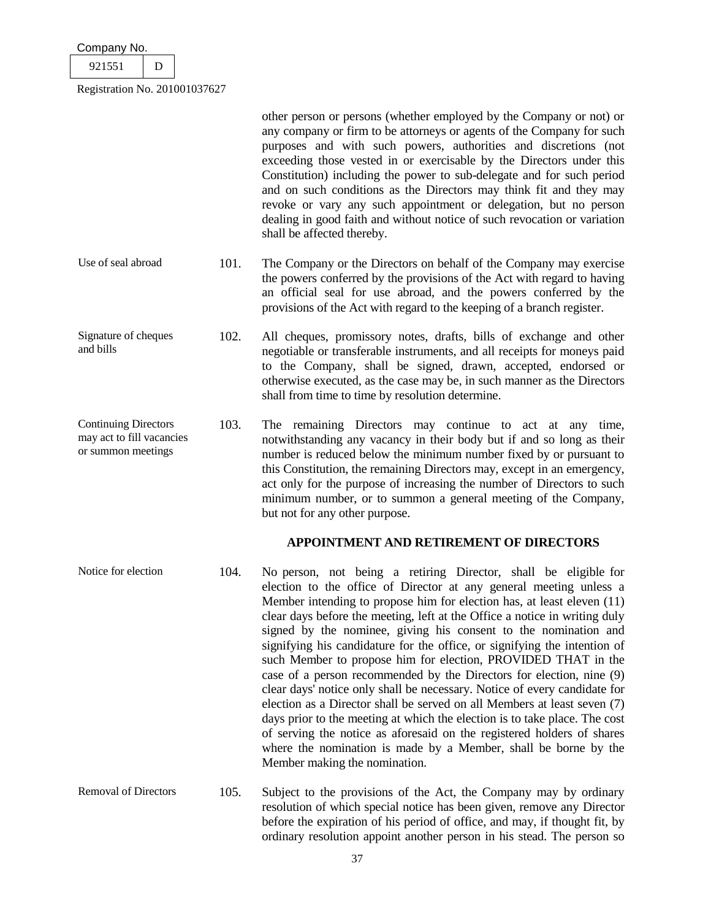other person or persons (whether employed by the Company or not) or any company or firm to be attorneys or agents of the Company for such purposes and with such powers, authorities and discretions (not exceeding those vested in or exercisable by the Directors under this Constitution) including the power to sub-delegate and for such period and on such conditions as the Directors may think fit and they may revoke or vary any such appointment or delegation, but no person dealing in good faith and without notice of such revocation or variation shall be affected thereby.

Use of seal abroad

101. The Company or the Directors on behalf of the Company may exercise the powers conferred by the provisions of the Act with regard to having an official seal for use abroad, and the powers conferred by the provisions of the Act with regard to the keeping of a branch register.

Signature of cheques and bills

102. All cheques, promissory notes, drafts, bills of exchange and other negotiable or transferable instruments, and all receipts for moneys paid to the Company, shall be signed, drawn, accepted, endorsed or otherwise executed, as the case may be, in such manner as the Directors shall from time to time by resolution determine.

Continuing Directors may act to fill vacancies or summon meetings

103. The remaining Directors may continue to act at any time, notwithstanding any vacancy in their body but if and so long as their number is reduced below the minimum number fixed by or pursuant to this Constitution, the remaining Directors may, except in an emergency, act only for the purpose of increasing the number of Directors to such minimum number, or to summon a general meeting of the Company, but not for any other purpose.

## APPOINTMENT AND RETIREMENT OF DIRECTORS

Notice for election

104. No person, not being a retiring Director, shall be eligible for election to the office of Director at any general meeting unless a Member intending to propose him for election has, at least eleven (11) clear days before the meeting, left at the Office a notice in writing duly signed by the nominee, giving his consent to the nomination and signifying his candidature for the office, or signifying the intention of such Member to propose him for election, PROVIDED THAT in the case of a person recommended by the Directors for election, nine (9) clear days' notice only shall be necessary. Notice of every candidate for election as a Director shall be served on all Members at least seven (7) days prior to the meeting at which the election is to take place. The cost of serving the notice as aforesaid on the registered holders of shares where the nomination is made by a Member, shall be borne by the Member making the nomination.

Removal of Directors

105. Subject to the provisions of the Act, the Company may by ordinary resolution of which special notice has been given, remove any Director before the expiration of his period of office, and may, if thought fit, by ordinary resolution appoint another person in his stead. The person so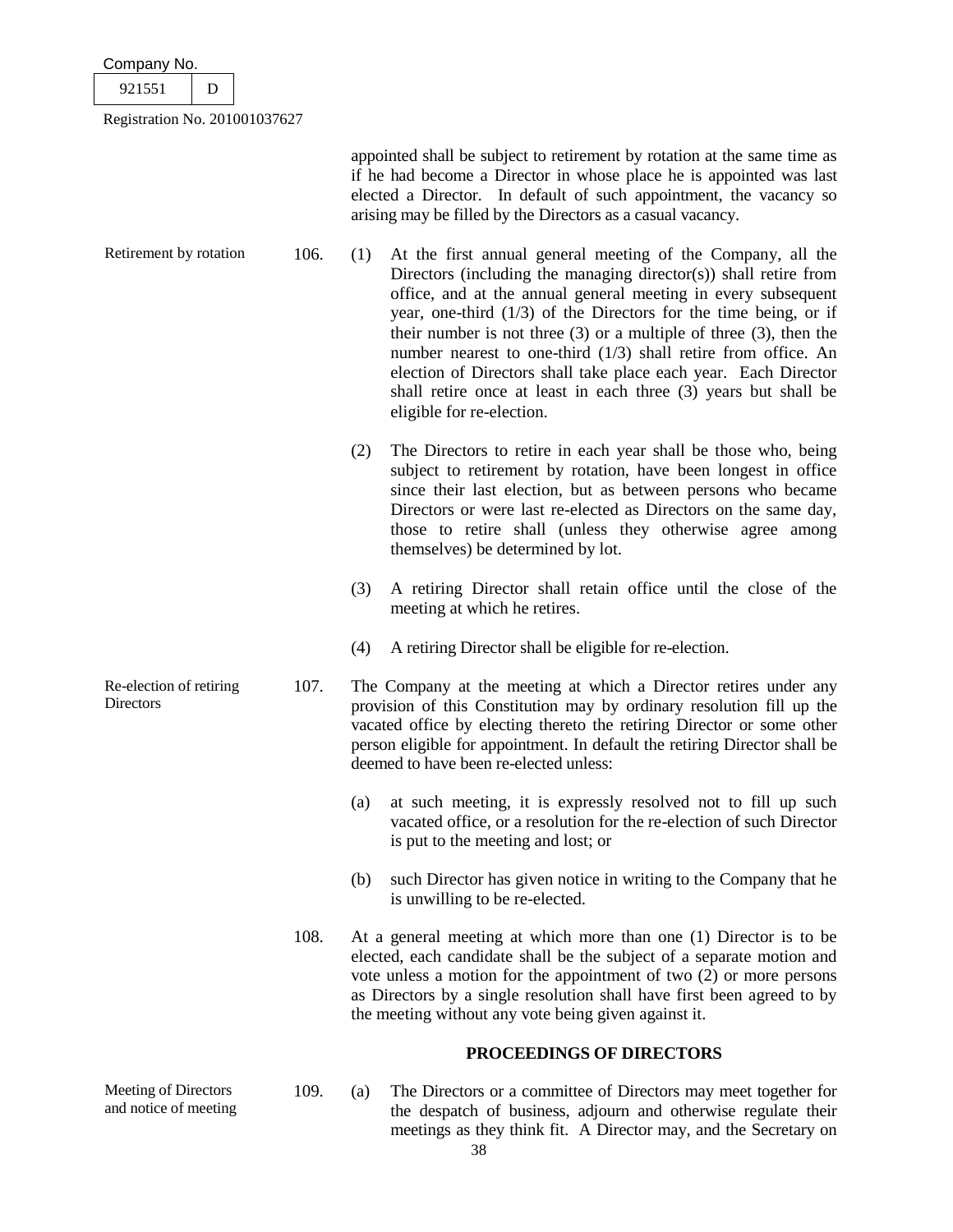appointed shall be subject to retirement by rotation at the same time as if he had become a Director in whose place he is appointed was last elected a Director. In default of such appointment, the vacancy so arising may be filled by the Directors as a casual vacancy.

Retirement by rotation

106. (1) At the first annual general meeting of the Company, all the Directors (including the managing director(s)) shall retire from office, and at the annual general meeting in every subsequent year, one-third (1/3) of the Directors for the time being, or if their number is not three (3) or a multiple of three (3), then the number nearest to one-third (1/3) shall retire from office. An election of Directors shall take place each year. Each Director shall retire once at least in each three (3) years but shall be eligible for re-election.

(2) The Directors to retire in each year shall be those who, being subject to retirement by rotation, have been longest in office since their last election, but as between persons who became Directors or were last re-elected as Directors on the same day, those to retire shall (unless they otherwise agree among themselves) be determined by lot.

(3) A retiring Director shall retain office until the close of the meeting at which he retires.

(4) A retiring Director shall be eligible for re-election.

Re-election of retiring Directors

107. The Company at the meeting at which a Director retires under any provision of this Constitution may by ordinary resolution fill up the vacated office by electing thereto the retiring Director or some other person eligible for appointment. In default the retiring Director shall be deemed to have been re-elected unless:

(a) at such meeting, it is expressly resolved not to fill up such vacated office, or a resolution for the re-election of such Director is put to the meeting and lost; or

(b) such Director has given notice in writing to the Company that he is unwilling to be re-elected.

108. At a general meeting at which more than one (1) Director is to be elected, each candidate shall be the subject of a separate motion and vote unless a motion for the appointment of two (2) or more persons as Directors by a single resolution shall have first been agreed to by the meeting without any vote being given against it.

## PROCEEDINGS OF DIRECTORS

Meeting of Directors and notice of meeting

109. (a) The Directors or a committee of Directors may meet together for the despatch of business, adjourn and otherwise regulate their meetings as they think fit. A Director may, and the Secretary on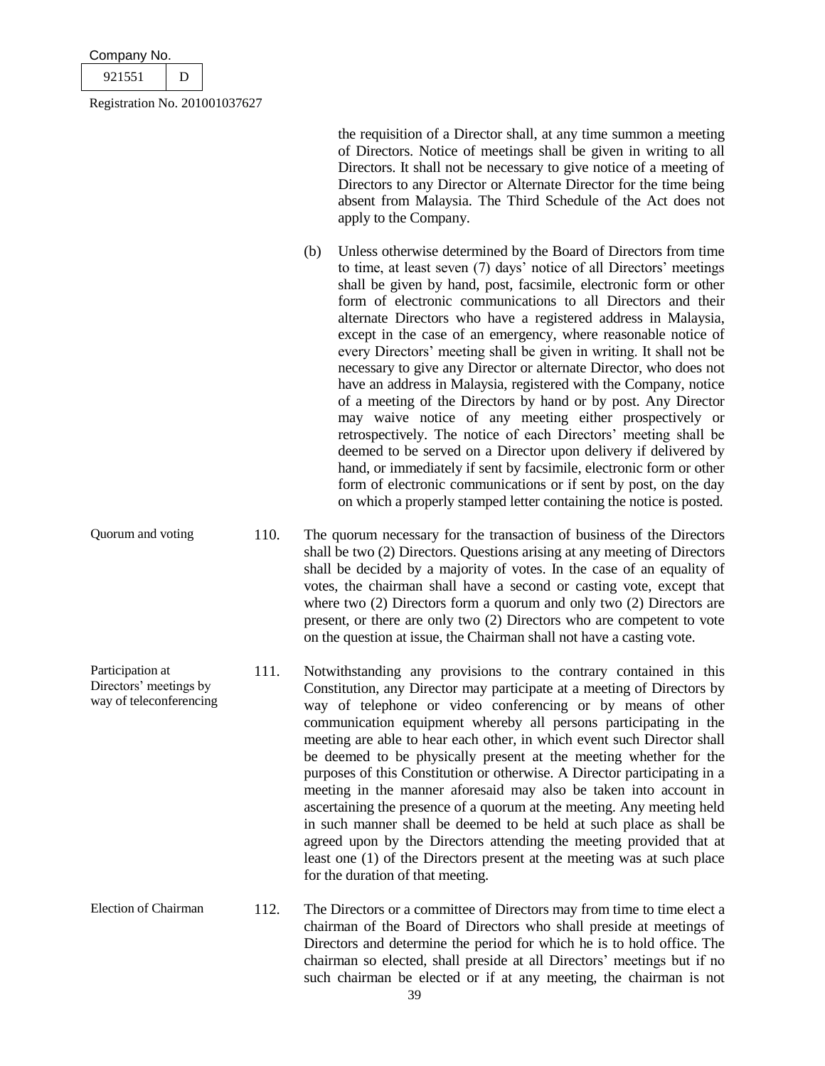the requisition of a Director shall, at any time summon a meeting of Directors. Notice of meetings shall be given in writing to all Directors. It shall not be necessary to give notice of a meeting of Directors to any Director or Alternate Director for the time being absent from Malaysia. The Third Schedule of the Act does not apply to the Company.

(b) Unless otherwise determined by the Board of Directors from time to time, at least seven (7) days' notice of all Directors' meetings shall be given by hand, post, facsimile, electronic form or other form of electronic communications to all Directors and their alternate Directors who have a registered address in Malaysia, except in the case of an emergency, where reasonable notice of every Directors' meeting shall be given in writing. It shall not be necessary to give any Director or alternate Director, who does not have an address in Malaysia, registered with the Company, notice of a meeting of the Directors by hand or by post. Any Director may waive notice of any meeting either prospectively or retrospectively. The notice of each Directors' meeting shall be deemed to be served on a Director upon delivery if delivered by hand, or immediately if sent by facsimile, electronic form or other form of electronic communications or if sent by post, on the day on which a properly stamped letter containing the notice is posted.

*Quorum and voting*

110. The quorum necessary for the transaction of business of the Directors shall be two (2) Directors. Questions arising at any meeting of Directors shall be decided by a majority of votes. In the case of an equality of votes, the chairman shall have a second or casting vote, except that where two (2) Directors form a quorum and only two (2) Directors are present, or there are only two (2) Directors who are competent to vote on the question at issue, the Chairman shall not have a casting vote.

*Participation at Directors' meetings by way of teleconferencing*

111. Notwithstanding any provisions to the contrary contained in this Constitution, any Director may participate at a meeting of Directors by way of telephone or video conferencing or by means of other communication equipment whereby all persons participating in the meeting are able to hear each other, in which event such Director shall be deemed to be physically present at the meeting whether for the purposes of this Constitution or otherwise. A Director participating in a meeting in the manner aforesaid may also be taken into account in ascertaining the presence of a quorum at the meeting. Any meeting held in such manner shall be deemed to be held at such place as shall be agreed upon by the Directors attending the meeting provided that at least one (1) of the Directors present at the meeting was at such place for the duration of that meeting.

*Election of Chairman*

112. The Directors or a committee of Directors may from time to time elect a chairman of the Board of Directors who shall preside at meetings of Directors and determine the period for which he is to hold office. The chairman so elected, shall preside at all Directors' meetings but if no such chairman be elected or if at any meeting, the chairman is not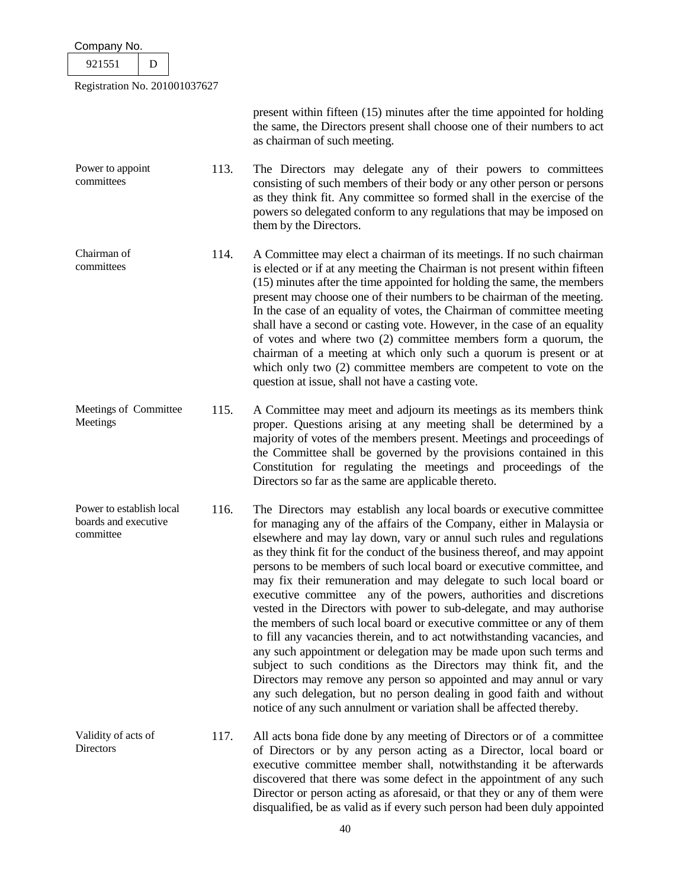present within fifteen (15) minutes after the time appointed for holding the same, the Directors present shall choose one of their numbers to act as chairman of such meeting.

| | | |
|---|---|---|
| Power to appoint committees | 113. | The Directors may delegate any of their powers to committees consisting of such members of their body or any other person or persons as they think fit. Any committee so formed shall in the exercise of the powers so delegated conform to any regulations that may be imposed on them by the Directors. |
| Chairman of committees | 114. | A Committee may elect a chairman of its meetings. If no such chairman is elected or if at any meeting the Chairman is not present within fifteen (15) minutes after the time appointed for holding the same, the members present may choose one of their numbers to be chairman of the meeting. In the case of an equality of votes, the Chairman of committee meeting shall have a second or casting vote. However, in the case of an equality of votes and where two (2) committee members form a quorum, the chairman of a meeting at which only such a quorum is present or at which only two (2) committee members are competent to vote on the question at issue, shall not have a casting vote. |
| Meetings of Committee Meetings | 115. | A Committee may meet and adjourn its meetings as its members think proper. Questions arising at any meeting shall be determined by a majority of votes of the members present. Meetings and proceedings of the Committee shall be governed by the provisions contained in this Constitution for regulating the meetings and proceedings of the Directors so far as the same are applicable thereto. |
| Power to establish local boards and executive committee | 116. | The Directors may establish any local boards or executive committee for managing any of the affairs of the Company, either in Malaysia or elsewhere and may lay down, vary or annul such rules and regulations as they think fit for the conduct of the business thereof, and may appoint persons to be members of such local board or executive committee, and may fix their remuneration and may delegate to such local board or executive committee any of the powers, authorities and discretions vested in the Directors with power to sub-delegate, and may authorise the members of such local board or executive committee or any of them to fill any vacancies therein, and to act notwithstanding vacancies, and any such appointment or delegation may be made upon such terms and subject to such conditions as the Directors may think fit, and the Directors may remove any person so appointed and may annul or vary any such delegation, but no person dealing in good faith and without notice of any such annulment or variation shall be affected thereby. |
| Validity of acts of Directors | 117. | All acts bona fide done by any meeting of Directors or of a committee of Directors or by any person acting as a Director, local board or executive committee member shall, notwithstanding it be afterwards discovered that there was some defect in the appointment of any such Director or person acting as aforesaid, or that they or any of them were disqualified, be as valid as if every such person had been duly appointed |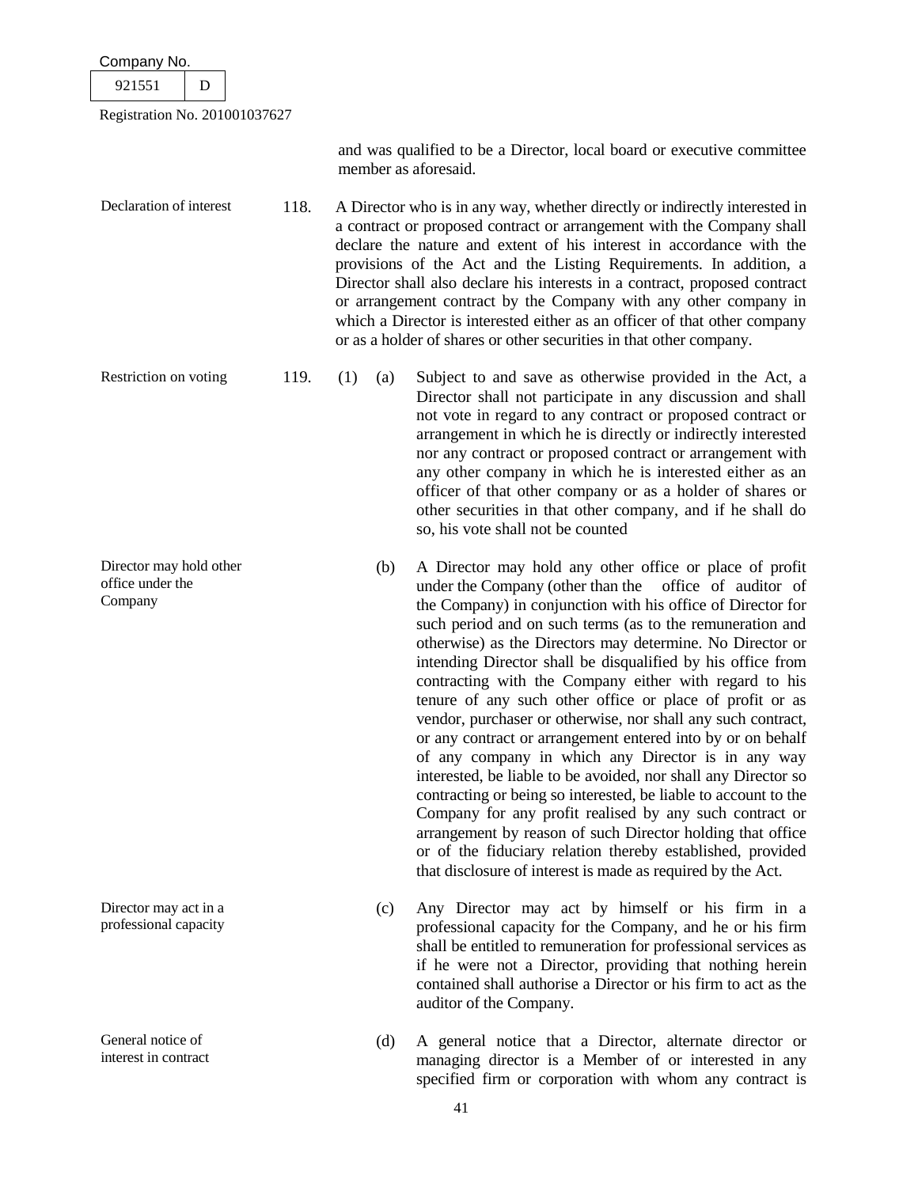and was qualified to be a Director, local board or executive committee member as aforesaid.

**Declaration of interest**

118. A Director who is in any way, whether directly or indirectly interested in a contract or proposed contract or arrangement with the Company shall declare the nature and extent of his interest in accordance with the provisions of the Act and the Listing Requirements. In addition, a Director shall also declare his interests in a contract, proposed contract or arrangement contract by the Company with any other company in which a Director is interested either as an officer of that other company or as a holder of shares or other securities in that other company.

**Restriction on voting**

119. (1) (a) Subject to and save as otherwise provided in the Act, a Director shall not participate in any discussion and shall not vote in regard to any contract or proposed contract or arrangement in which he is directly or indirectly interested nor any contract or proposed contract or arrangement with any other company in which he is interested either as an officer of that other company or as a holder of shares or other securities in that other company, and if he shall do so, his vote shall not be counted

**Director may hold other office under the Company**

(b) A Director may hold any other office or place of profit under the Company (other than the office of auditor of the Company) in conjunction with his office of Director for such period and on such terms (as to the remuneration and otherwise) as the Directors may determine. No Director or intending Director shall be disqualified by his office from contracting with the Company either with regard to his tenure of any such other office or place of profit or as vendor, purchaser or otherwise, nor shall any such contract, or any contract or arrangement entered into by or on behalf of any company in which any Director is in any way interested, be liable to be avoided, nor shall any Director so contracting or being so interested, be liable to account to the Company for any profit realised by any such contract or arrangement by reason of such Director holding that office or of the fiduciary relation thereby established, provided that disclosure of interest is made as required by the Act.

**Director may act in a professional capacity**

(c) Any Director may act by himself or his firm in a professional capacity for the Company, and he or his firm shall be entitled to remuneration for professional services as if he were not a Director, providing that nothing herein contained shall authorise a Director or his firm to act as the auditor of the Company.

**General notice of interest in contract**

(d) A general notice that a Director, alternate director or managing director is a Member of or interested in any specified firm or corporation with whom any contract is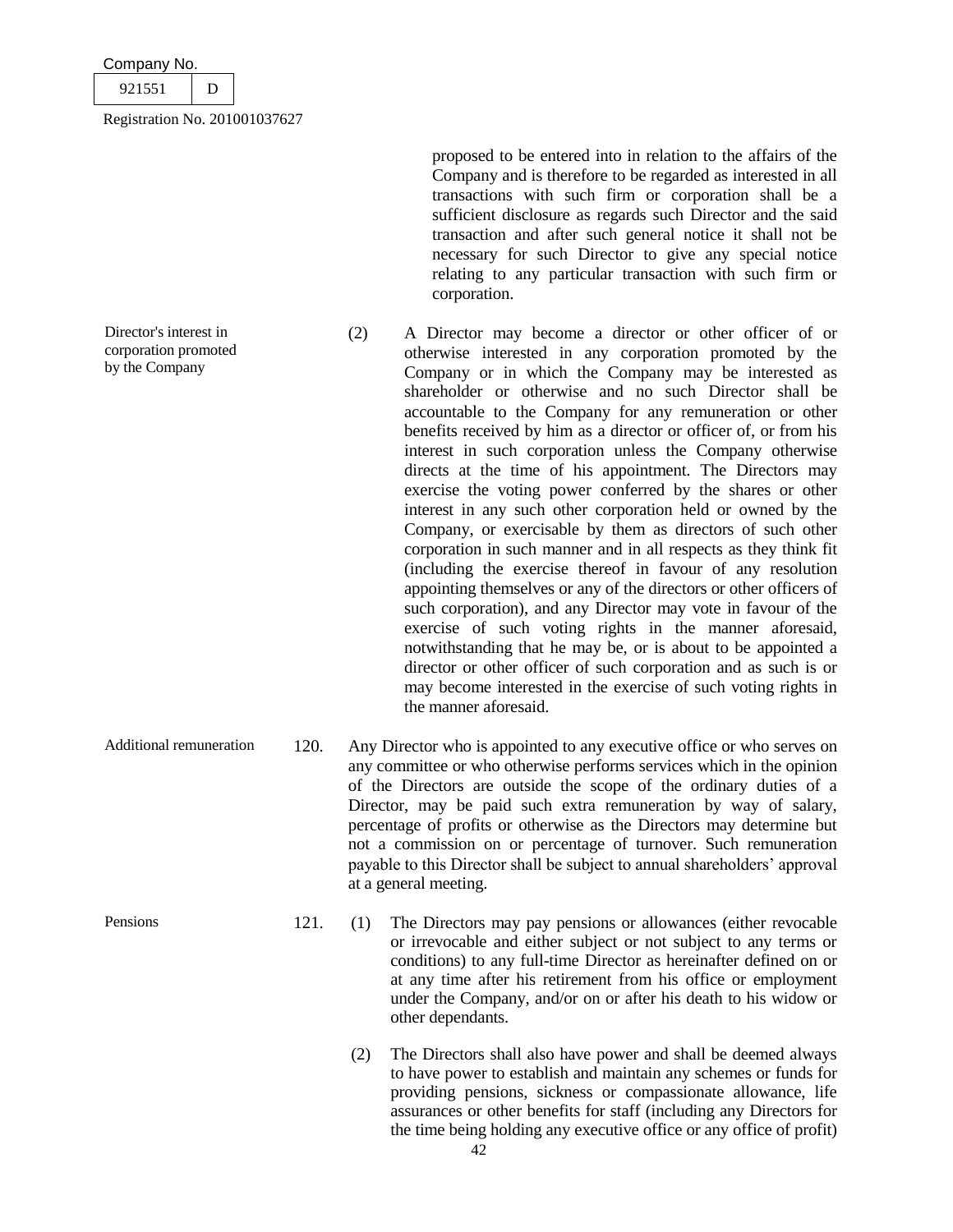proposed to be entered into in relation to the affairs of the Company and is therefore to be regarded as interested in all transactions with such firm or corporation shall be a sufficient disclosure as regards such Director and the said transaction and after such general notice it shall not be necessary for such Director to give any special notice relating to any particular transaction with such firm or corporation.

*Director's interest in corporation promoted by the Company*

(2) A Director may become a director or other officer of or otherwise interested in any corporation promoted by the Company or in which the Company may be interested as shareholder or otherwise and no such Director shall be accountable to the Company for any remuneration or other benefits received by him as a director or officer of, or from his interest in such corporation unless the Company otherwise directs at the time of his appointment. The Directors may exercise the voting power conferred by the shares or other interest in any such other corporation held or owned by the Company, or exercisable by them as directors of such other corporation in such manner and in all respects as they think fit (including the exercise thereof in favour of any resolution appointing themselves or any of the directors or other officers of such corporation), and any Director may vote in favour of the exercise of such voting rights in the manner aforesaid, notwithstanding that he may be, or is about to be appointed a director or other officer of such corporation and as such is or may become interested in the exercise of such voting rights in the manner aforesaid.

*Additional remuneration*

120. Any Director who is appointed to any executive office or who serves on any committee or who otherwise performs services which in the opinion of the Directors are outside the scope of the ordinary duties of a Director, may be paid such extra remuneration by way of salary, percentage of profits or otherwise as the Directors may determine but not a commission on or percentage of turnover. Such remuneration payable to this Director shall be subject to annual shareholders' approval at a general meeting.

*Pensions*

121. (1) The Directors may pay pensions or allowances (either revocable or irrevocable and either subject or not subject to any terms or conditions) to any full-time Director as hereinafter defined on or at any time after his retirement from his office or employment under the Company, and/or on or after his death to his widow or other dependants.

(2) The Directors shall also have power and shall be deemed always to have power to establish and maintain any schemes or funds for providing pensions, sickness or compassionate allowance, life assurances or other benefits for staff (including any Directors for the time being holding any executive office or any office of profit)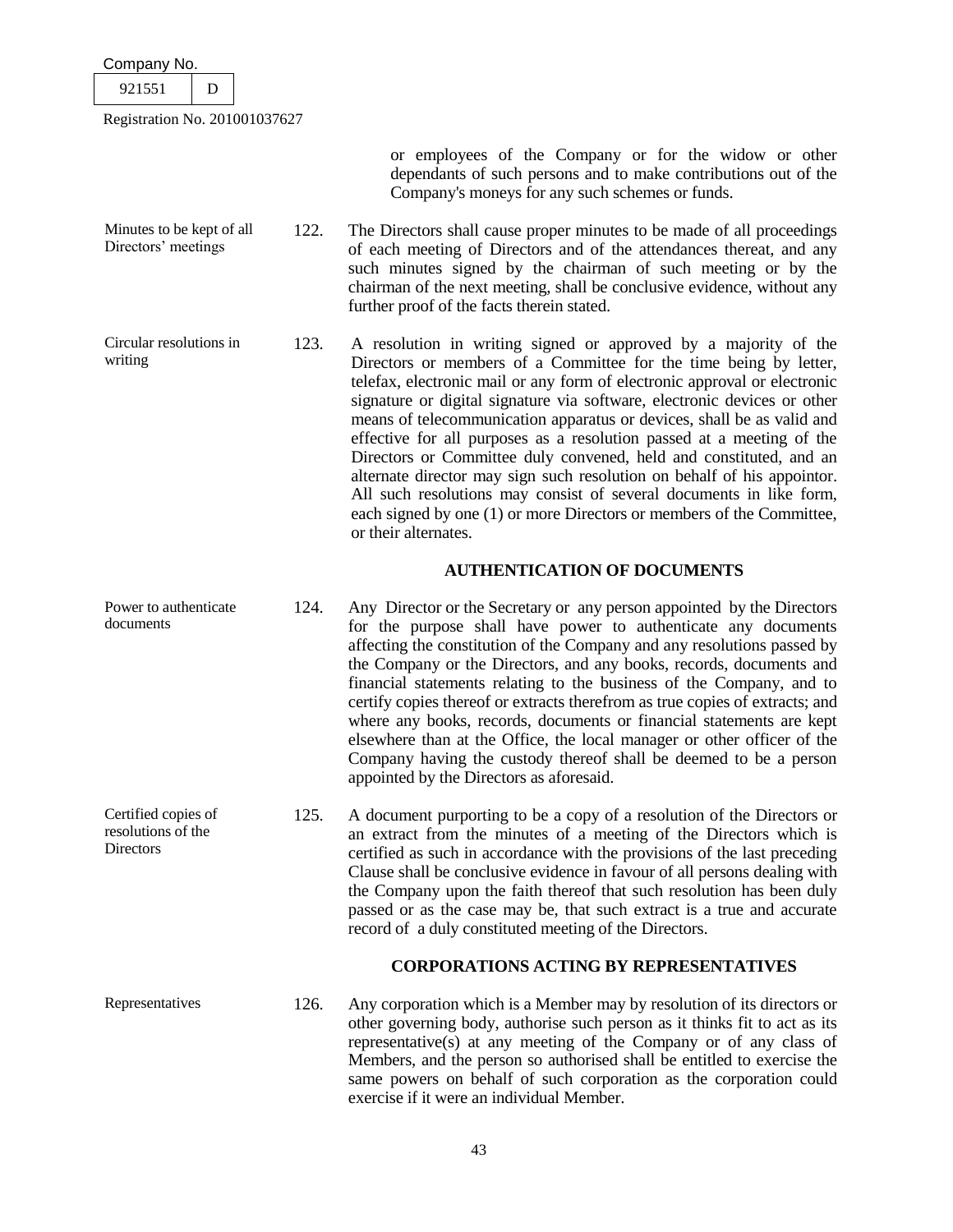or employees of the Company or for the widow or other dependants of such persons and to make contributions out of the Company's moneys for any such schemes or funds.

Minutes to be kept of all Directors' meetings

122. The Directors shall cause proper minutes to be made of all proceedings of each meeting of Directors and of the attendances thereat, and any such minutes signed by the chairman of such meeting or by the chairman of the next meeting, shall be conclusive evidence, without any further proof of the facts therein stated.

Circular resolutions in writing

123. A resolution in writing signed or approved by a majority of the Directors or members of a Committee for the time being by letter, telefax, electronic mail or any form of electronic approval or electronic signature or digital signature via software, electronic devices or other means of telecommunication apparatus or devices, shall be as valid and effective for all purposes as a resolution passed at a meeting of the Directors or Committee duly convened, held and constituted, and an alternate director may sign such resolution on behalf of his appointor. All such resolutions may consist of several documents in like form, each signed by one (1) or more Directors or members of the Committee, or their alternates.

## AUTHENTICATION OF DOCUMENTS

Power to authenticate documents

124. Any Director or the Secretary or any person appointed by the Directors for the purpose shall have power to authenticate any documents affecting the constitution of the Company and any resolutions passed by the Company or the Directors, and any books, records, documents and financial statements relating to the business of the Company, and to certify copies thereof or extracts therefrom as true copies of extracts; and where any books, records, documents or financial statements are kept elsewhere than at the Office, the local manager or other officer of the Company having the custody thereof shall be deemed to be a person appointed by the Directors as aforesaid.

Certified copies of resolutions of the Directors

125. A document purporting to be a copy of a resolution of the Directors or an extract from the minutes of a meeting of the Directors which is certified as such in accordance with the provisions of the last preceding Clause shall be conclusive evidence in favour of all persons dealing with the Company upon the faith thereof that such resolution has been duly passed or as the case may be, that such extract is a true and accurate record of a duly constituted meeting of the Directors.

## CORPORATIONS ACTING BY REPRESENTATIVES

Representatives

126. Any corporation which is a Member may by resolution of its directors or other governing body, authorise such person as it thinks fit to act as its representative(s) at any meeting of the Company or of any class of Members, and the person so authorised shall be entitled to exercise the same powers on behalf of such corporation as the corporation could exercise if it were an individual Member.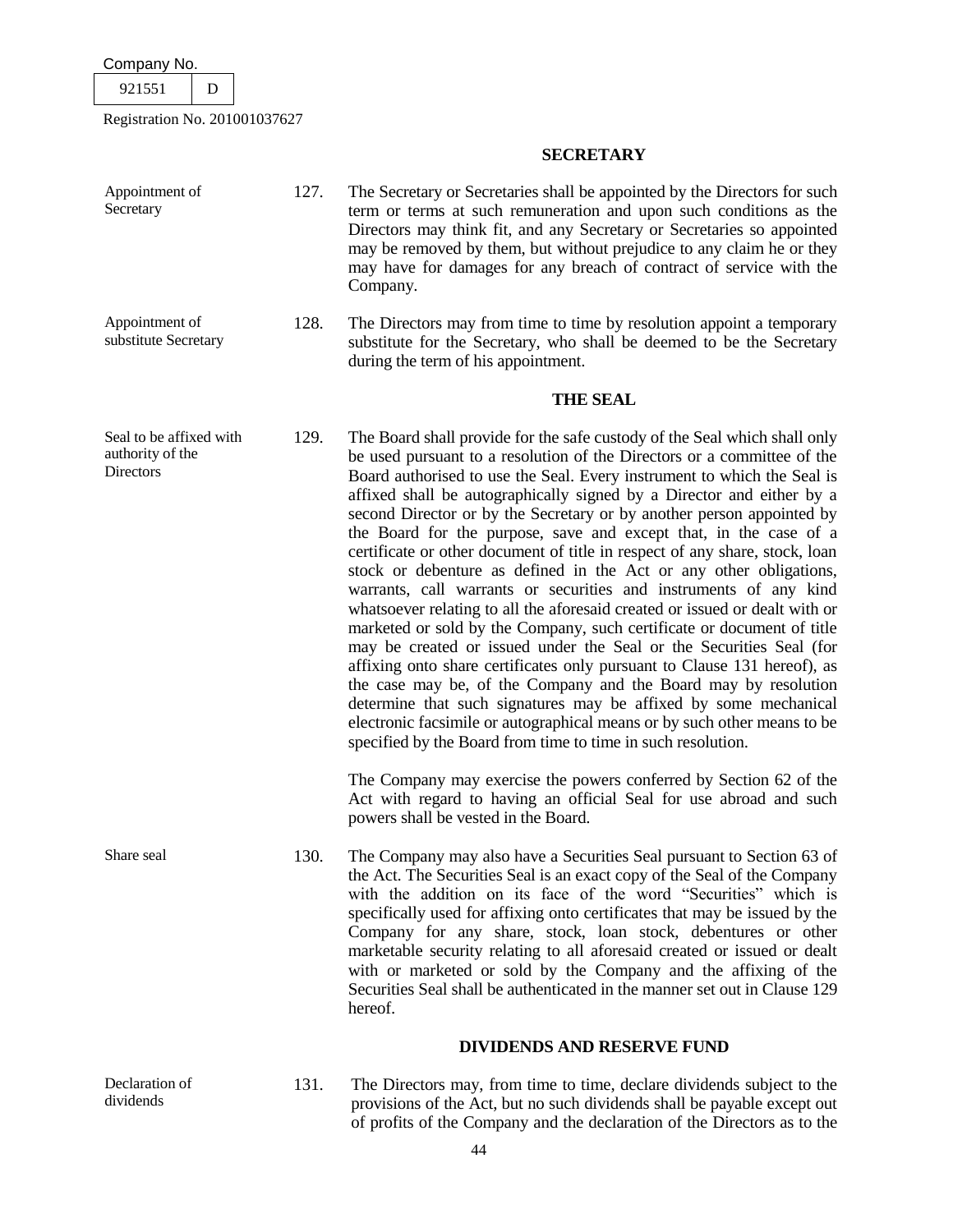## SECRETARY

**Appointment of Secretary**

127. The Secretary or Secretaries shall be appointed by the Directors for such term or terms at such remuneration and upon such conditions as the Directors may think fit, and any Secretary or Secretaries so appointed may be removed by them, but without prejudice to any claim he or they may have for damages for any breach of contract of service with the Company.

**Appointment of substitute Secretary**

128. The Directors may from time to time by resolution appoint a temporary substitute for the Secretary, who shall be deemed to be the Secretary during the term of his appointment.

## THE SEAL

**Seal to be affixed with authority of the Directors**

129. The Board shall provide for the safe custody of the Seal which shall only be used pursuant to a resolution of the Directors or a committee of the Board authorised to use the Seal. Every instrument to which the Seal is affixed shall be autographically signed by a Director and either by a second Director or by the Secretary or by another person appointed by the Board for the purpose, save and except that, in the case of a certificate or other document of title in respect of any share, stock, loan stock or debenture as defined in the Act or any other obligations, warrants, call warrants or securities and instruments of any kind whatsoever relating to all the aforesaid created or issued or dealt with or marketed or sold by the Company, such certificate or document of title may be created or issued under the Seal or the Securities Seal (for affixing onto share certificates only pursuant to Clause 131 hereof), as the case may be, of the Company and the Board may by resolution determine that such signatures may be affixed by some mechanical electronic facsimile or autographical means or by such other means to be specified by the Board from time to time in such resolution.

The Company may exercise the powers conferred by Section 62 of the Act with regard to having an official Seal for use abroad and such powers shall be vested in the Board.

**Share seal**

130. The Company may also have a Securities Seal pursuant to Section 63 of the Act. The Securities Seal is an exact copy of the Seal of the Company with the addition on its face of the word "Securities" which is specifically used for affixing onto certificates that may be issued by the Company for any share, stock, loan stock, debentures or other marketable security relating to all aforesaid created or issued or dealt with or marketed or sold by the Company and the affixing of the Securities Seal shall be authenticated in the manner set out in Clause 129 hereof.

## DIVIDENDS AND RESERVE FUND

**Declaration of dividends**

131. The Directors may, from time to time, declare dividends subject to the provisions of the Act, but no such dividends shall be payable except out of profits of the Company and the declaration of the Directors as to the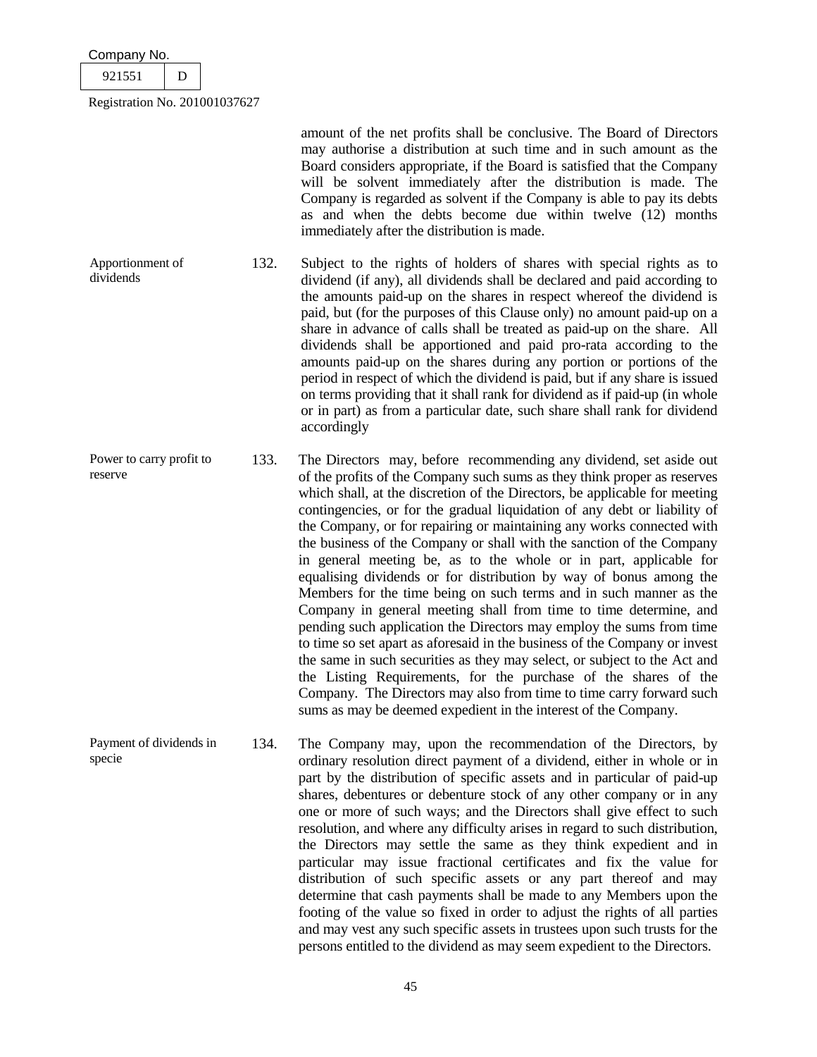amount of the net profits shall be conclusive. The Board of Directors may authorise a distribution at such time and in such amount as the Board considers appropriate, if the Board is satisfied that the Company will be solvent immediately after the distribution is made. The Company is regarded as solvent if the Company is able to pay its debts as and when the debts become due within twelve (12) months immediately after the distribution is made.

**Apportionment of dividends**

132. Subject to the rights of holders of shares with special rights as to dividend (if any), all dividends shall be declared and paid according to the amounts paid-up on the shares in respect whereof the dividend is paid, but (for the purposes of this Clause only) no amount paid-up on a share in advance of calls shall be treated as paid-up on the share. All dividends shall be apportioned and paid pro-rata according to the amounts paid-up on the shares during any portion or portions of the period in respect of which the dividend is paid, but if any share is issued on terms providing that it shall rank for dividend as if paid-up (in whole or in part) as from a particular date, such share shall rank for dividend accordingly

**Power to carry profit to reserve**

133. The Directors may, before recommending any dividend, set aside out of the profits of the Company such sums as they think proper as reserves which shall, at the discretion of the Directors, be applicable for meeting contingencies, or for the gradual liquidation of any debt or liability of the Company, or for repairing or maintaining any works connected with the business of the Company or shall with the sanction of the Company in general meeting be, as to the whole or in part, applicable for equalising dividends or for distribution by way of bonus among the Members for the time being on such terms and in such manner as the Company in general meeting shall from time to time determine, and pending such application the Directors may employ the sums from time to time so set apart as aforesaid in the business of the Company or invest the same in such securities as they may select, or subject to the Act and the Listing Requirements, for the purchase of the shares of the Company. The Directors may also from time to time carry forward such sums as may be deemed expedient in the interest of the Company.

**Payment of dividends in specie**

134. The Company may, upon the recommendation of the Directors, by ordinary resolution direct payment of a dividend, either in whole or in part by the distribution of specific assets and in particular of paid-up shares, debentures or debenture stock of any other company or in any one or more of such ways; and the Directors shall give effect to such resolution, and where any difficulty arises in regard to such distribution, the Directors may settle the same as they think expedient and in particular may issue fractional certificates and fix the value for distribution of such specific assets or any part thereof and may determine that cash payments shall be made to any Members upon the footing of the value so fixed in order to adjust the rights of all parties and may vest any such specific assets in trustees upon such trusts for the persons entitled to the dividend as may seem expedient to the Directors.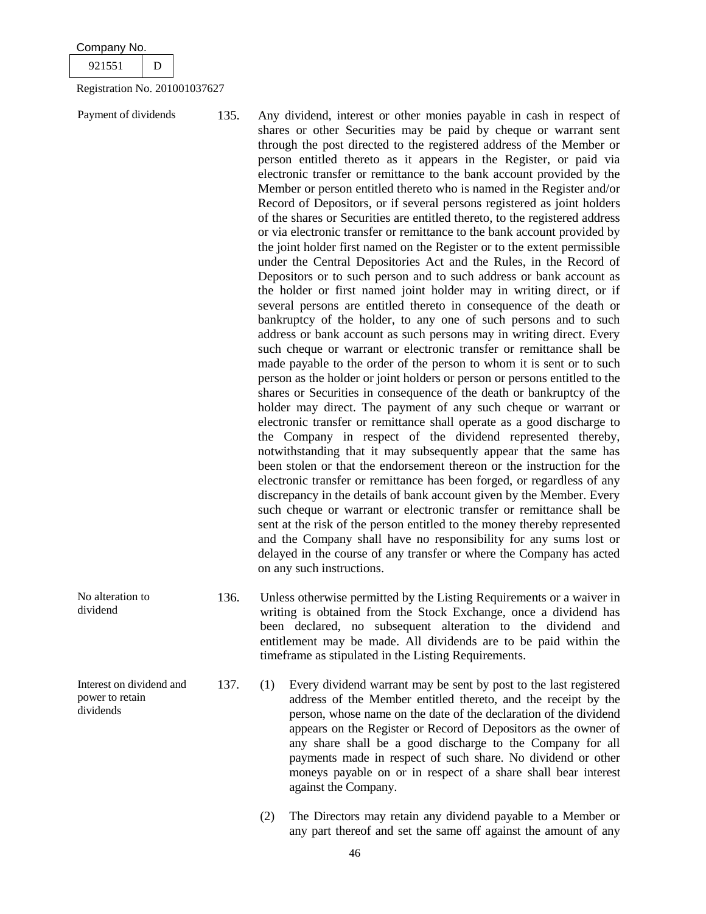Payment of dividends

135. Any dividend, interest or other monies payable in cash in respect of shares or other Securities may be paid by cheque or warrant sent through the post directed to the registered address of the Member or person entitled thereto as it appears in the Register, or paid via electronic transfer or remittance to the bank account provided by the Member or person entitled thereto who is named in the Register and/or Record of Depositors, or if several persons registered as joint holders of the shares or Securities are entitled thereto, to the registered address or via electronic transfer or remittance to the bank account provided by the joint holder first named on the Register or to the extent permissible under the Central Depositories Act and the Rules, in the Record of Depositors or to such person and to such address or bank account as the holder or first named joint holder may in writing direct, or if several persons are entitled thereto in consequence of the death or bankruptcy of the holder, to any one of such persons and to such address or bank account as such persons may in writing direct. Every such cheque or warrant or electronic transfer or remittance shall be made payable to the order of the person to whom it is sent or to such person as the holder or joint holders or person or persons entitled to the shares or Securities in consequence of the death or bankruptcy of the holder may direct. The payment of any such cheque or warrant or electronic transfer or remittance shall operate as a good discharge to the Company in respect of the dividend represented thereby, notwithstanding that it may subsequently appear that the same has been stolen or that the endorsement thereon or the instruction for the electronic transfer or remittance has been forged, or regardless of any discrepancy in the details of bank account given by the Member. Every such cheque or warrant or electronic transfer or remittance shall be sent at the risk of the person entitled to the money thereby represented and the Company shall have no responsibility for any sums lost or delayed in the course of any transfer or where the Company has acted on any such instructions.

No alteration to dividend

136. Unless otherwise permitted by the Listing Requirements or a waiver in writing is obtained from the Stock Exchange, once a dividend has been declared, no subsequent alteration to the dividend and entitlement may be made. All dividends are to be paid within the timeframe as stipulated in the Listing Requirements.

Interest on dividend and power to retain dividends

137. (1) Every dividend warrant may be sent by post to the last registered address of the Member entitled thereto, and the receipt by the person, whose name on the date of the declaration of the dividend appears on the Register or Record of Depositors as the owner of any share shall be a good discharge to the Company for all payments made in respect of such share. No dividend or other moneys payable on or in respect of a share shall bear interest against the Company.

(2) The Directors may retain any dividend payable to a Member or any part thereof and set the same off against the amount of any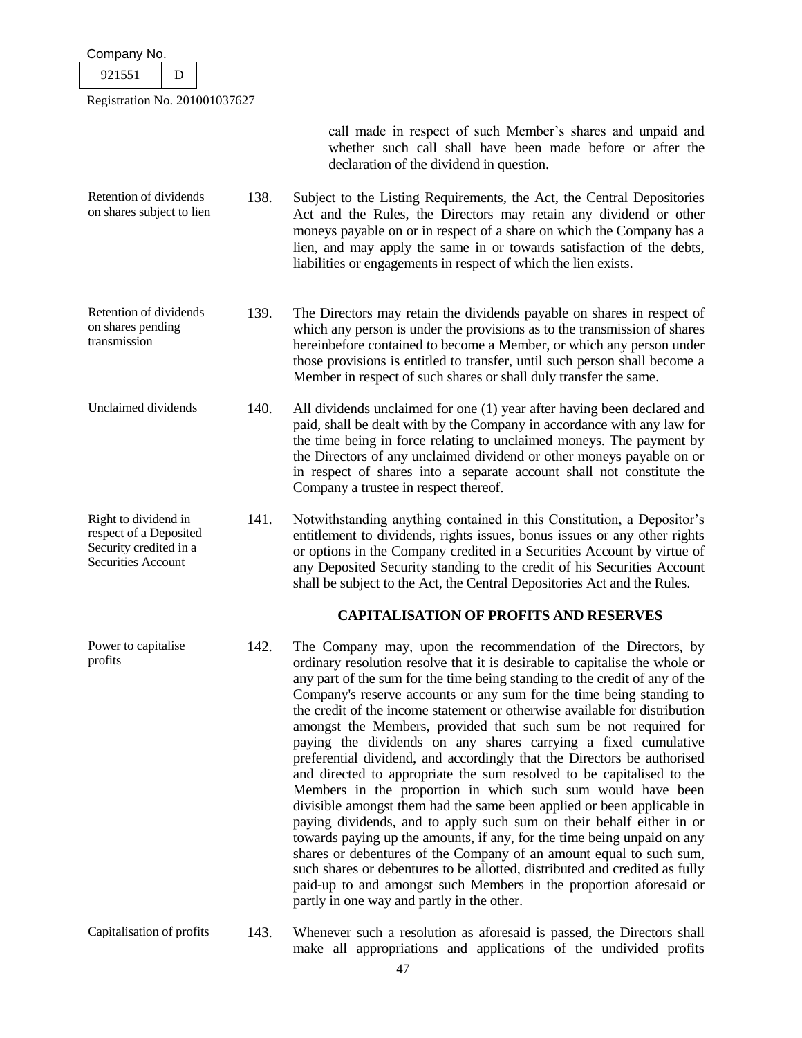call made in respect of such Member's shares and unpaid and whether such call shall have been made before or after the declaration of the dividend in question.

**Retention of dividends on shares subject to lien**

138. Subject to the Listing Requirements, the Act, the Central Depositories Act and the Rules, the Directors may retain any dividend or other moneys payable on or in respect of a share on which the Company has a lien, and may apply the same in or towards satisfaction of the debts, liabilities or engagements in respect of which the lien exists.

**Retention of dividends on shares pending transmission**

139. The Directors may retain the dividends payable on shares in respect of which any person is under the provisions as to the transmission of shares hereinbefore contained to become a Member, or which any person under those provisions is entitled to transfer, until such person shall become a Member in respect of such shares or shall duly transfer the same.

**Unclaimed dividends**

140. All dividends unclaimed for one (1) year after having been declared and paid, shall be dealt with by the Company in accordance with any law for the time being in force relating to unclaimed moneys. The payment by the Directors of any unclaimed dividend or other moneys payable on or in respect of shares into a separate account shall not constitute the Company a trustee in respect thereof.

**Right to dividend in respect of a Deposited Security credited in a Securities Account**

141. Notwithstanding anything contained in this Constitution, a Depositor's entitlement to dividends, rights issues, bonus issues or any other rights or options in the Company credited in a Securities Account by virtue of any Deposited Security standing to the credit of his Securities Account shall be subject to the Act, the Central Depositories Act and the Rules.

## CAPITALISATION OF PROFITS AND RESERVES

**Power to capitalise profits**

142. The Company may, upon the recommendation of the Directors, by ordinary resolution resolve that it is desirable to capitalise the whole or any part of the sum for the time being standing to the credit of any of the Company's reserve accounts or any sum for the time being standing to the credit of the income statement or otherwise available for distribution amongst the Members, provided that such sum be not required for paying the dividends on any shares carrying a fixed cumulative preferential dividend, and accordingly that the Directors be authorised and directed to appropriate the sum resolved to be capitalised to the Members in the proportion in which such sum would have been divisible amongst them had the same been applied or been applicable in paying dividends, and to apply such sum on their behalf either in or towards paying up the amounts, if any, for the time being unpaid on any shares or debentures of the Company of an amount equal to such sum, such shares or debentures to be allotted, distributed and credited as fully paid-up to and amongst such Members in the proportion aforesaid or partly in one way and partly in the other.

**Capitalisation of profits**

143. Whenever such a resolution as aforesaid is passed, the Directors shall make all appropriations and applications of the undivided profits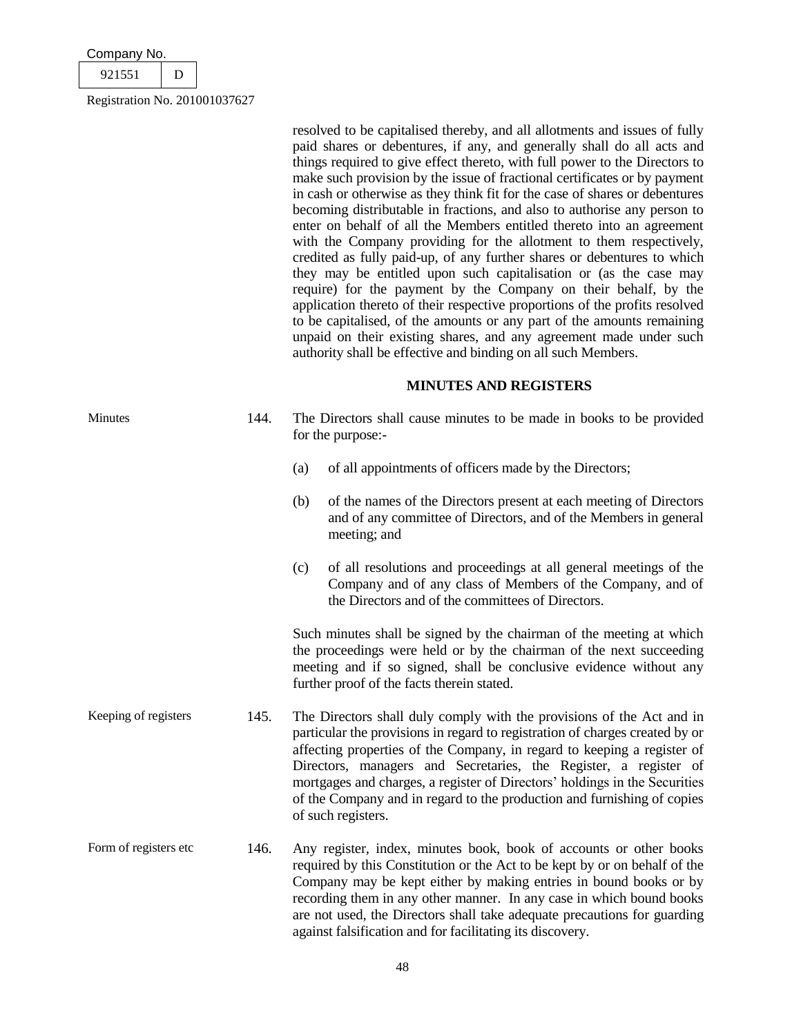resolved to be capitalised thereby, and all allotments and issues of fully paid shares or debentures, if any, and generally shall do all acts and things required to give effect thereto, with full power to the Directors to make such provision by the issue of fractional certificates or by payment in cash or otherwise as they think fit for the case of shares or debentures becoming distributable in fractions, and also to authorise any person to enter on behalf of all the Members entitled thereto into an agreement with the Company providing for the allotment to them respectively, credited as fully paid-up, of any further shares or debentures to which they may be entitled upon such capitalisation or (as the case may require) for the payment by the Company on their behalf, by the application thereto of their respective proportions of the profits resolved to be capitalised, of the amounts or any part of the amounts remaining unpaid on their existing shares, and any agreement made under such authority shall be effective and binding on all such Members.

## MINUTES AND REGISTERS

Minutes

144. The Directors shall cause minutes to be made in books to be provided for the purpose:-

(a) of all appointments of officers made by the Directors;

(b) of the names of the Directors present at each meeting of Directors and of any committee of Directors, and of the Members in general meeting; and

(c) of all resolutions and proceedings at all general meetings of the Company and of any class of Members of the Company, and of the Directors and of the committees of Directors.

Such minutes shall be signed by the chairman of the meeting at which the proceedings were held or by the chairman of the next succeeding meeting and if so signed, shall be conclusive evidence without any further proof of the facts therein stated.

Keeping of registers

145. The Directors shall duly comply with the provisions of the Act and in particular the provisions in regard to registration of charges created by or affecting properties of the Company, in regard to keeping a register of Directors, managers and Secretaries, the Register, a register of mortgages and charges, a register of Directors' holdings in the Securities of the Company and in regard to the production and furnishing of copies of such registers.

Form of registers etc

146. Any register, index, minutes book, book of accounts or other books required by this Constitution or the Act to be kept by or on behalf of the Company may be kept either by making entries in bound books or by recording them in any other manner. In any case in which bound books are not used, the Directors shall take adequate precautions for guarding against falsification and for facilitating its discovery.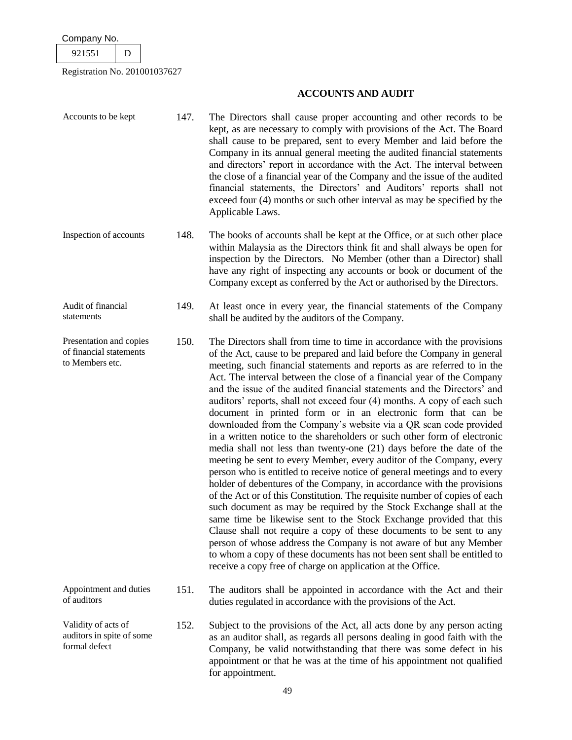## ACCOUNTS AND AUDIT

**Accounts to be kept**

147. The Directors shall cause proper accounting and other records to be kept, as are necessary to comply with provisions of the Act. The Board shall cause to be prepared, sent to every Member and laid before the Company in its annual general meeting the audited financial statements and directors' report in accordance with the Act. The interval between the close of a financial year of the Company and the issue of the audited financial statements, the Directors' and Auditors' reports shall not exceed four (4) months or such other interval as may be specified by the Applicable Laws.

**Inspection of accounts**

148. The books of accounts shall be kept at the Office, or at such other place within Malaysia as the Directors think fit and shall always be open for inspection by the Directors. No Member (other than a Director) shall have any right of inspecting any accounts or book or document of the Company except as conferred by the Act or authorised by the Directors.

**Audit of financial statements**

149. At least once in every year, the financial statements of the Company shall be audited by the auditors of the Company.

**Presentation and copies of financial statements to Members etc.**

150. The Directors shall from time to time in accordance with the provisions of the Act, cause to be prepared and laid before the Company in general meeting, such financial statements and reports as are referred to in the Act. The interval between the close of a financial year of the Company and the issue of the audited financial statements and the Directors' and auditors' reports, shall not exceed four (4) months. A copy of each such document in printed form or in an electronic form that can be downloaded from the Company's website via a QR scan code provided in a written notice to the shareholders or such other form of electronic media shall not less than twenty-one (21) days before the date of the meeting be sent to every Member, every auditor of the Company, every person who is entitled to receive notice of general meetings and to every holder of debentures of the Company, in accordance with the provisions of the Act or of this Constitution. The requisite number of copies of each such document as may be required by the Stock Exchange shall at the same time be likewise sent to the Stock Exchange provided that this Clause shall not require a copy of these documents to be sent to any person of whose address the Company is not aware of but any Member to whom a copy of these documents has not been sent shall be entitled to receive a copy free of charge on application at the Office.

**Appointment and duties of auditors**

151. The auditors shall be appointed in accordance with the Act and their duties regulated in accordance with the provisions of the Act.

**Validity of acts of auditors in spite of some formal defect**

152. Subject to the provisions of the Act, all acts done by any person acting as an auditor shall, as regards all persons dealing in good faith with the Company, be valid notwithstanding that there was some defect in his appointment or that he was at the time of his appointment not qualified for appointment.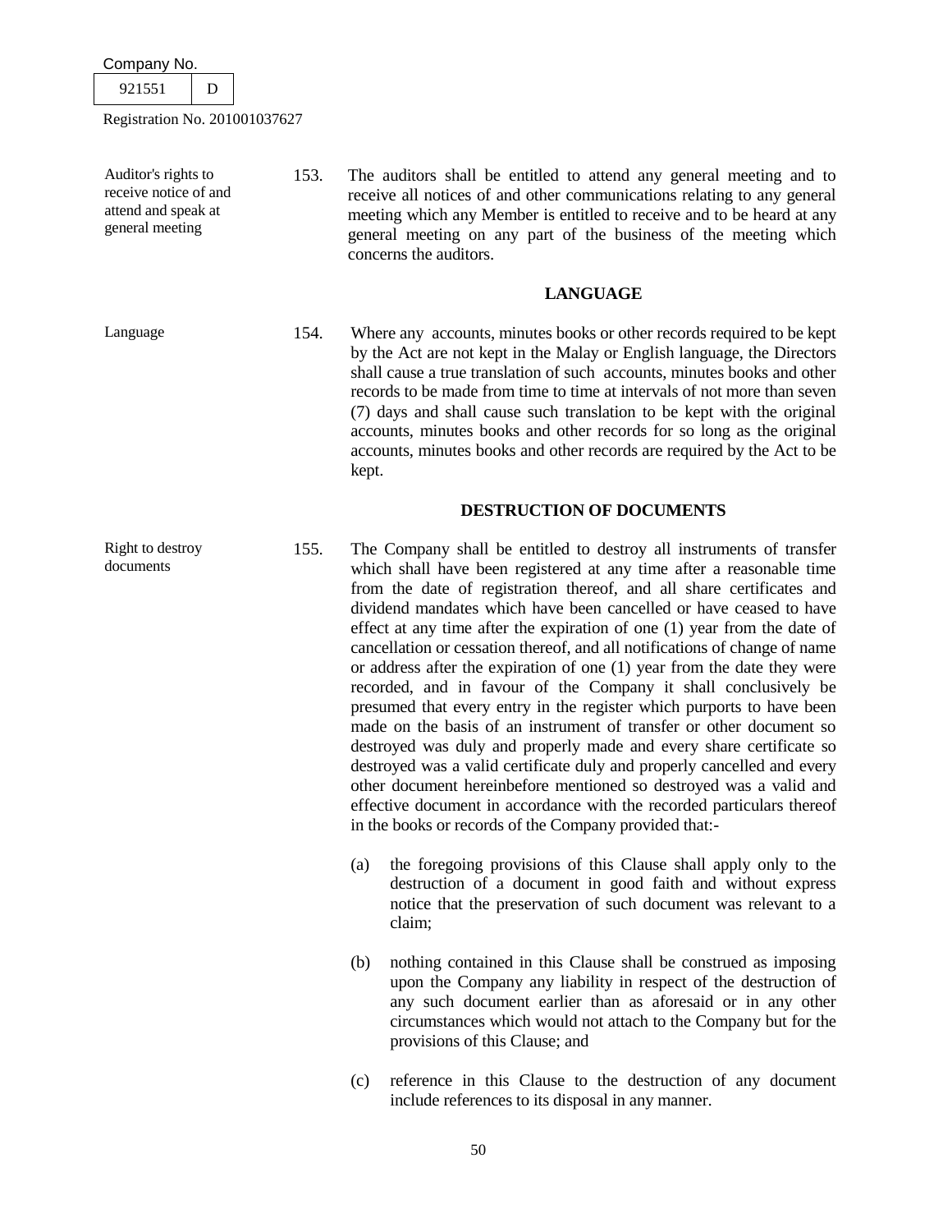| | | |
|---|---|---|
| Auditor's rights to receive notice of and attend and speak at general meeting | 153. | The auditors shall be entitled to attend any general meeting and to receive all notices of and other communications relating to any general meeting which any Member is entitled to receive and to be heard at any general meeting on any part of the business of the meeting which concerns the auditors. |

**LANGUAGE**

| | | |
|---|---|---|
| Language | 154. | Where any accounts, minutes books or other records required to be kept by the Act are not kept in the Malay or English language, the Directors shall cause a true translation of such accounts, minutes books and other records to be made from time to time at intervals of not more than seven (7) days and shall cause such translation to be kept with the original accounts, minutes books and other records for so long as the original accounts, minutes books and other records are required by the Act to be kept. |

**DESTRUCTION OF DOCUMENTS**

Right to destroy documents

155. The Company shall be entitled to destroy all instruments of transfer which shall have been registered at any time after a reasonable time from the date of registration thereof, and all share certificates and dividend mandates which have been cancelled or have ceased to have effect at any time after the expiration of one (1) year from the date of cancellation or cessation thereof, and all notifications of change of name or address after the expiration of one (1) year from the date they were recorded, and in favour of the Company it shall conclusively be presumed that every entry in the register which purports to have been made on the basis of an instrument of transfer or other document so destroyed was duly and properly made and every share certificate so destroyed was a valid certificate duly and properly cancelled and every other document hereinbefore mentioned so destroyed was a valid and effective document in accordance with the recorded particulars thereof in the books or records of the Company provided that:-

(a) the foregoing provisions of this Clause shall apply only to the destruction of a document in good faith and without express notice that the preservation of such document was relevant to a claim;

(b) nothing contained in this Clause shall be construed as imposing upon the Company any liability in respect of the destruction of any such document earlier than as aforesaid or in any other circumstances which would not attach to the Company but for the provisions of this Clause; and

(c) reference in this Clause to the destruction of any document include references to its disposal in any manner.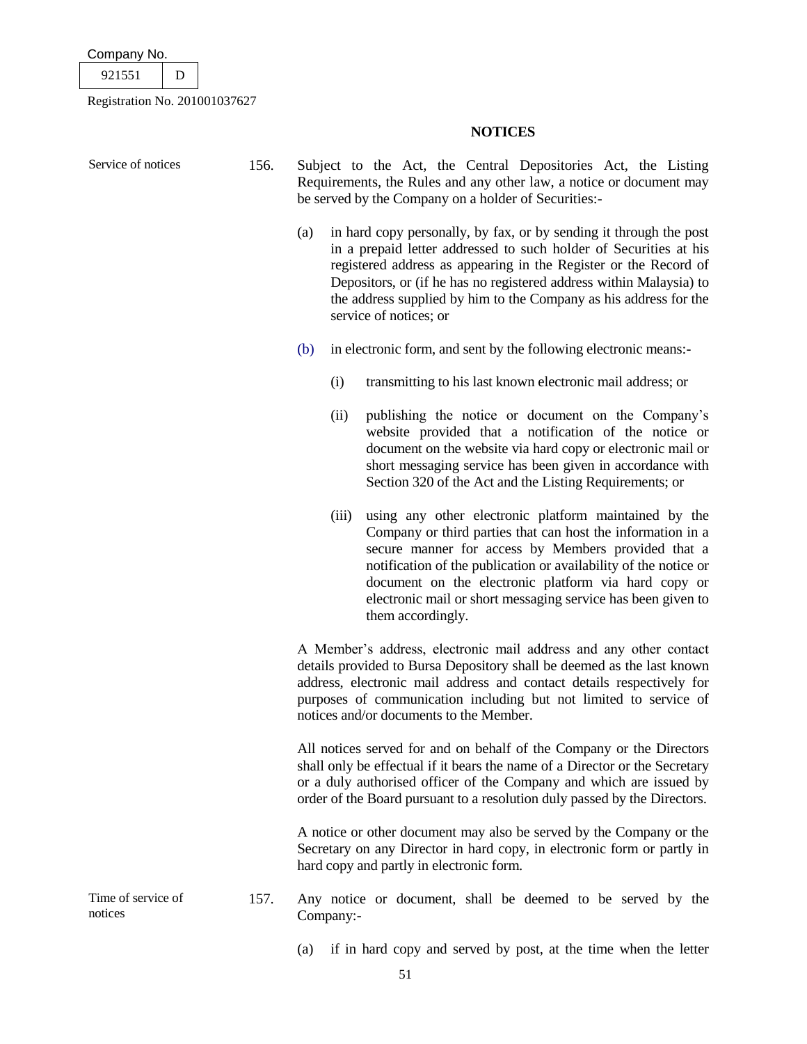## NOTICES

**Service of notices**

156. Subject to the Act, the Central Depositories Act, the Listing Requirements, the Rules and any other law, a notice or document may be served by the Company on a holder of Securities:-

(a) in hard copy personally, by fax, or by sending it through the post in a prepaid letter addressed to such holder of Securities at his registered address as appearing in the Register or the Record of Depositors, or (if he has no registered address within Malaysia) to the address supplied by him to the Company as his address for the service of notices; or

(b) in electronic form, and sent by the following electronic means:-

(i) transmitting to his last known electronic mail address; or

(ii) publishing the notice or document on the Company's website provided that a notification of the notice or document on the website via hard copy or electronic mail or short messaging service has been given in accordance with Section 320 of the Act and the Listing Requirements; or

(iii) using any other electronic platform maintained by the Company or third parties that can host the information in a secure manner for access by Members provided that a notification of the publication or availability of the notice or document on the electronic platform via hard copy or electronic mail or short messaging service has been given to them accordingly.

A Member's address, electronic mail address and any other contact details provided to Bursa Depository shall be deemed as the last known address, electronic mail address and contact details respectively for purposes of communication including but not limited to service of notices and/or documents to the Member.

All notices served for and on behalf of the Company or the Directors shall only be effectual if it bears the name of a Director or the Secretary or a duly authorised officer of the Company and which are issued by order of the Board pursuant to a resolution duly passed by the Directors.

A notice or other document may also be served by the Company or the Secretary on any Director in hard copy, in electronic form or partly in hard copy and partly in electronic form.

**Time of service of notices**

157. Any notice or document, shall be deemed to be served by the Company:-

(a) if in hard copy and served by post, at the time when the letter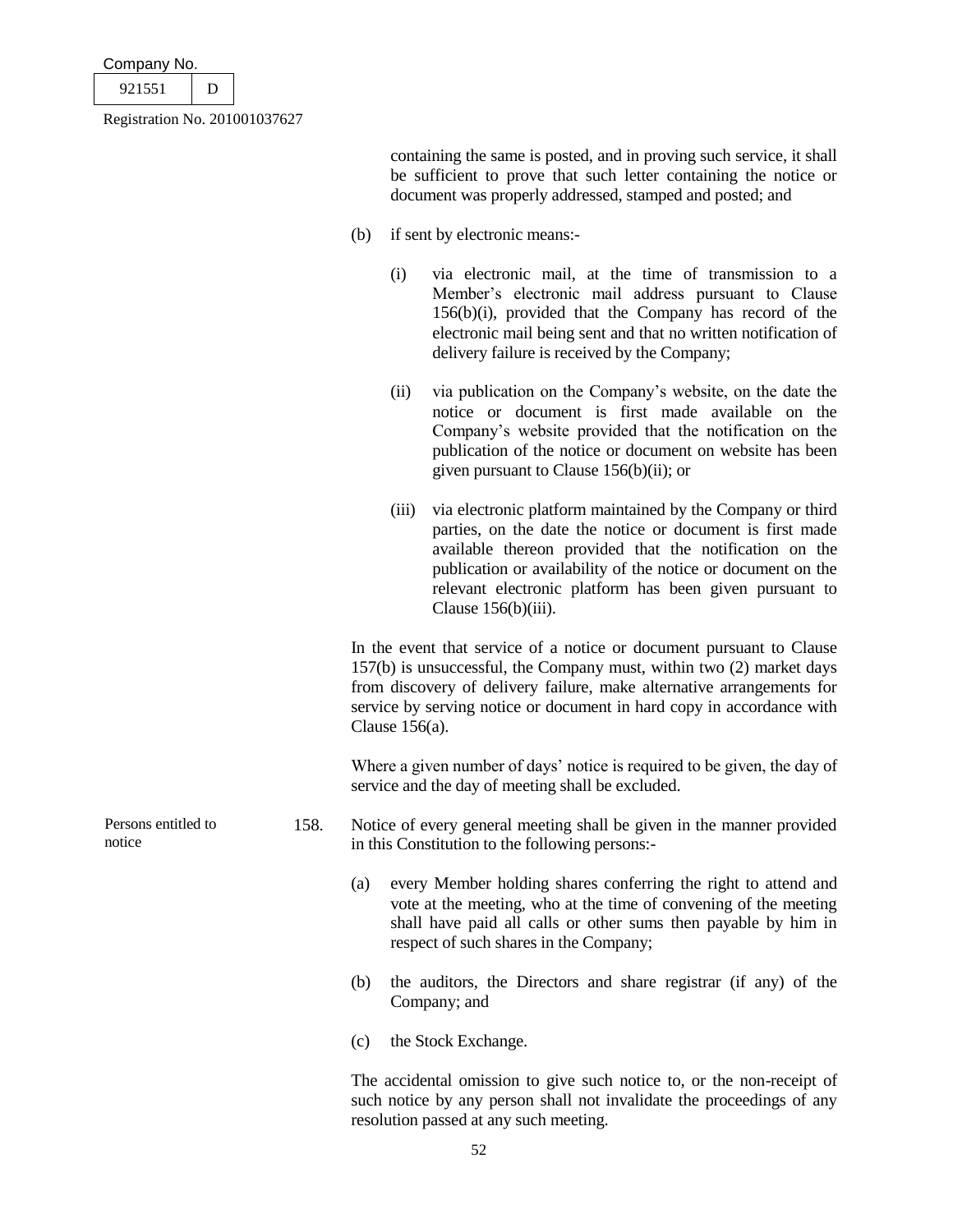containing the same is posted, and in proving such service, it shall be sufficient to prove that such letter containing the notice or document was properly addressed, stamped and posted; and

(b) if sent by electronic means:-

(i) via electronic mail, at the time of transmission to a Member's electronic mail address pursuant to Clause 156(b)(i), provided that the Company has record of the electronic mail being sent and that no written notification of delivery failure is received by the Company;

(ii) via publication on the Company's website, on the date the notice or document is first made available on the Company's website provided that the notification on the publication of the notice or document on website has been given pursuant to Clause 156(b)(ii); or

(iii) via electronic platform maintained by the Company or third parties, on the date the notice or document is first made available thereon provided that the notification on the publication or availability of the notice or document on the relevant electronic platform has been given pursuant to Clause 156(b)(iii).

In the event that service of a notice or document pursuant to Clause 157(b) is unsuccessful, the Company must, within two (2) market days from discovery of delivery failure, make alternative arrangements for service by serving notice or document in hard copy in accordance with Clause 156(a).

Where a given number of days' notice is required to be given, the day of service and the day of meeting shall be excluded.

Persons entitled to notice

158. Notice of every general meeting shall be given in the manner provided in this Constitution to the following persons:-

(a) every Member holding shares conferring the right to attend and vote at the meeting, who at the time of convening of the meeting shall have paid all calls or other sums then payable by him in respect of such shares in the Company;

(b) the auditors, the Directors and share registrar (if any) of the Company; and

(c) the Stock Exchange.

The accidental omission to give such notice to, or the non-receipt of such notice by any person shall not invalidate the proceedings of any resolution passed at any such meeting.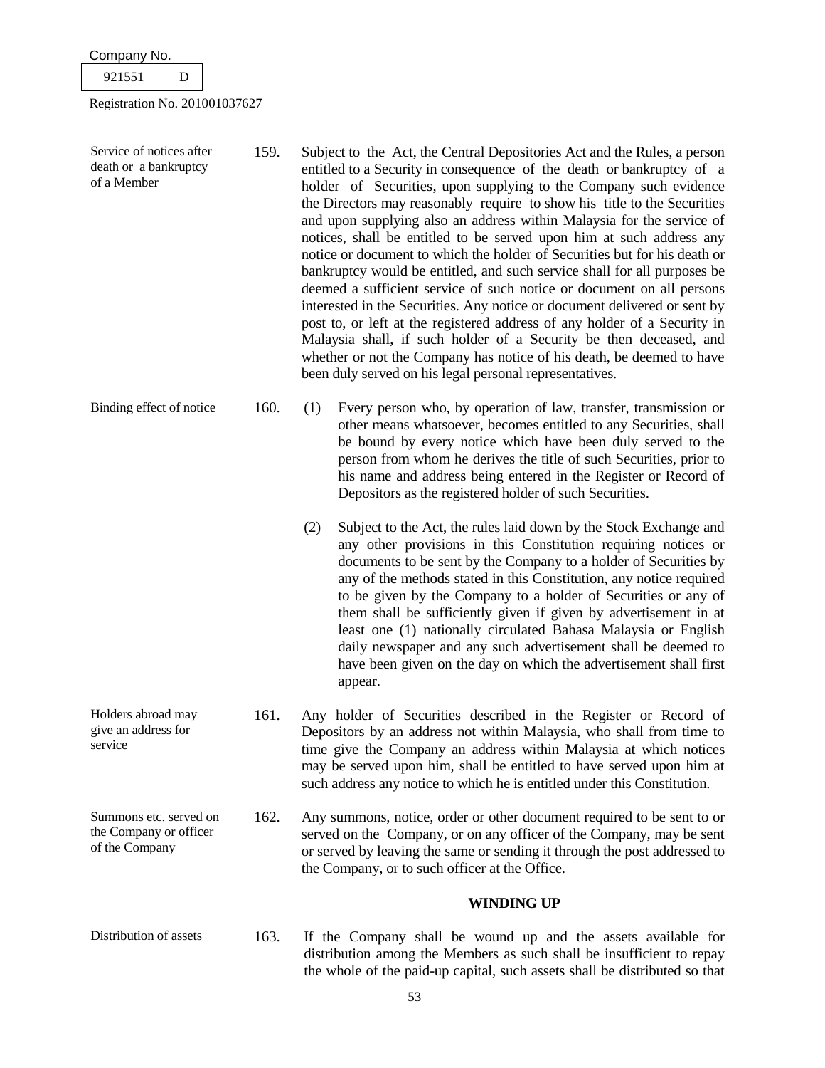| | | |
|---|---|---|
| Service of notices after death or a bankruptcy of a Member | 159. | Subject to the Act, the Central Depositories Act and the Rules, a person entitled to a Security in consequence of the death or bankruptcy of a holder of Securities, upon supplying to the Company such evidence the Directors may reasonably require to show his title to the Securities and upon supplying also an address within Malaysia for the service of notices, shall be entitled to be served upon him at such address any notice or document to which the holder of Securities but for his death or bankruptcy would be entitled, and such service shall for all purposes be deemed a sufficient service of such notice or document on all persons interested in the Securities. Any notice or document delivered or sent by post to, or left at the registered address of any holder of a Security in Malaysia shall, if such holder of a Security be then deceased, and whether or not the Company has notice of his death, be deemed to have been duly served on his legal personal representatives. |
| Binding effect of notice | 160. | (1) Every person who, by operation of law, transfer, transmission or other means whatsoever, becomes entitled to any Securities, shall be bound by every notice which have been duly served to the person from whom he derives the title of such Securities, prior to his name and address being entered in the Register or Record of Depositors as the registered holder of such Securities. |
| | | (2) Subject to the Act, the rules laid down by the Stock Exchange and any other provisions in this Constitution requiring notices or documents to be sent by the Company to a holder of Securities by any of the methods stated in this Constitution, any notice required to be given by the Company to a holder of Securities or any of them shall be sufficiently given if given by advertisement in at least one (1) nationally circulated Bahasa Malaysia or English daily newspaper and any such advertisement shall be deemed to have been given on the day on which the advertisement shall first appear. |
| Holders abroad may give an address for service | 161. | Any holder of Securities described in the Register or Record of Depositors by an address not within Malaysia, who shall from time to time give the Company an address within Malaysia at which notices may be served upon him, shall be entitled to have served upon him at such address any notice to which he is entitled under this Constitution. |
| Summons etc. served on the Company or officer of the Company | 162. | Any summons, notice, order or other document required to be sent to or served on the Company, or on any officer of the Company, may be sent or served by leaving the same or sending it through the post addressed to the Company, or to such officer at the Office. |

## WINDING UP

| | | |
|---|---|---|
| Distribution of assets | 163. | If the Company shall be wound up and the assets available for distribution among the Members as such shall be insufficient to repay the whole of the paid-up capital, such assets shall be distributed so that |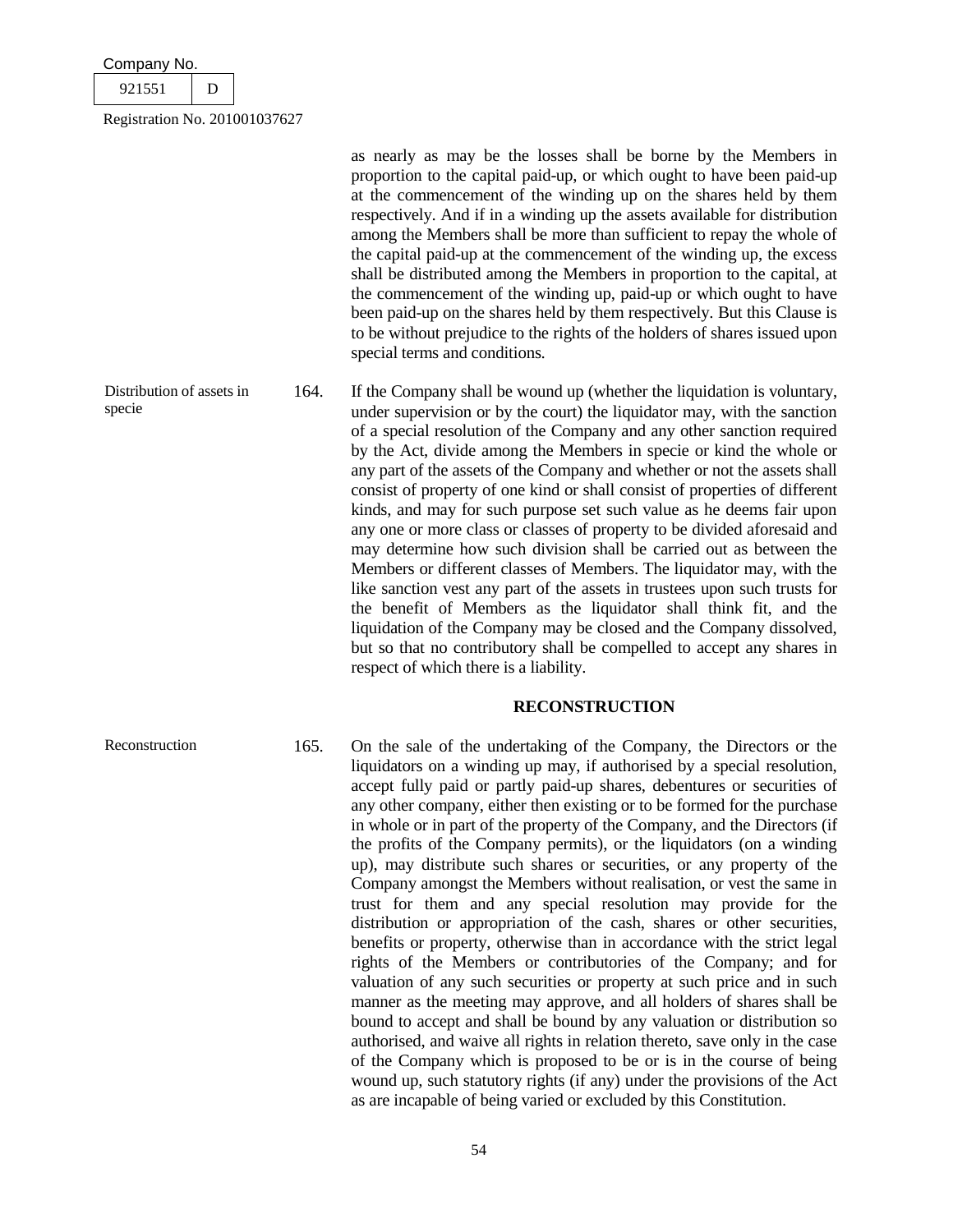as nearly as may be the losses shall be borne by the Members in proportion to the capital paid-up, or which ought to have been paid-up at the commencement of the winding up on the shares held by them respectively. And if in a winding up the assets available for distribution among the Members shall be more than sufficient to repay the whole of the capital paid-up at the commencement of the winding up, the excess shall be distributed among the Members in proportion to the capital, at the commencement of the winding up, paid-up or which ought to have been paid-up on the shares held by them respectively. But this Clause is to be without prejudice to the rights of the holders of shares issued upon special terms and conditions.

Distribution of assets in specie

164. If the Company shall be wound up (whether the liquidation is voluntary, under supervision or by the court) the liquidator may, with the sanction of a special resolution of the Company and any other sanction required by the Act, divide among the Members in specie or kind the whole or any part of the assets of the Company and whether or not the assets shall consist of property of one kind or shall consist of properties of different kinds, and may for such purpose set such value as he deems fair upon any one or more class or classes of property to be divided aforesaid and may determine how such division shall be carried out as between the Members or different classes of Members. The liquidator may, with the like sanction vest any part of the assets in trustees upon such trusts for the benefit of Members as the liquidator shall think fit, and the liquidation of the Company may be closed and the Company dissolved, but so that no contributory shall be compelled to accept any shares in respect of which there is a liability.

## RECONSTRUCTION

Reconstruction

165. On the sale of the undertaking of the Company, the Directors or the liquidators on a winding up may, if authorised by a special resolution, accept fully paid or partly paid-up shares, debentures or securities of any other company, either then existing or to be formed for the purchase in whole or in part of the property of the Company, and the Directors (if the profits of the Company permits), or the liquidators (on a winding up), may distribute such shares or securities, or any property of the Company amongst the Members without realisation, or vest the same in trust for them and any special resolution may provide for the distribution or appropriation of the cash, shares or other securities, benefits or property, otherwise than in accordance with the strict legal rights of the Members or contributories of the Company; and for valuation of any such securities or property at such price and in such manner as the meeting may approve, and all holders of shares shall be bound to accept and shall be bound by any valuation or distribution so authorised, and waive all rights in relation thereto, save only in the case of the Company which is proposed to be or is in the course of being wound up, such statutory rights (if any) under the provisions of the Act as are incapable of being varied or excluded by this Constitution.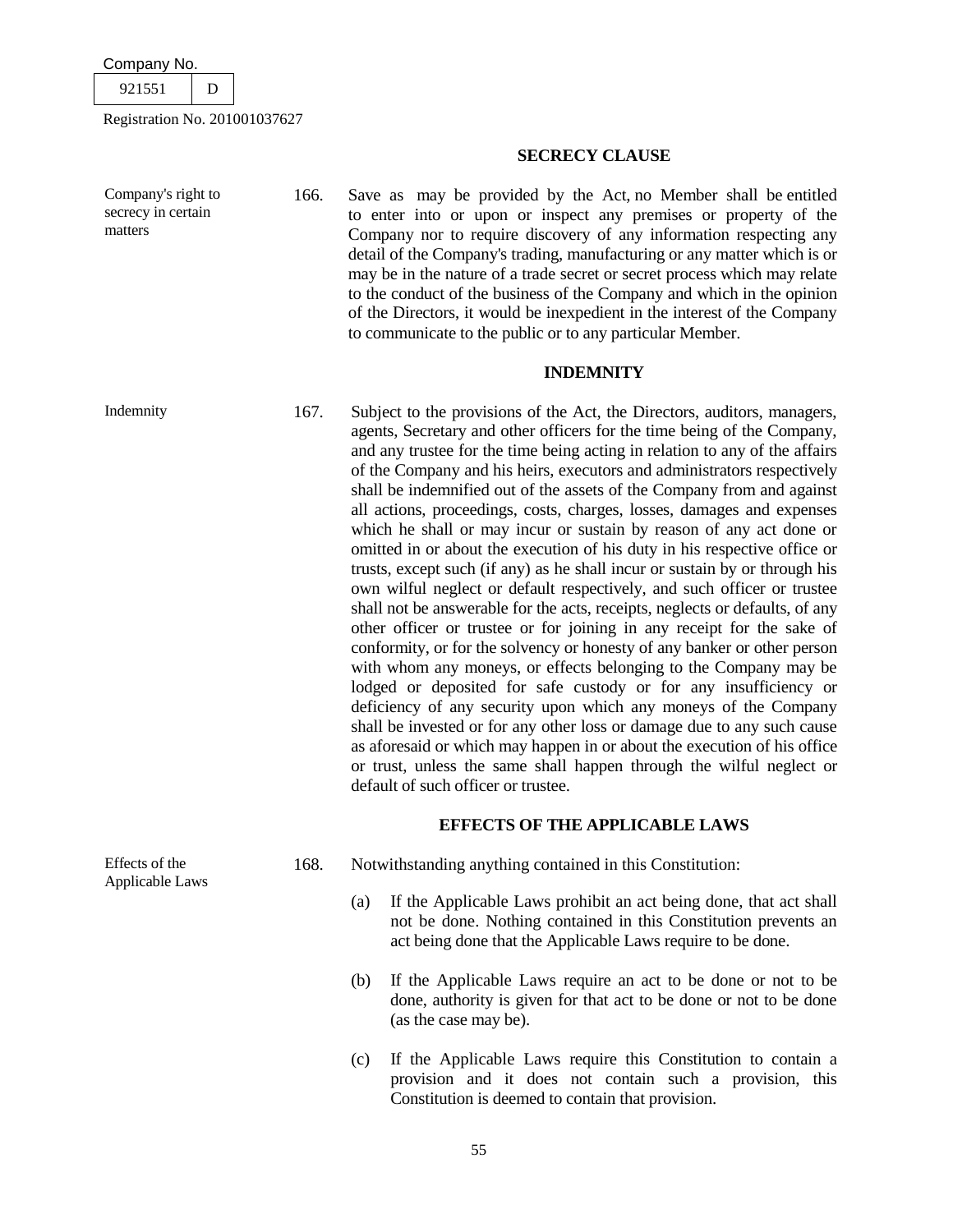## SECRECY CLAUSE

Company's right to secrecy in certain matters

166. Save as may be provided by the Act, no Member shall be entitled to enter into or upon or inspect any premises or property of the Company nor to require discovery of any information respecting any detail of the Company's trading, manufacturing or any matter which is or may be in the nature of a trade secret or secret process which may relate to the conduct of the business of the Company and which in the opinion of the Directors, it would be inexpedient in the interest of the Company to communicate to the public or to any particular Member.

## INDEMNITY

Indemnity

167. Subject to the provisions of the Act, the Directors, auditors, managers, agents, Secretary and other officers for the time being of the Company, and any trustee for the time being acting in relation to any of the affairs of the Company and his heirs, executors and administrators respectively shall be indemnified out of the assets of the Company from and against all actions, proceedings, costs, charges, losses, damages and expenses which he shall or may incur or sustain by reason of any act done or omitted in or about the execution of his duty in his respective office or trusts, except such (if any) as he shall incur or sustain by or through his own wilful neglect or default respectively, and such officer or trustee shall not be answerable for the acts, receipts, neglects or defaults, of any other officer or trustee or for joining in any receipt for the sake of conformity, or for the solvency or honesty of any banker or other person with whom any moneys, or effects belonging to the Company may be lodged or deposited for safe custody or for any insufficiency or deficiency of any security upon which any moneys of the Company shall be invested or for any other loss or damage due to any such cause as aforesaid or which may happen in or about the execution of his office or trust, unless the same shall happen through the wilful neglect or default of such officer or trustee.

## EFFECTS OF THE APPLICABLE LAWS

Effects of the Applicable Laws

168. Notwithstanding anything contained in this Constitution:

(a) If the Applicable Laws prohibit an act being done, that act shall not be done. Nothing contained in this Constitution prevents an act being done that the Applicable Laws require to be done.

(b) If the Applicable Laws require an act to be done or not to be done, authority is given for that act to be done or not to be done (as the case may be).

(c) If the Applicable Laws require this Constitution to contain a provision and it does not contain such a provision, this Constitution is deemed to contain that provision.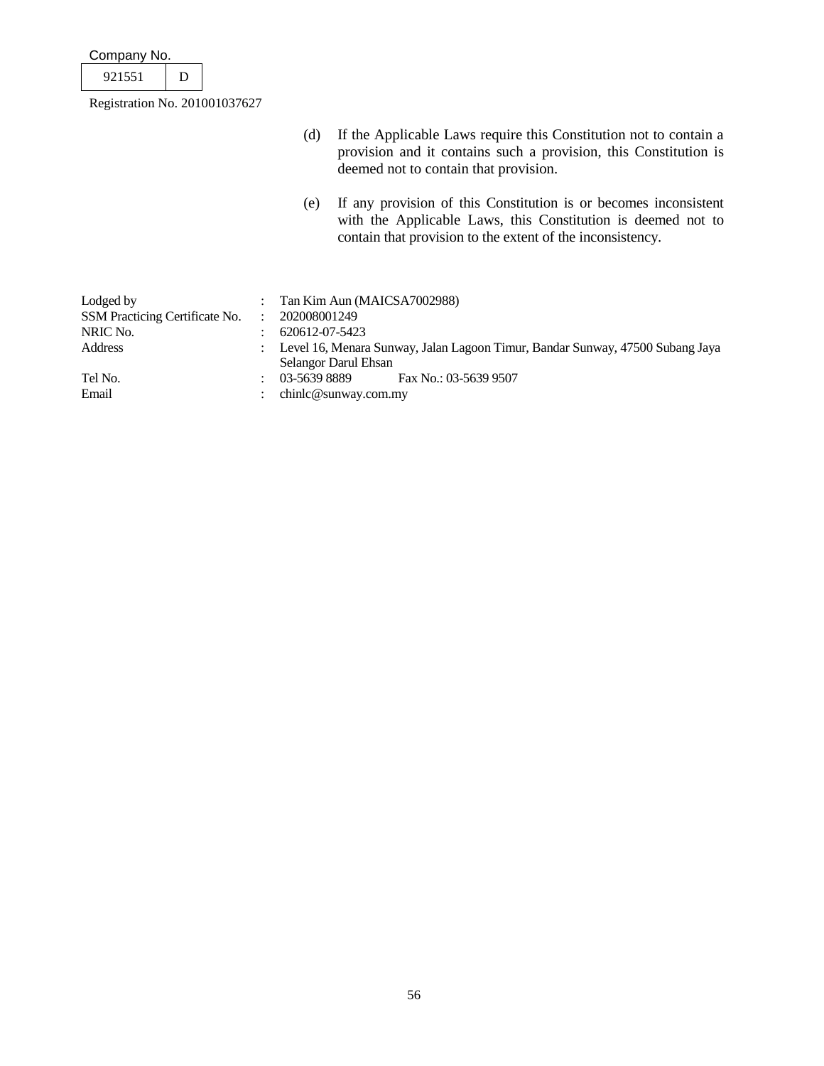Company No.

| 921551 | D |
|---|---|

Registration No. 201001037627

(d) If the Applicable Laws require this Constitution not to contain a provision and it contains such a provision, this Constitution is deemed not to contain that provision.

(e) If any provision of this Constitution is or becomes inconsistent with the Applicable Laws, this Constitution is deemed not to contain that provision to the extent of the inconsistency.

| | | |
|---|---|---|
| Lodged by | : | Tan Kim Aun (MAICSA7002988) |
| SSM Practicing Certificate No. | : | 202008001249 |
| NRIC No. | : | 620612-07-5423 |
| Address | : | Level 16, Menara Sunway, Jalan Lagoon Timur, Bandar Sunway, 47500 Subang Jaya Selangor Darul Ehsan |
| Tel No. | : | 03-5639 8889 Fax No.: 03-5639 9507 |
| Email | : | chinlc@sunway.com.my |